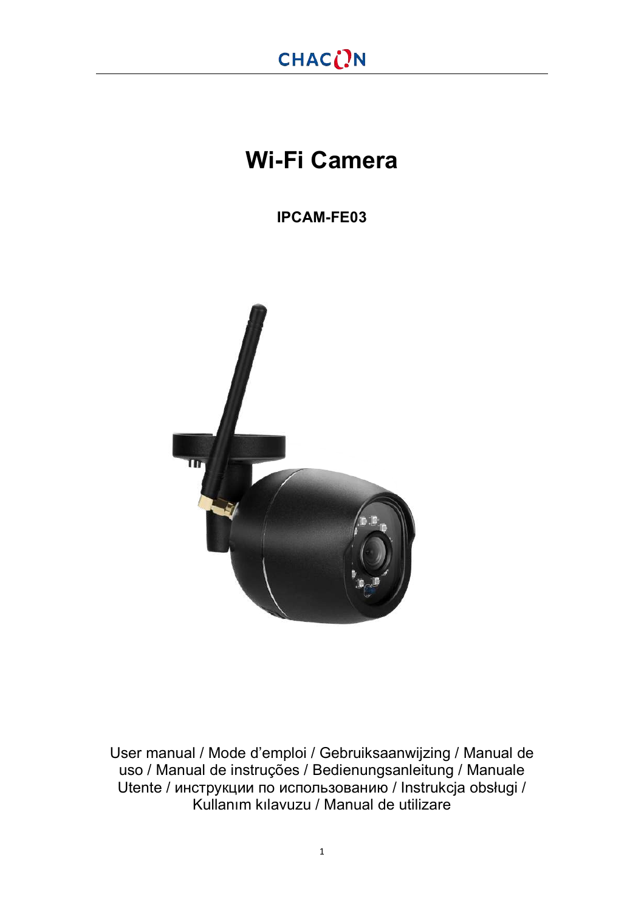CHACON

# Wi-Fi Camera

**IPCAM-FE03**

User manual / Mode d'emploi / Gebruiksaanwijzing / Manual de uso / Manual de instruções / Bedienungsanleitung / Manuale Utente / инструкции по использованию / Instrukcja obsługi / Kullanım kılavuzu / Manual de utilizare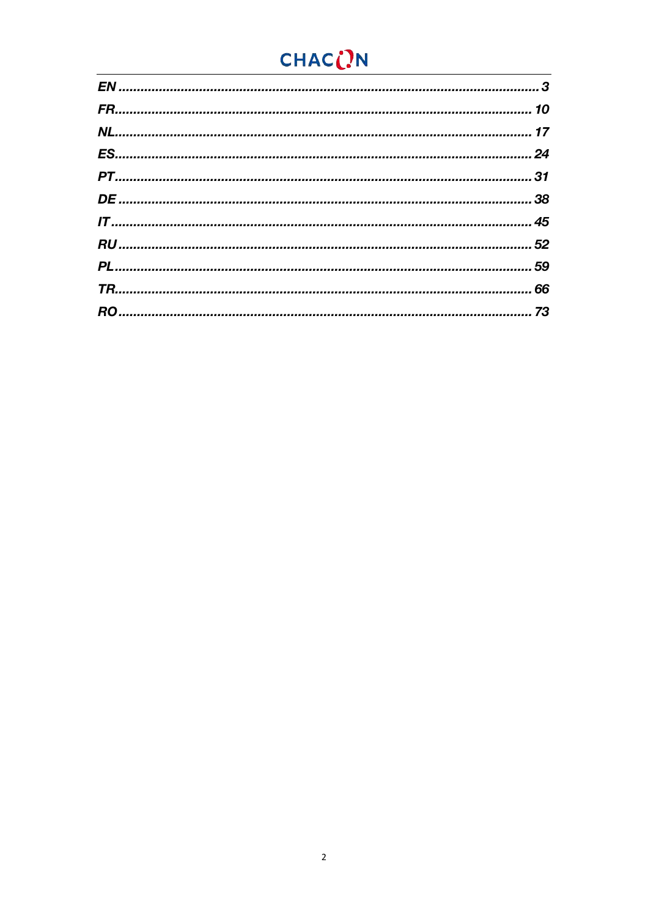**CHACON**

*EN ............................................................................................................. 3*
*FR............................................................................................................. 10*
*NL............................................................................................................. 17*
*ES............................................................................................................. 24*
*PT............................................................................................................. 31*
*DE ............................................................................................................. 38*
*IT............................................................................................................. 45*
*RU ............................................................................................................. 52*
*PL............................................................................................................. 59*
*TR............................................................................................................. 66*
*RO ............................................................................................................. 73*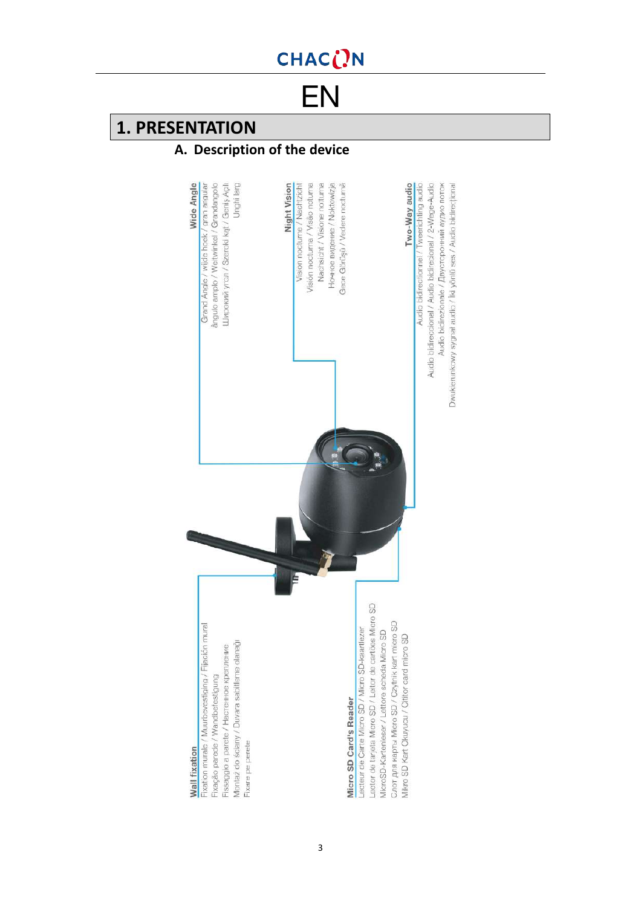EN

# 1. PRESENTATION

## A. Description of the device

**Wide Angle**
Grand Angle / wijde hoek / gran angular
ângulo amplo / Weitwinkel / Grandangolo
Широкий угол / Szeroki kąt / Geniş Açılı
Unghi larg

**Night Vision**
Vision nocturne / Nachtzicht
Visión nocturna / Visão noturna
Nachtsicht / Visione notturna
Ночное видение / Noktowizja
Gece Görüşü / Vedere nocturnă

**Two-Way audio**
Audio bidirectionnel / Tweerichting audio
Audio bidireccional / Audio bidirecional / 2-Wege-Audio
Audio bidirezionale / Двусторонний аудио поток
Dwukierunkowy sygnał audio / İki yönlü ses / Audio bidirecțional

**Wall fixation**
Fixation murale / Muurbevestiging / Fijación mural
Fixação parede / Wandbefestigung
Fissaggio a parete / Настенное крепление
Montaż do ściany / Duvara sabitleme olanağı
Fixare pe perete

**Micro SD Card's Reader**
Lecteur de Carte Micro SD / Micro SD-kaartlezer
Lector de tarjeta Micro SD / Leitor de cartões Micro SD
MicroSD-Kartenleser / Lettore scheda Micro SD
Слот для карты Micro SD / Czytnik kart micro SD
Mikro SD Kart Okuyucu / Cititor card micro SD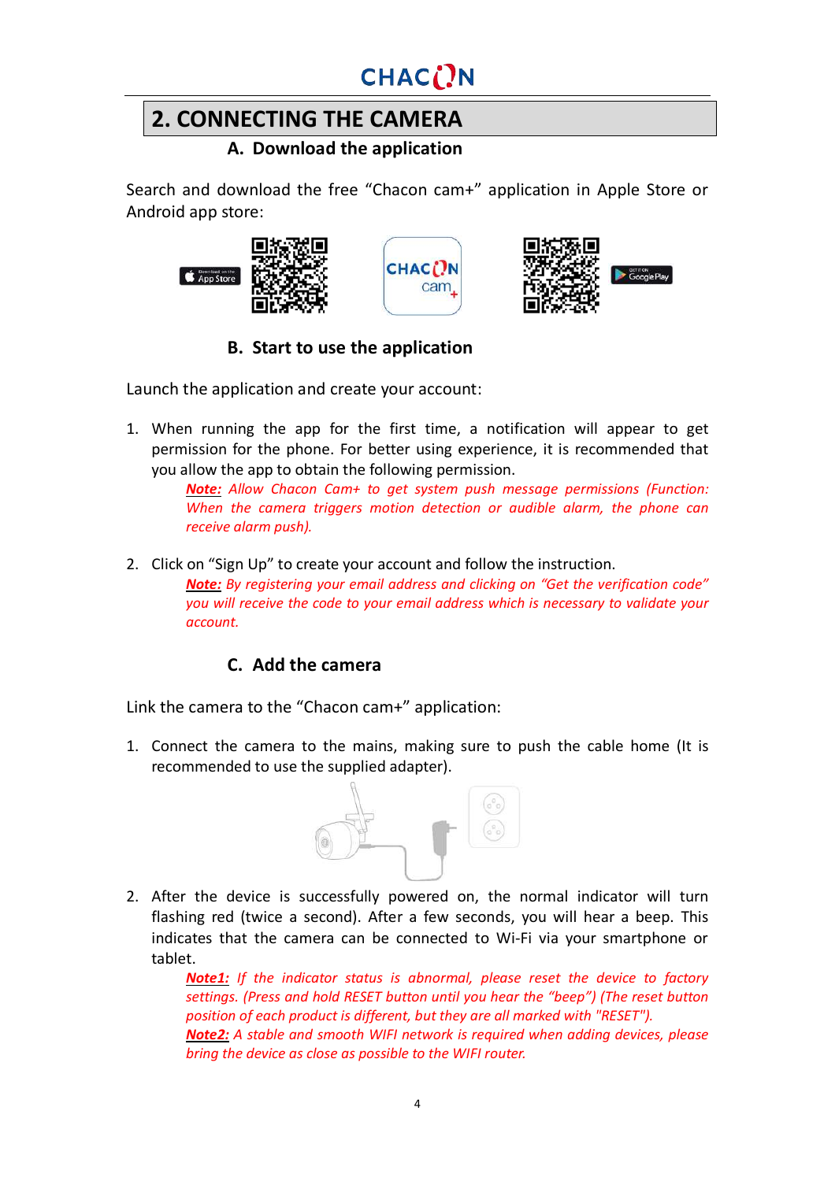## 2. CONNECTING THE CAMERA

### A. Download the application

Search and download the free "Chacon cam+" application in Apple Store or Android app store:

### B. Start to use the application

Launch the application and create your account:

1. When running the app for the first time, a notification will appear to get permission for the phone. For better using experience, it is recommended that you allow the app to obtain the following permission.

   ***Note:*** *Allow Chacon Cam+ to get system push message permissions (Function: When the camera triggers motion detection or audible alarm, the phone can receive alarm push).*

2. Click on "Sign Up" to create your account and follow the instruction.

   ***Note:*** *By registering your email address and clicking on "Get the verification code" you will receive the code to your email address which is necessary to validate your account.*

### C. Add the camera

Link the camera to the "Chacon cam+" application:

1. Connect the camera to the mains, making sure to push the cable home (It is recommended to use the supplied adapter).

2. After the device is successfully powered on, the normal indicator will turn flashing red (twice a second). After a few seconds, you will hear a beep. This indicates that the camera can be connected to Wi-Fi via your smartphone or tablet.

   ***Note1:*** *If the indicator status is abnormal, please reset the device to factory settings. (Press and hold RESET button until you hear the "beep") (The reset button position of each product is different, but they are all marked with "RESET").*

   ***Note2:*** *A stable and smooth WIFI network is required when adding devices, please bring the device as close as possible to the WIFI router.*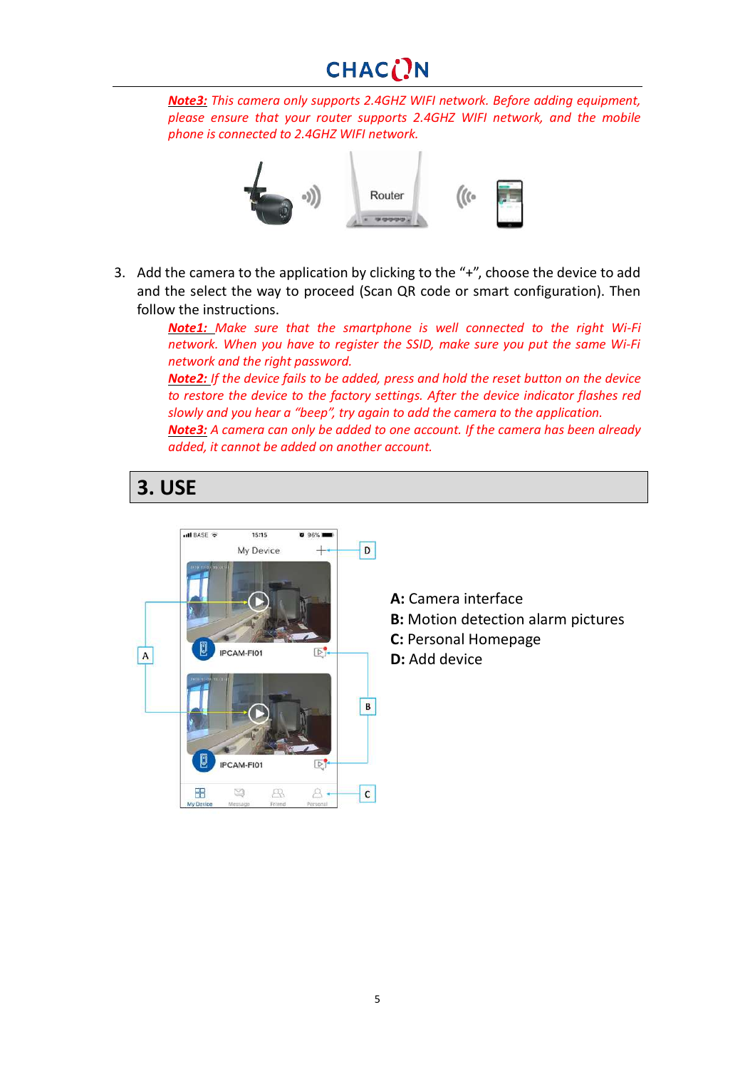***Note3:*** *This camera only supports 2.4GHZ WIFI network. Before adding equipment, please ensure that your router supports 2.4GHZ WIFI network, and the mobile phone is connected to 2.4GHZ WIFI network.*

3. Add the camera to the application by clicking to the "+", choose the device to add and the select the way to proceed (Scan QR code or smart configuration). Then follow the instructions.

   ***Note1:*** *Make sure that the smartphone is well connected to the right Wi-Fi network. When you have to register the SSID, make sure you put the same Wi-Fi network and the right password.*

   ***Note2:*** *If the device fails to be added, press and hold the reset button on the device to restore the device to the factory settings. After the device indicator flashes red slowly and you hear a "beep", try again to add the camera to the application.*

   ***Note3:*** *A camera can only be added to one account. If the camera has been already added, it cannot be added on another account.*

## 3. USE

**A:** Camera interface

**B:** Motion detection alarm pictures

**C:** Personal Homepage

**D:** Add device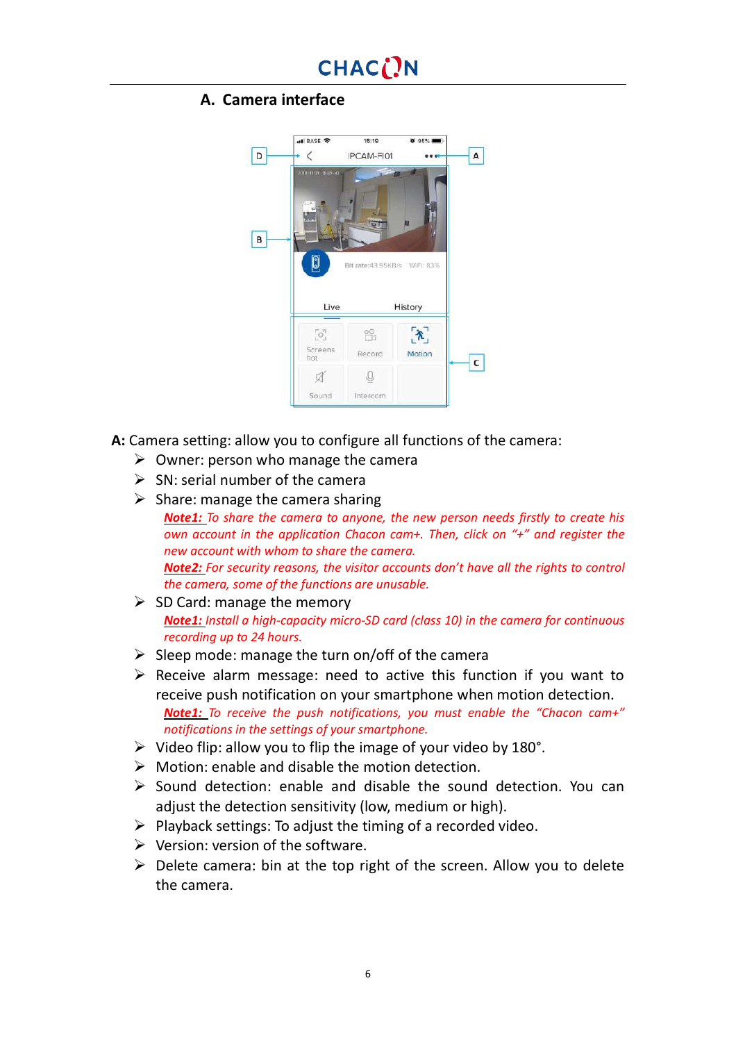## A. Camera interface

**A:** Camera setting: allow you to configure all functions of the camera:

- Owner: person who manage the camera
- SN: serial number of the camera
- Share: manage the camera sharing

  ***Note1:*** *To share the camera to anyone, the new person needs firstly to create his own account in the application Chacon cam+. Then, click on "+" and register the new account with whom to share the camera.*

  ***Note2:*** *For security reasons, the visitor accounts don't have all the rights to control the camera, some of the functions are unusable.*
- SD Card: manage the memory

  ***Note1:*** *Install a high-capacity micro-SD card (class 10) in the camera for continuous recording up to 24 hours.*
- Sleep mode: manage the turn on/off of the camera
- Receive alarm message: need to active this function if you want to receive push notification on your smartphone when motion detection.

  ***Note1:*** *To receive the push notifications, you must enable the "Chacon cam+" notifications in the settings of your smartphone.*
- Video flip: allow you to flip the image of your video by 180°.
- Motion: enable and disable the motion detection.
- Sound detection: enable and disable the sound detection. You can adjust the detection sensitivity (low, medium or high).
- Playback settings: To adjust the timing of a recorded video.
- Version: version of the software.
- Delete camera: bin at the top right of the screen. Allow you to delete the camera.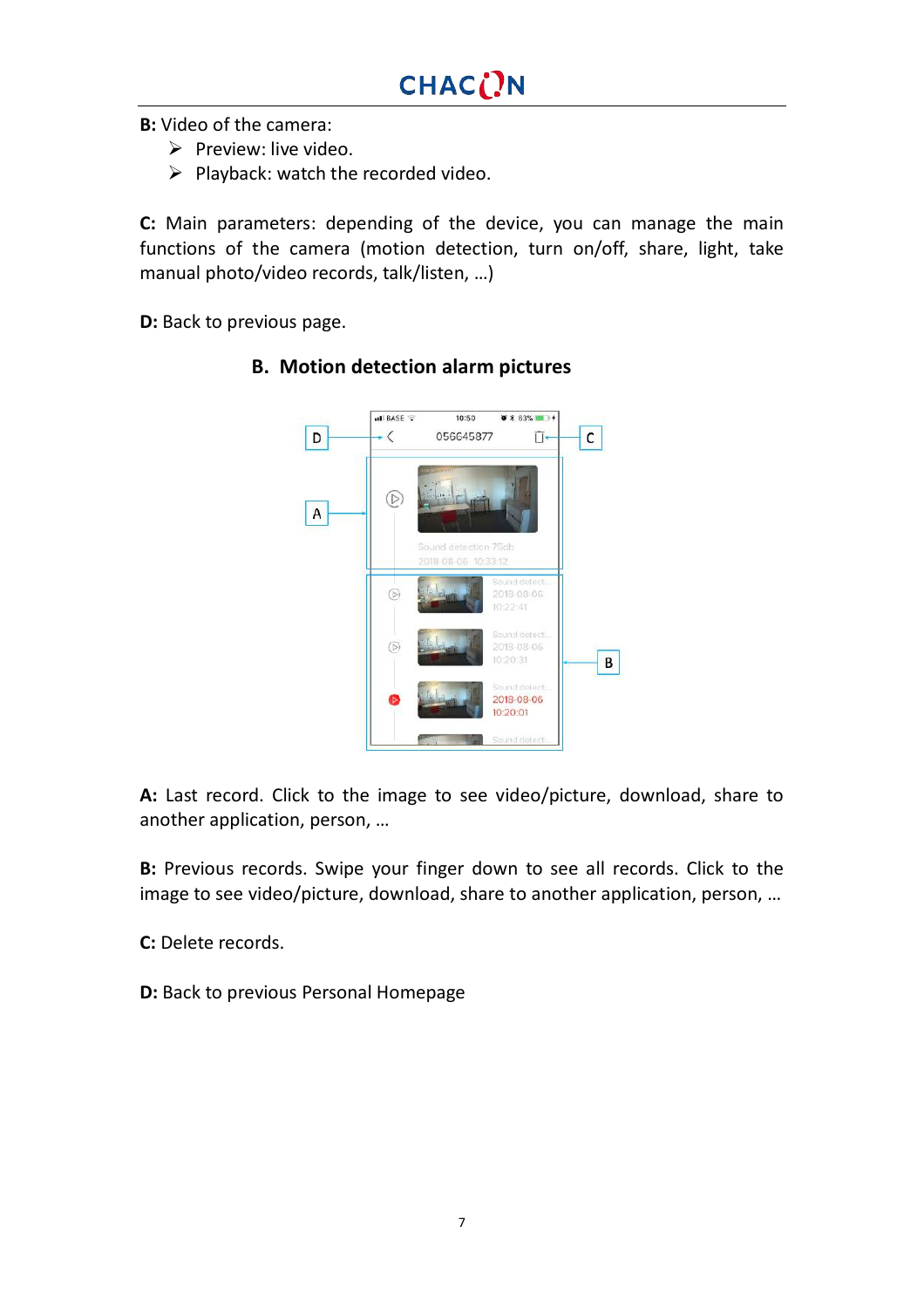**B:** Video of the camera:

- Preview: live video.
- Playback: watch the recorded video.

**C:** Main parameters: depending of the device, you can manage the main functions of the camera (motion detection, turn on/off, share, light, take manual photo/video records, talk/listen, …)

**D:** Back to previous page.

## B. Motion detection alarm pictures

**A:** Last record. Click to the image to see video/picture, download, share to another application, person, …

**B:** Previous records. Swipe your finger down to see all records. Click to the image to see video/picture, download, share to another application, person, …

**C:** Delete records.

**D:** Back to previous Personal Homepage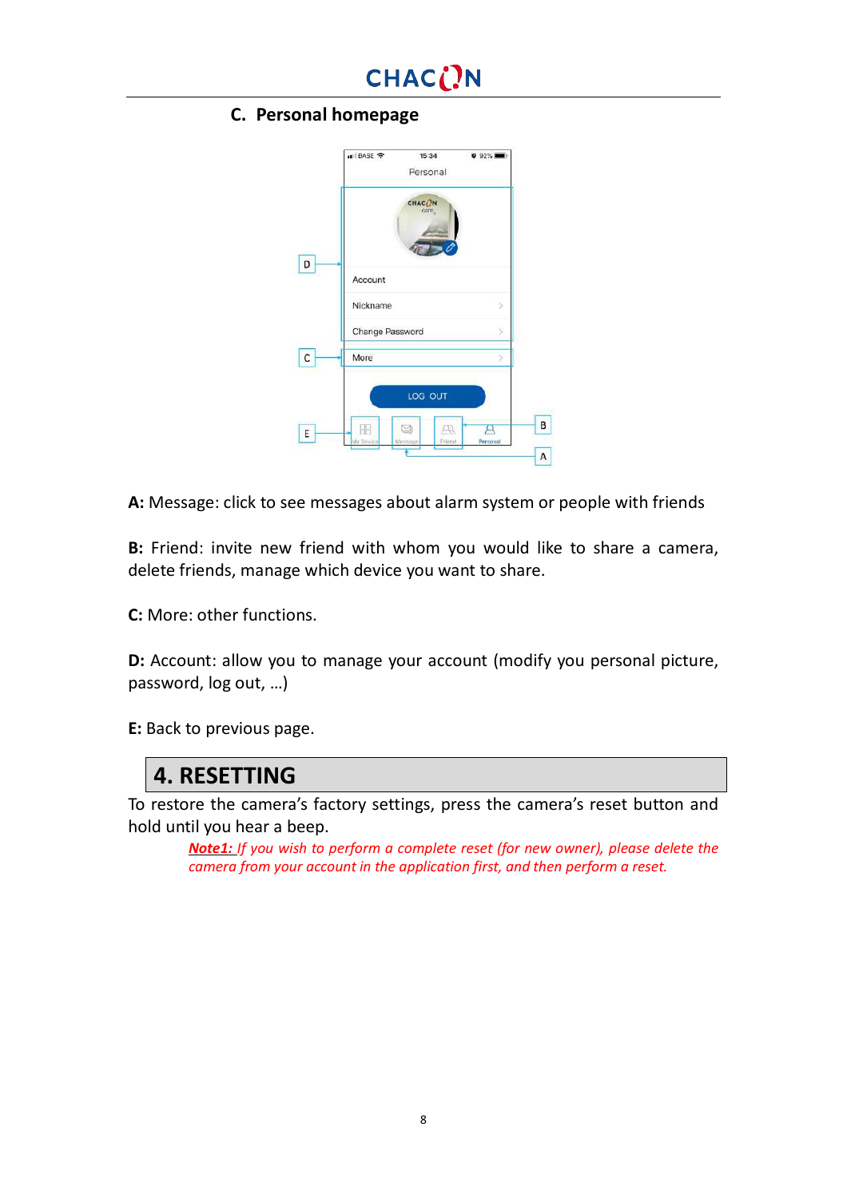## C. Personal homepage

**A:** Message: click to see messages about alarm system or people with friends

**B:** Friend: invite new friend with whom you would like to share a camera, delete friends, manage which device you want to share.

**C:** More: other functions.

**D:** Account: allow you to manage your account (modify you personal picture, password, log out, …)

**E:** Back to previous page.

# 4. RESETTING

To restore the camera's factory settings, press the camera's reset button and hold until you hear a beep.

*__Note1:__ If you wish to perform a complete reset (for new owner), please delete the camera from your account in the application first, and then perform a reset.*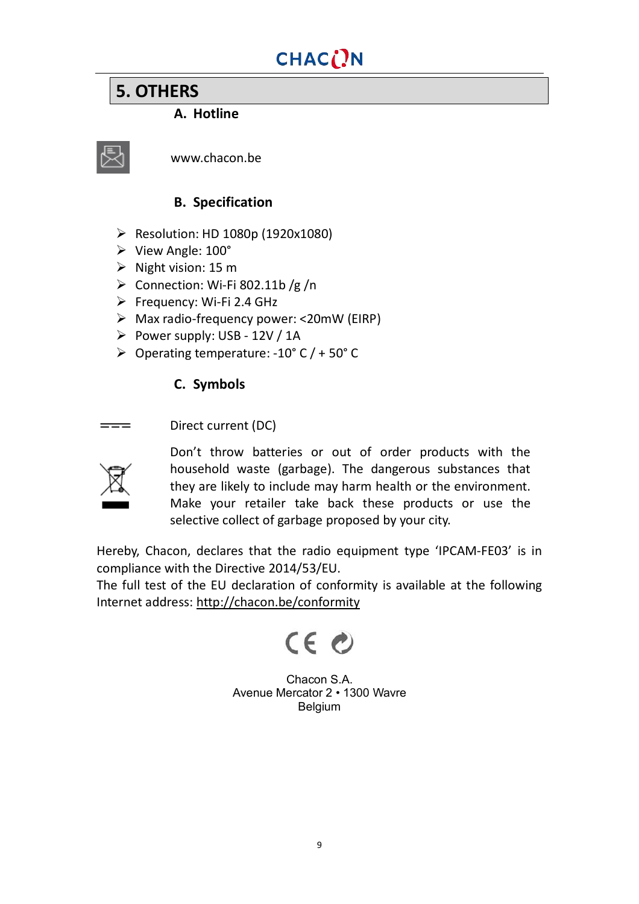## 5. OTHERS

### A. Hotline

www.chacon.be

### B. Specification

- Resolution: HD 1080p (1920x1080)
- View Angle: 100°
- Night vision: 15 m
- Connection: Wi-Fi 802.11b /g /n
- Frequency: Wi-Fi 2.4 GHz
- Max radio-frequency power: <20mW (EIRP)
- Power supply: USB - 12V / 1A
- Operating temperature: -10° C / + 50° C

### C. Symbols

Direct current (DC)

Don't throw batteries or out of order products with the household waste (garbage). The dangerous substances that they are likely to include may harm health or the environment. Make your retailer take back these products or use the selective collect of garbage proposed by your city.

Hereby, Chacon, declares that the radio equipment type 'IPCAM-FE03' is in compliance with the Directive 2014/53/EU.
The full test of the EU declaration of conformity is available at the following Internet address: http://chacon.be/conformity

Chacon S.A.
Avenue Mercator 2 • 1300 Wavre
Belgium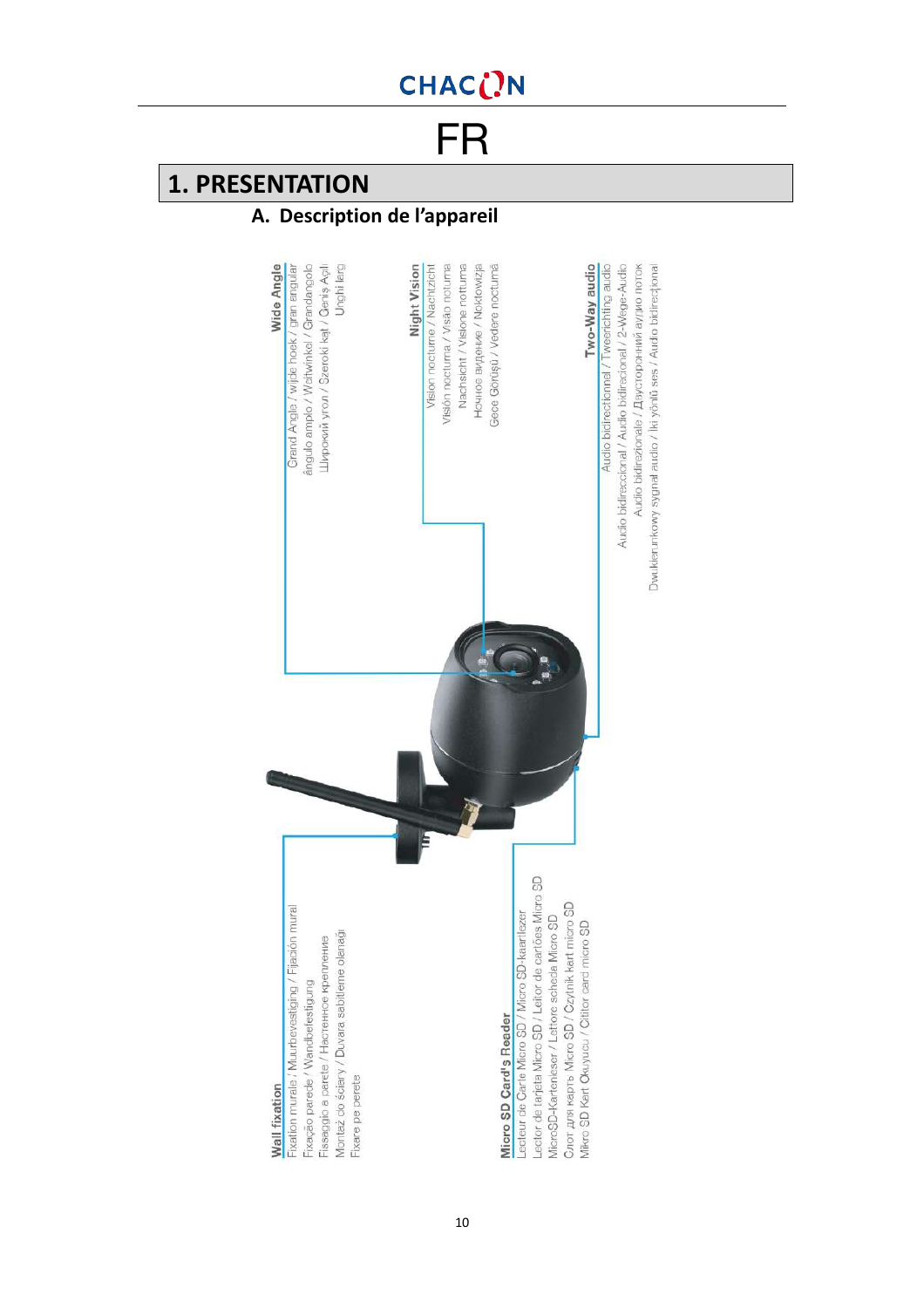# FR

## 1. PRESENTATION

### A. Description de l'appareil

**Wide Angle**
Grand Angle / wijde hoek / gran angular / ângulo amplo / Weitwinkel / Grandangolo / Широкий угол / Szeroki kąt / Geniş Açılı / Unghi larg

**Night Vision**
Vision nocturne / Nachtzicht / Visión nocturna / Visão nocturna / Nachtsicht / Visione notturna / Ночное видение / Noktowizja / Gece Görüşü / Vedere nocturnă

**Two-Way audio**
Audio bidirectionnel / Tweerichting audio / Audio bidireccional / Áudio bidirecional / 2-Wege-Audio / Audio bidirezionale / Двусторонний аудио поток / Dwukierunkowy sygnał audio / İki yönlü ses / Audio bidirecțional

**Wall fixation**
Fixation murale / Muurbevestiging / Fijación mural / Fixação parede / Wandbefestigung / Fissaggio a parete / Настенное крепление / Montaż do ściany / Duvara sabitleme olanağı / Fixare pe perete

**Micro SD Card's Reader**
Lecteur de Carte Micro SD / Micro SD-kaartlezer / Lector de tarjeta Micro SD / Leitor de cartões Micro SD / MicroSD-Kartenleser / Lettore scheda Micro SD / Слот для карты Micro SD / Czytnik kart micro SD / Mikro SD Kart Okuyucu / Cititor card micro SD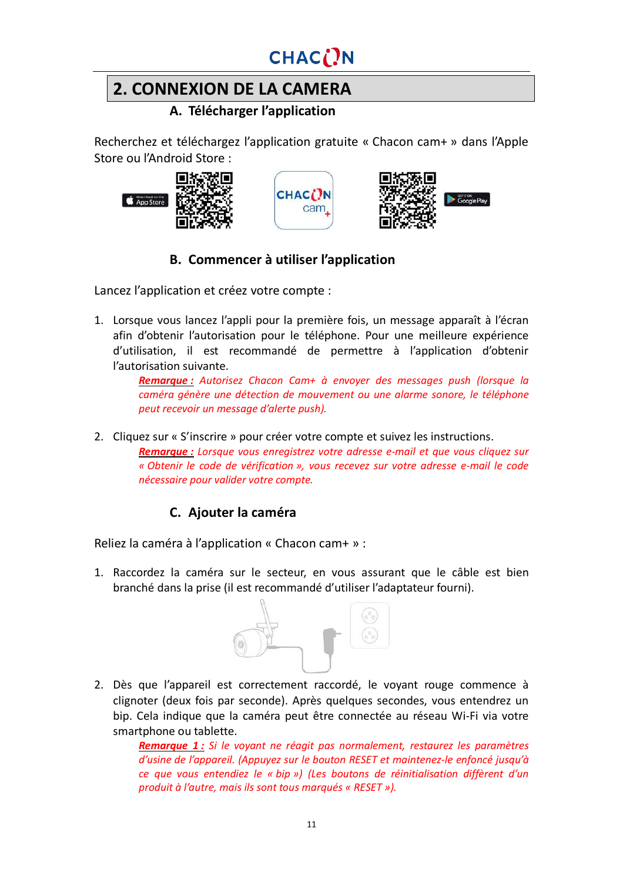## 2. CONNEXION DE LA CAMERA

### A. Télécharger l'application

Recherchez et téléchargez l'application gratuite « Chacon cam+ » dans l'Apple Store ou l'Android Store :

### B. Commencer à utiliser l'application

Lancez l'application et créez votre compte :

1. Lorsque vous lancez l'appli pour la première fois, un message apparaît à l'écran afin d'obtenir l'autorisation pour le téléphone. Pour une meilleure expérience d'utilisation, il est recommandé de permettre à l'application d'obtenir l'autorisation suivante.

   ***Remarque :*** *Autorisez Chacon Cam+ à envoyer des messages push (lorsque la caméra génère une détection de mouvement ou une alarme sonore, le téléphone peut recevoir un message d'alerte push).*

2. Cliquez sur « S'inscrire » pour créer votre compte et suivez les instructions.

   ***Remarque :*** *Lorsque vous enregistrez votre adresse e-mail et que vous cliquez sur « Obtenir le code de vérification », vous recevez sur votre adresse e-mail le code nécessaire pour valider votre compte.*

### C. Ajouter la caméra

Reliez la caméra à l'application « Chacon cam+ » :

1. Raccordez la caméra sur le secteur, en vous assurant que le câble est bien branché dans la prise (il est recommandé d'utiliser l'adaptateur fourni).

2. Dès que l'appareil est correctement raccordé, le voyant rouge commence à clignoter (deux fois par seconde). Après quelques secondes, vous entendrez un bip. Cela indique que la caméra peut être connectée au réseau Wi-Fi via votre smartphone ou tablette.

   ***Remarque 1 :*** *Si le voyant ne réagit pas normalement, restaurez les paramètres d'usine de l'appareil. (Appuyez sur le bouton RESET et maintenez-le enfoncé jusqu'à ce que vous entendiez le « bip ») (Les boutons de réinitialisation diffèrent d'un produit à l'autre, mais ils sont tous marqués « RESET »).*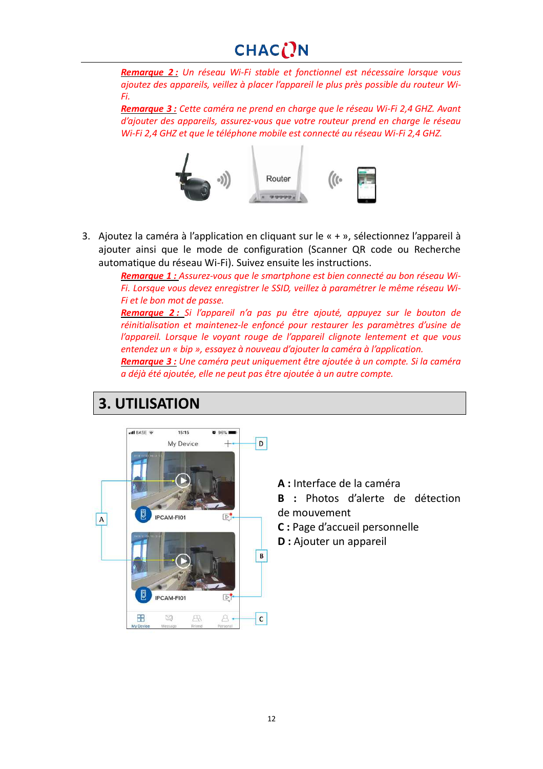***Remarque 2 :*** *Un réseau Wi-Fi stable et fonctionnel est nécessaire lorsque vous ajoutez des appareils, veillez à placer l'appareil le plus près possible du routeur Wi-Fi.*

***Remarque 3 :*** *Cette caméra ne prend en charge que le réseau Wi-Fi 2,4 GHZ. Avant d'ajouter des appareils, assurez-vous que votre routeur prend en charge le réseau Wi-Fi 2,4 GHZ et que le téléphone mobile est connecté au réseau Wi-Fi 2,4 GHZ.*

3. Ajoutez la caméra à l'application en cliquant sur le « + », sélectionnez l'appareil à ajouter ainsi que le mode de configuration (Scanner QR code ou Recherche automatique du réseau Wi-Fi). Suivez ensuite les instructions.

   ***Remarque 1 :*** *Assurez-vous que le smartphone est bien connecté au bon réseau Wi-Fi. Lorsque vous devez enregistrer le SSID, veillez à paramétrer le même réseau Wi-Fi et le bon mot de passe.*

   ***Remarque 2 :*** *Si l'appareil n'a pas pu être ajouté, appuyez sur le bouton de réinitialisation et maintenez-le enfoncé pour restaurer les paramètres d'usine de l'appareil. Lorsque le voyant rouge de l'appareil clignote lentement et que vous entendez un « bip », essayez à nouveau d'ajouter la caméra à l'application.*

   ***Remarque 3 :*** *Une caméra peut uniquement être ajoutée à un compte. Si la caméra a déjà été ajoutée, elle ne peut pas être ajoutée à un autre compte.*

# 3. UTILISATION

**A :** Interface de la caméra

**B :** Photos d'alerte de détection de mouvement

**C :** Page d'accueil personnelle

**D :** Ajouter un appareil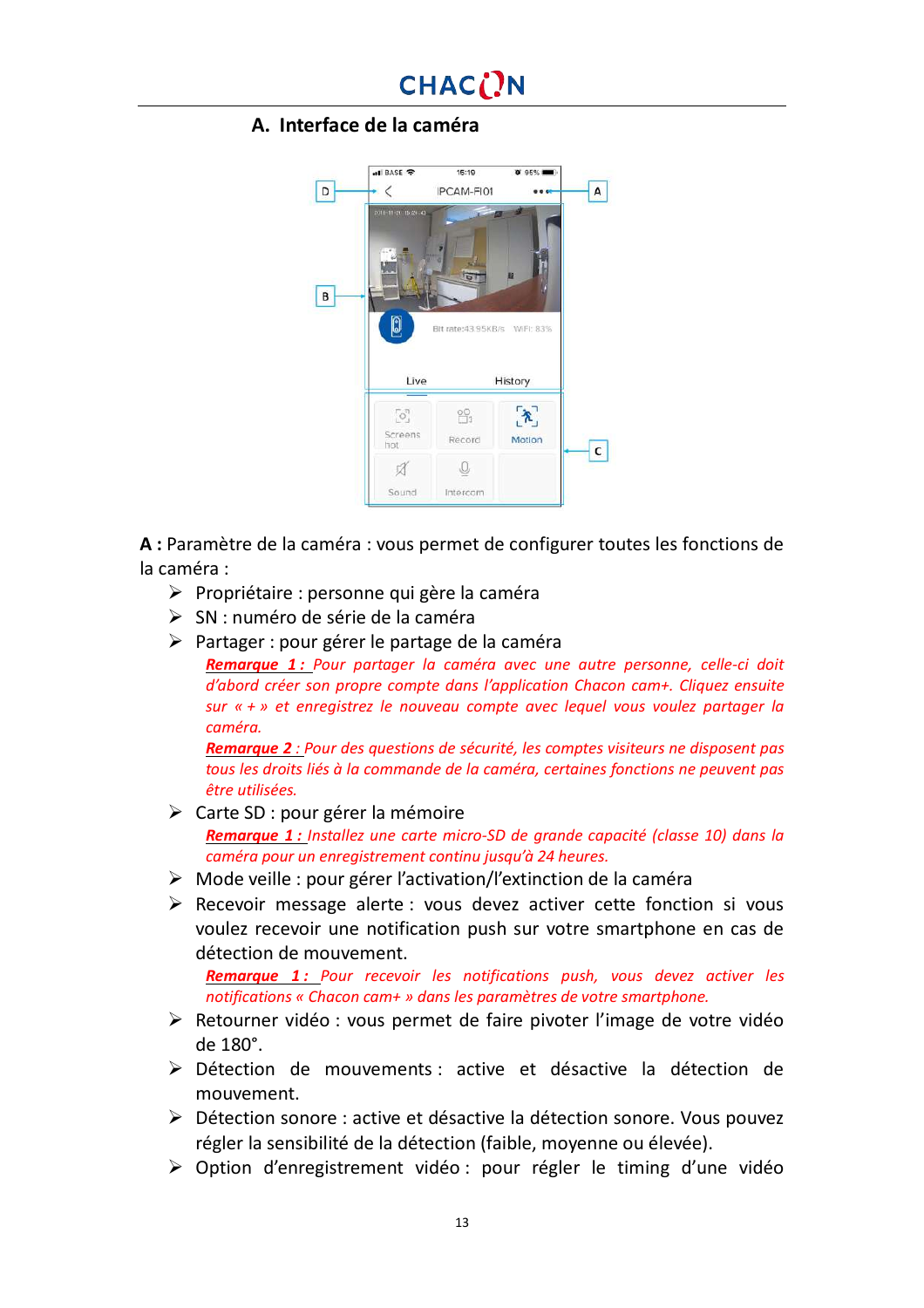## A. Interface de la caméra

**A :** Paramètre de la caméra : vous permet de configurer toutes les fonctions de la caméra :

- Propriétaire : personne qui gère la caméra
- SN : numéro de série de la caméra
- Partager : pour gérer le partage de la caméra

  ***Remarque 1 :*** *Pour partager la caméra avec une autre personne, celle-ci doit d'abord créer son propre compte dans l'application Chacon cam+. Cliquez ensuite sur « + » et enregistrez le nouveau compte avec lequel vous voulez partager la caméra.*

  ***Remarque 2 :*** *Pour des questions de sécurité, les comptes visiteurs ne disposent pas tous les droits liés à la commande de la caméra, certaines fonctions ne peuvent pas être utilisées.*

- Carte SD : pour gérer la mémoire

  ***Remarque 1 :*** *Installez une carte micro-SD de grande capacité (classe 10) dans la caméra pour un enregistrement continu jusqu'à 24 heures.*

- Mode veille : pour gérer l'activation/l'extinction de la caméra
- Recevoir message alerte : vous devez activer cette fonction si vous voulez recevoir une notification push sur votre smartphone en cas de détection de mouvement.

  ***Remarque 1 :*** *Pour recevoir les notifications push, vous devez activer les notifications « Chacon cam+ » dans les paramètres de votre smartphone.*

- Retourner vidéo : vous permet de faire pivoter l'image de votre vidéo de 180°.
- Détection de mouvements : active et désactive la détection de mouvement.
- Détection sonore : active et désactive la détection sonore. Vous pouvez régler la sensibilité de la détection (faible, moyenne ou élevée).
- Option d'enregistrement vidéo : pour régler le timing d'une vidéo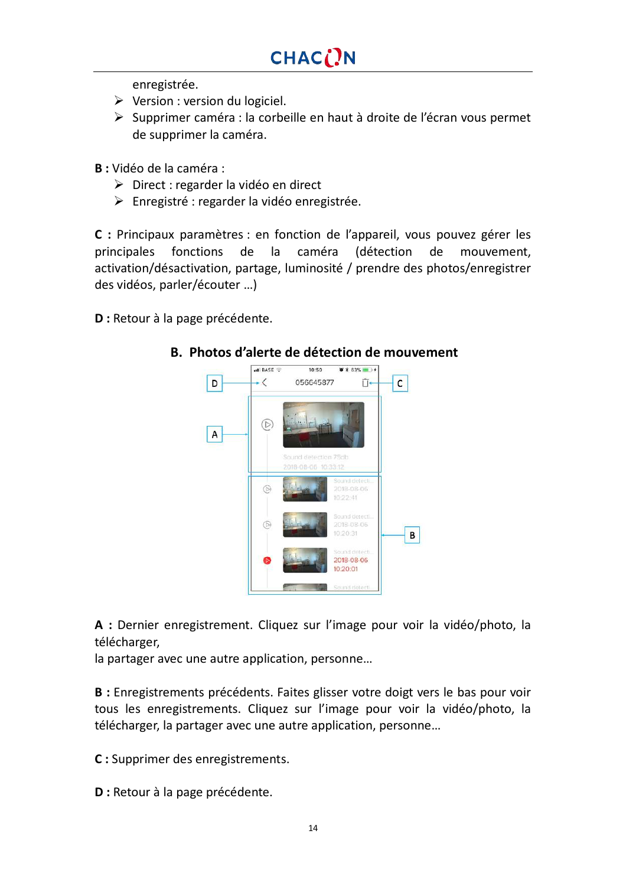enregistrée.

- Version : version du logiciel.
- Supprimer caméra : la corbeille en haut à droite de l'écran vous permet de supprimer la caméra.

**B :** Vidéo de la caméra :

- Direct : regarder la vidéo en direct
- Enregistré : regarder la vidéo enregistrée.

**C :** Principaux paramètres : en fonction de l'appareil, vous pouvez gérer les principales fonctions de la caméra (détection de mouvement, activation/désactivation, partage, luminosité / prendre des photos/enregistrer des vidéos, parler/écouter …)

**D :** Retour à la page précédente.

## B. Photos d'alerte de détection de mouvement

**A :** Dernier enregistrement. Cliquez sur l'image pour voir la vidéo/photo, la télécharger,
la partager avec une autre application, personne…

**B :** Enregistrements précédents. Faites glisser votre doigt vers le bas pour voir tous les enregistrements. Cliquez sur l'image pour voir la vidéo/photo, la télécharger, la partager avec une autre application, personne…

**C :** Supprimer des enregistrements.

**D :** Retour à la page précédente.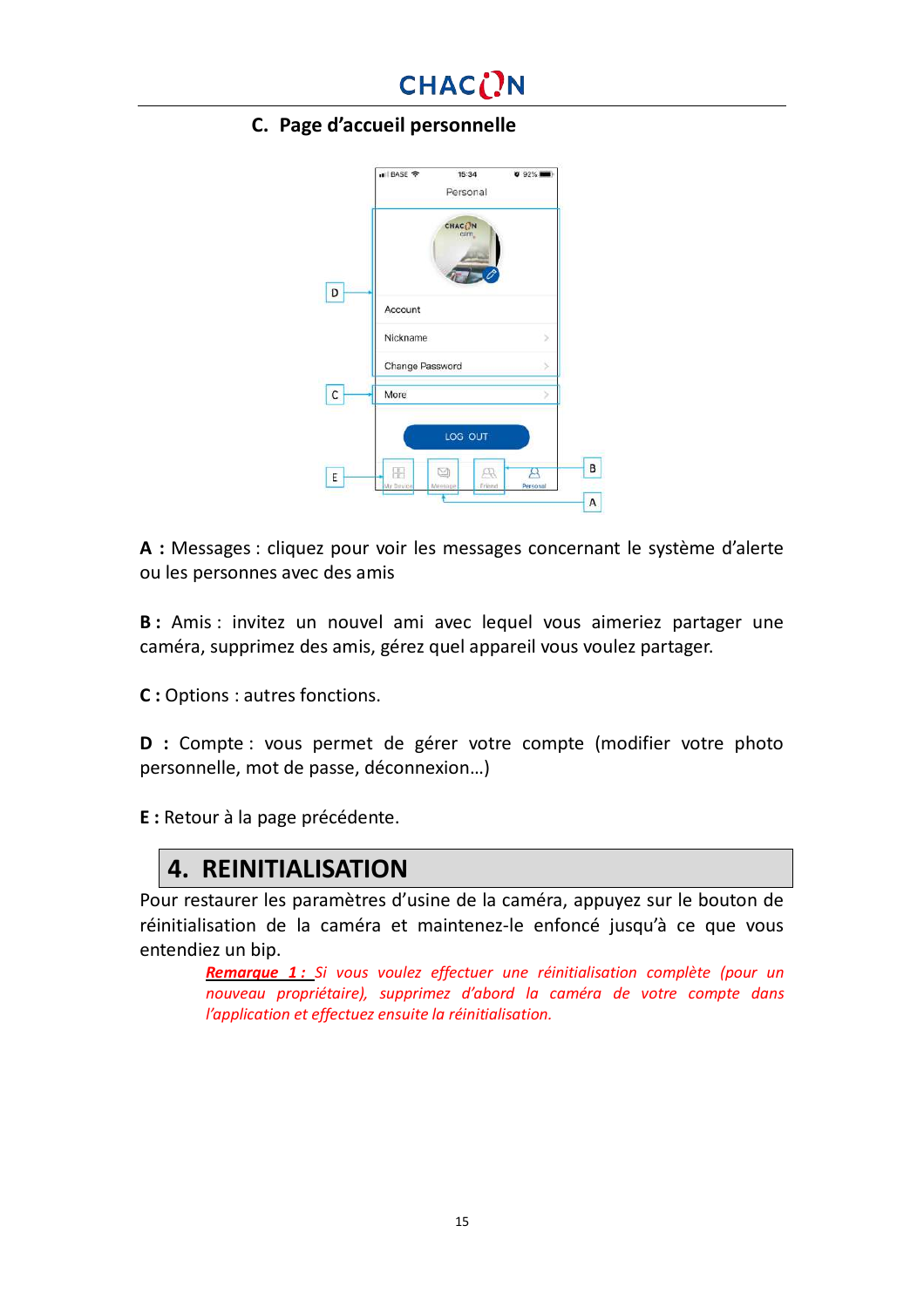### C. Page d'accueil personnelle

**A :** Messages : cliquez pour voir les messages concernant le système d'alerte ou les personnes avec des amis

**B :** Amis : invitez un nouvel ami avec lequel vous aimeriez partager une caméra, supprimez des amis, gérez quel appareil vous voulez partager.

**C :** Options : autres fonctions.

**D :** Compte : vous permet de gérer votre compte (modifier votre photo personnelle, mot de passe, déconnexion…)

**E :** Retour à la page précédente.

## 4. REINITIALISATION

Pour restaurer les paramètres d'usine de la caméra, appuyez sur le bouton de réinitialisation de la caméra et maintenez-le enfoncé jusqu'à ce que vous entendiez un bip.

> ***Remarque 1 :*** *Si vous voulez effectuer une réinitialisation complète (pour un nouveau propriétaire), supprimez d'abord la caméra de votre compte dans l'application et effectuez ensuite la réinitialisation.*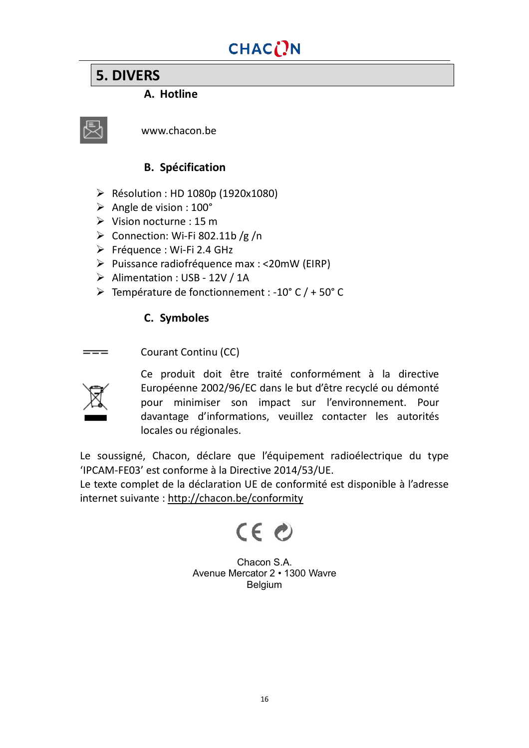## 5. DIVERS

### A. Hotline

www.chacon.be

### B. Spécification

- Résolution : HD 1080p (1920x1080)
- Angle de vision : 100°
- Vision nocturne : 15 m
- Connection: Wi-Fi 802.11b /g /n
- Fréquence : Wi-Fi 2.4 GHz
- Puissance radiofréquence max : <20mW (EIRP)
- Alimentation : USB - 12V / 1A
- Température de fonctionnement : -10° C / + 50° C

### C. Symboles

Courant Continu (CC)

Ce produit doit être traité conformément à la directive Européenne 2002/96/EC dans le but d'être recyclé ou démonté pour minimiser son impact sur l'environnement. Pour davantage d'informations, veuillez contacter les autorités locales ou régionales.

Le soussigné, Chacon, déclare que l'équipement radioélectrique du type 'IPCAM-FE03' est conforme à la Directive 2014/53/UE.
Le texte complet de la déclaration UE de conformité est disponible à l'adresse internet suivante : http://chacon.be/conformity

Chacon S.A.
Avenue Mercator 2 • 1300 Wavre
Belgium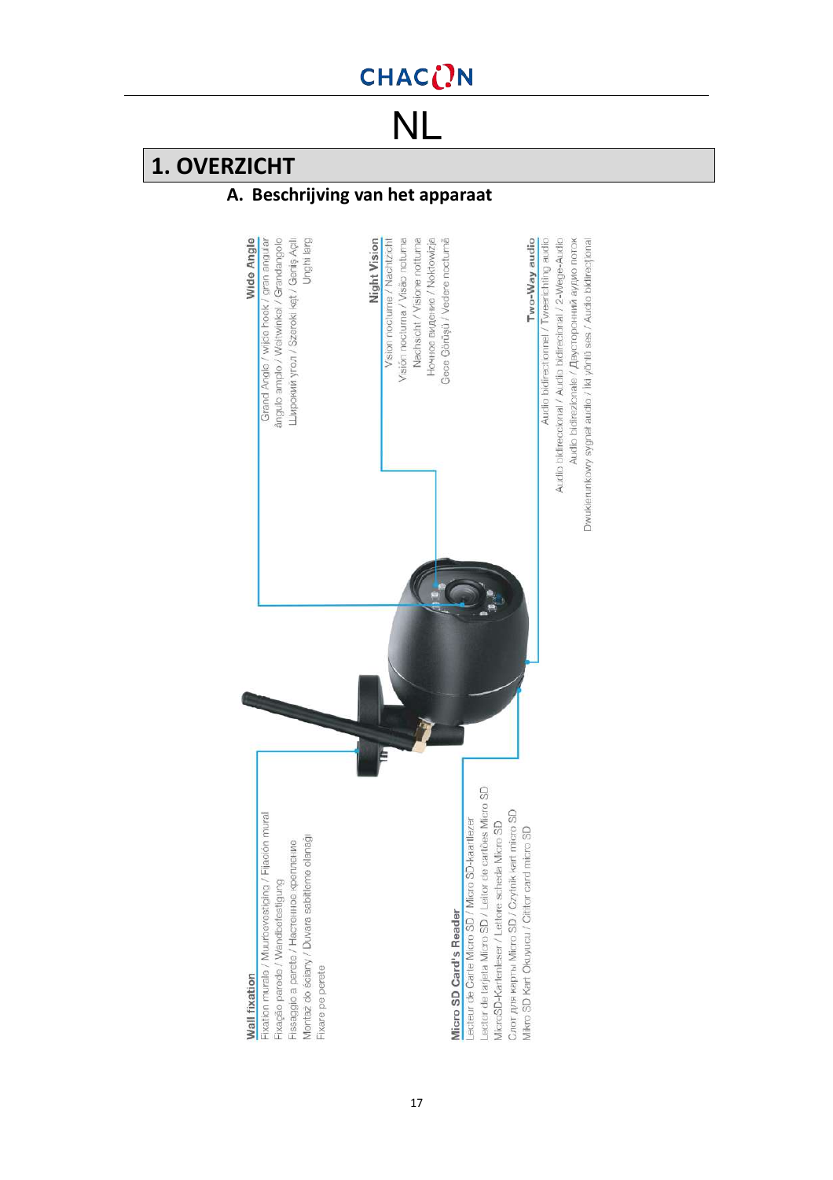# NL

## 1. OVERZICHT

### A. Beschrijving van het apparaat

**Wide Angle**
Grand Angle / wide hook / gran angular / ângulo amplo / Weitwinkel / Grandangolo / Широкий угол / Szeroki kąt / Geniş Açılı / Unghi larg

**Night Vision**
Vision nocturne / Nachtzicht / Visión nocturna / Visão noturna / Nachtsicht / Visione notturna / Ночное видение / Noktowizja / Gece Görüşü / Vedere nocturnă

**Two-Way audio**
Audio bidirectionnel / Tweerichting audio / Audio bidireccional / Áudio bidirecional / 2-Wege-Audio / Audio bidirezionale / Двусторонний аудио поток / Dwukierunkowy sygnał audio / İki yönlü ses / Audio bidirecțional

**Wall fixation**
Fixation murale / Muurbevestiging / Fijación mural / Fixação parede / Wandbefestigung / Fissaggio a parete / Настенное крепление / Montaż do ściany / Duvara sabitleme olanağı / Fixare pe perete

**Micro SD Card's Reader**
Lecteur de Carte Micro SD / Micro SD-kaartlezer / Lector de tarjeta Micro SD / Leitor de cartões Micro SD / MicroSD-Kartenleser / Lettore scheda Micro SD / Слот для карты Micro SD / Czytnik kart micro SD / Mikro SD Kart Okuyucu / Cititor card micro SD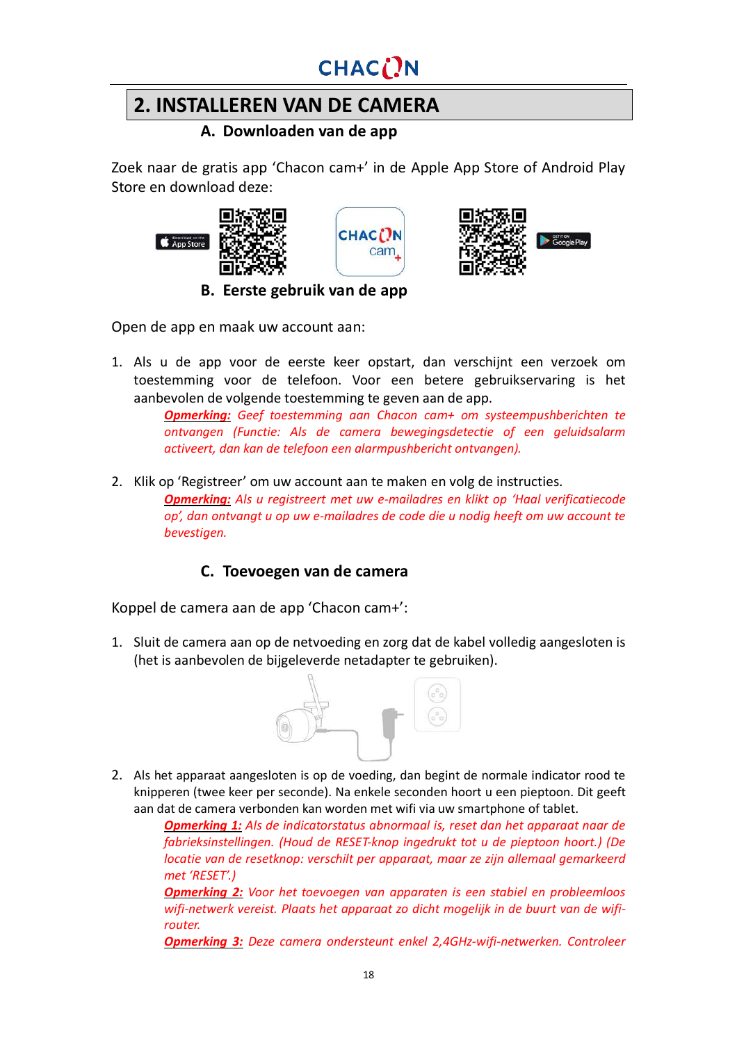# 2. INSTALLEREN VAN DE CAMERA

## A. Downloaden van de app

Zoek naar de gratis app 'Chacon cam+' in de Apple App Store of Android Play Store en download deze:

## B. Eerste gebruik van de app

Open de app en maak uw account aan:

1. Als u de app voor de eerste keer opstart, dan verschijnt een verzoek om toestemming voor de telefoon. Voor een betere gebruikservaring is het aanbevolen de volgende toestemming te geven aan de app.

   ***Opmerking:*** *Geef toestemming aan Chacon cam+ om systeempushberichten te ontvangen (Functie: Als de camera bewegingsdetectie of een geluidsalarm activeert, dan kan de telefoon een alarmpushbericht ontvangen).*

2. Klik op 'Registreer' om uw account aan te maken en volg de instructies.

   ***Opmerking:*** *Als u registreert met uw e-mailadres en klikt op 'Haal verificatiecode op', dan ontvangt u op uw e-mailadres de code die u nodig heeft om uw account te bevestigen.*

## C. Toevoegen van de camera

Koppel de camera aan de app 'Chacon cam+':

1. Sluit de camera aan op de netvoeding en zorg dat de kabel volledig aangesloten is (het is aanbevolen de bijgeleverde netadapter te gebruiken).

2. Als het apparaat aangesloten is op de voeding, dan begint de normale indicator rood te knipperen (twee keer per seconde). Na enkele seconden hoort u een pieptoon. Dit geeft aan dat de camera verbonden kan worden met wifi via uw smartphone of tablet.

   ***Opmerking 1:*** *Als de indicatorstatus abnormaal is, reset dan het apparaat naar de fabrieksinstellingen. (Houd de RESET-knop ingedrukt tot u de pieptoon hoort.) (De locatie van de resetknop: verschilt per apparaat, maar ze zijn allemaal gemarkeerd met 'RESET'.)*

   ***Opmerking 2:*** *Voor het toevoegen van apparaten is een stabiel en probleemloos wifi-netwerk vereist. Plaats het apparaat zo dicht mogelijk in de buurt van de wifi-router.*

   ***Opmerking 3:*** *Deze camera ondersteunt enkel 2,4GHz-wifi-netwerken. Controleer*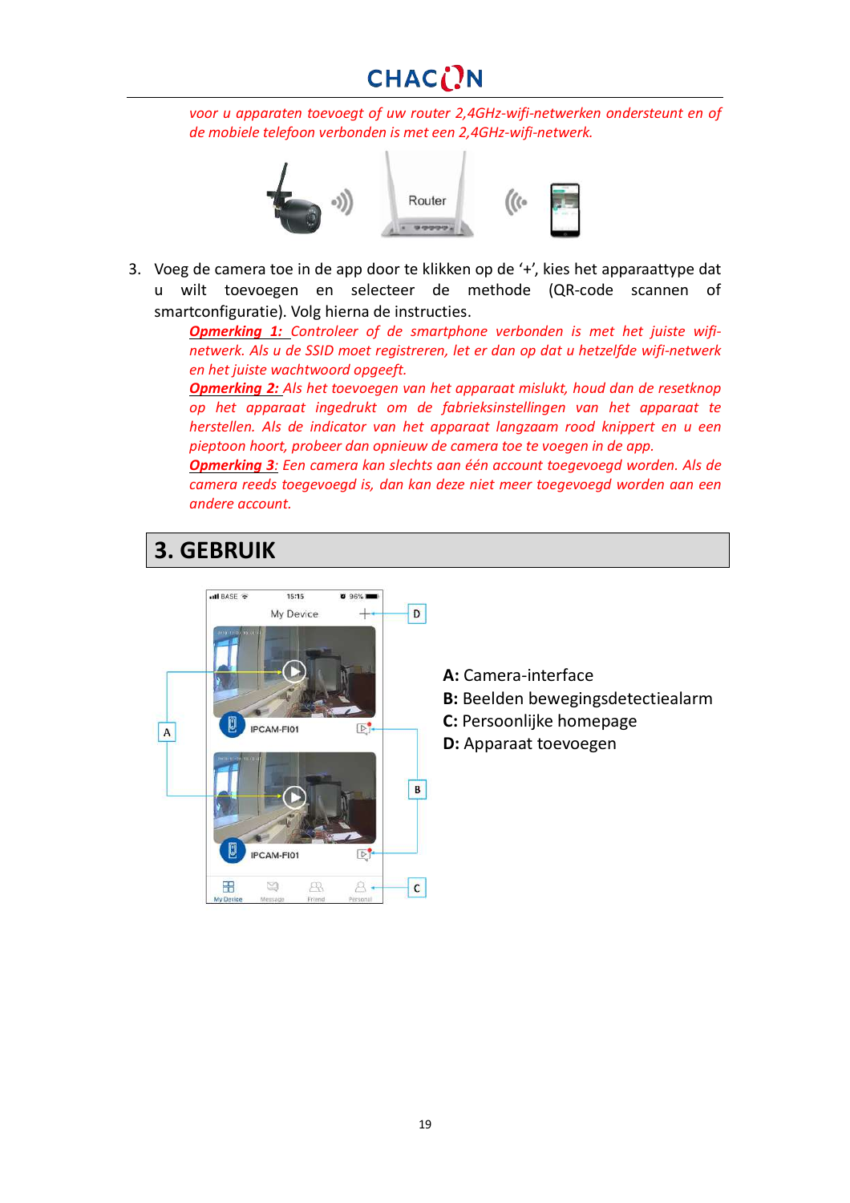*voor u apparaten toevoegt of uw router 2,4GHz-wifi-netwerken ondersteunt en of de mobiele telefoon verbonden is met een 2,4GHz-wifi-netwerk.*

3. Voeg de camera toe in de app door te klikken op de '+', kies het apparaattype dat u wilt toevoegen en selecteer de methode (QR-code scannen of smartconfiguratie). Volg hierna de instructies.

   ***Opmerking 1:*** *Controleer of de smartphone verbonden is met het juiste wifi-netwerk. Als u de SSID moet registreren, let er dan op dat u hetzelfde wifi-netwerk en het juiste wachtwoord opgeeft.*

   ***Opmerking 2:*** *Als het toevoegen van het apparaat mislukt, houd dan de resetknop op het apparaat ingedrukt om de fabrieksinstellingen van het apparaat te herstellen. Als de indicator van het apparaat langzaam rood knippert en u een pieptoon hoort, probeer dan opnieuw de camera toe te voegen in de app.*

   ***Opmerking 3:*** *Een camera kan slechts aan één account toegevoegd worden. Als de camera reeds toegevoegd is, dan kan deze niet meer toegevoegd worden aan een andere account.*

## 3. GEBRUIK

**A:** Camera-interface
**B:** Beelden bewegingsdetectiealarm
**C:** Persoonlijke homepage
**D:** Apparaat toevoegen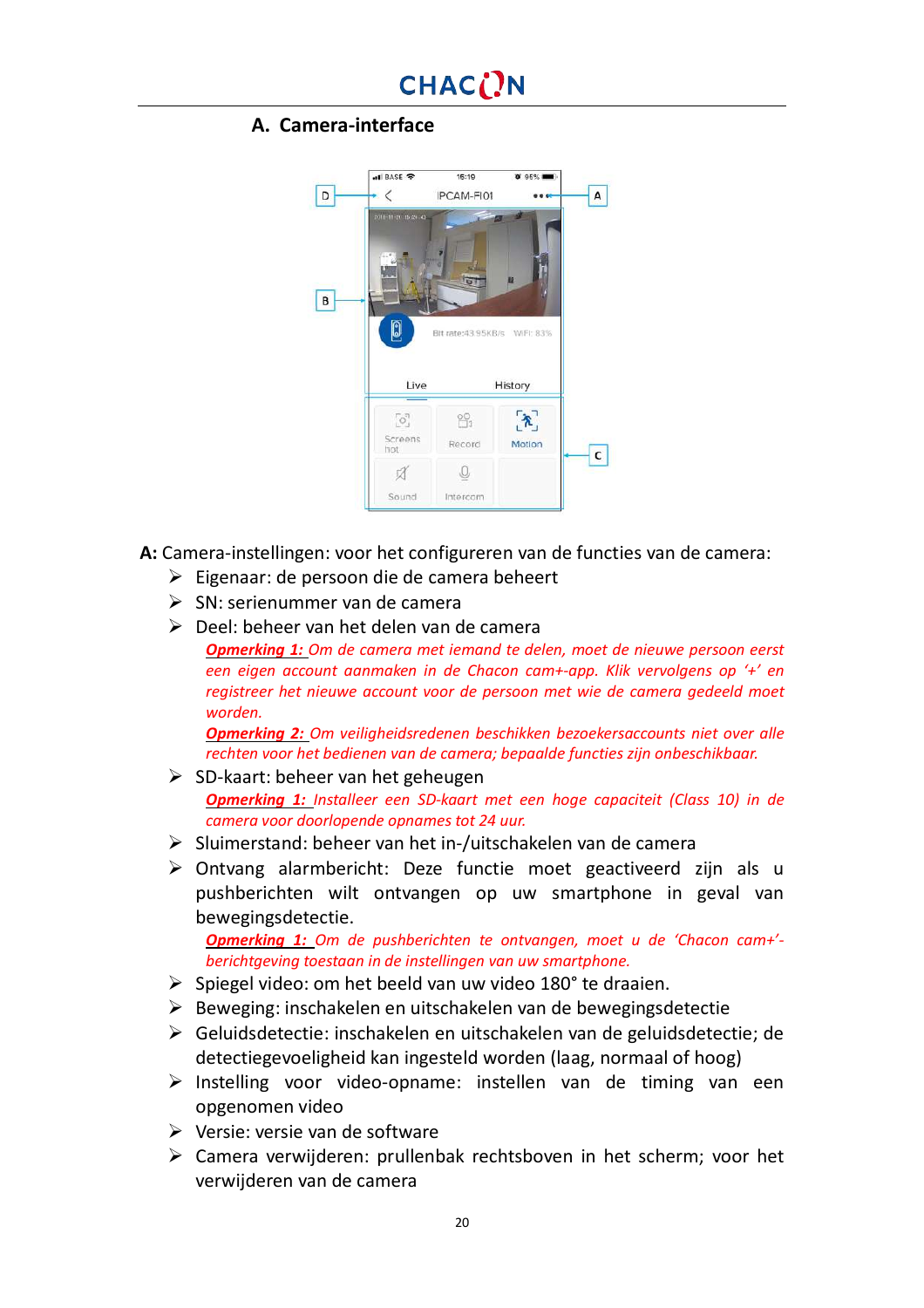## A. Camera-interface

**A:** Camera-instellingen: voor het configureren van de functies van de camera:

- Eigenaar: de persoon die de camera beheert
- SN: serienummer van de camera
- Deel: beheer van het delen van de camera

  ***Opmerking 1:*** *Om de camera met iemand te delen, moet de nieuwe persoon eerst een eigen account aanmaken in de Chacon cam+-app. Klik vervolgens op '+' en registreer het nieuwe account voor de persoon met wie de camera gedeeld moet worden.*

  ***Opmerking 2:*** *Om veiligheidsredenen beschikken bezoekersaccounts niet over alle rechten voor het bedienen van de camera; bepaalde functies zijn onbeschikbaar.*

- SD-kaart: beheer van het geheugen

  ***Opmerking 1:*** *Installeer een SD-kaart met een hoge capaciteit (Class 10) in de camera voor doorlopende opnames tot 24 uur.*

- Sluimerstand: beheer van het in-/uitschakelen van de camera
- Ontvang alarmbericht: Deze functie moet geactiveerd zijn als u pushberichten wilt ontvangen op uw smartphone in geval van bewegingsdetectie.

  ***Opmerking 1:*** *Om de pushberichten te ontvangen, moet u de 'Chacon cam+'-berichtgeving toestaan in de instellingen van uw smartphone.*

- Spiegel video: om het beeld van uw video 180° te draaien.
- Beweging: inschakelen en uitschakelen van de bewegingsdetectie
- Geluidsdetectie: inschakelen en uitschakelen van de geluidsdetectie; de detectiegevoeligheid kan ingesteld worden (laag, normaal of hoog)
- Instelling voor video-opname: instellen van de timing van een opgenomen video
- Versie: versie van de software
- Camera verwijderen: prullenbak rechtsboven in het scherm; voor het verwijderen van de camera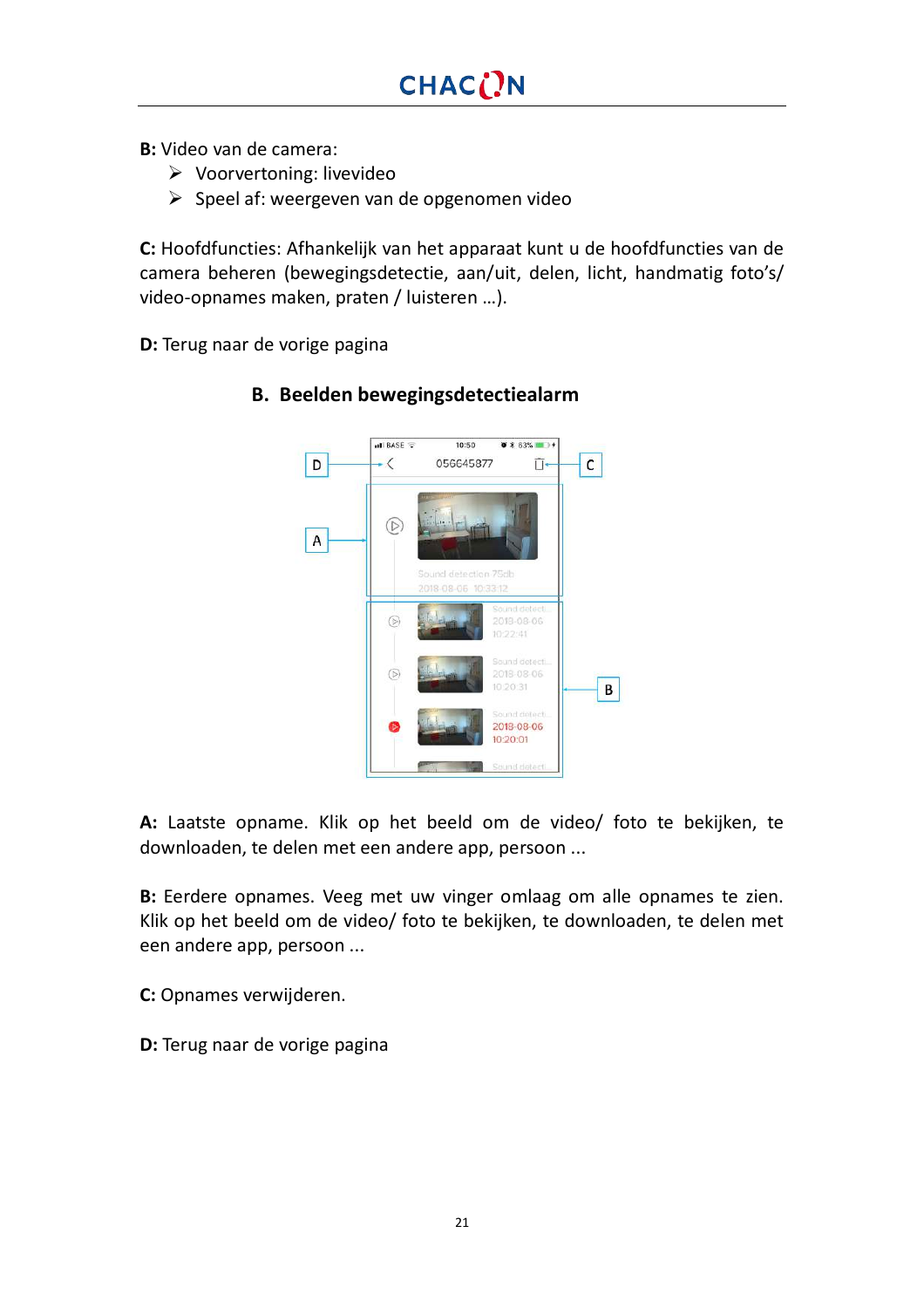**B:** Video van de camera:

- Voorvertoning: livevideo
- Speel af: weergeven van de opgenomen video

**C:** Hoofdfuncties: Afhankelijk van het apparaat kunt u de hoofdfuncties van de camera beheren (bewegingsdetectie, aan/uit, delen, licht, handmatig foto's/ video-opnames maken, praten / luisteren ...).

**D:** Terug naar de vorige pagina

## B. Beelden bewegingsdetectiealarm

**A:** Laatste opname. Klik op het beeld om de video/ foto te bekijken, te downloaden, te delen met een andere app, persoon ...

**B:** Eerdere opnames. Veeg met uw vinger omlaag om alle opnames te zien. Klik op het beeld om de video/ foto te bekijken, te downloaden, te delen met een andere app, persoon ...

**C:** Opnames verwijderen.

**D:** Terug naar de vorige pagina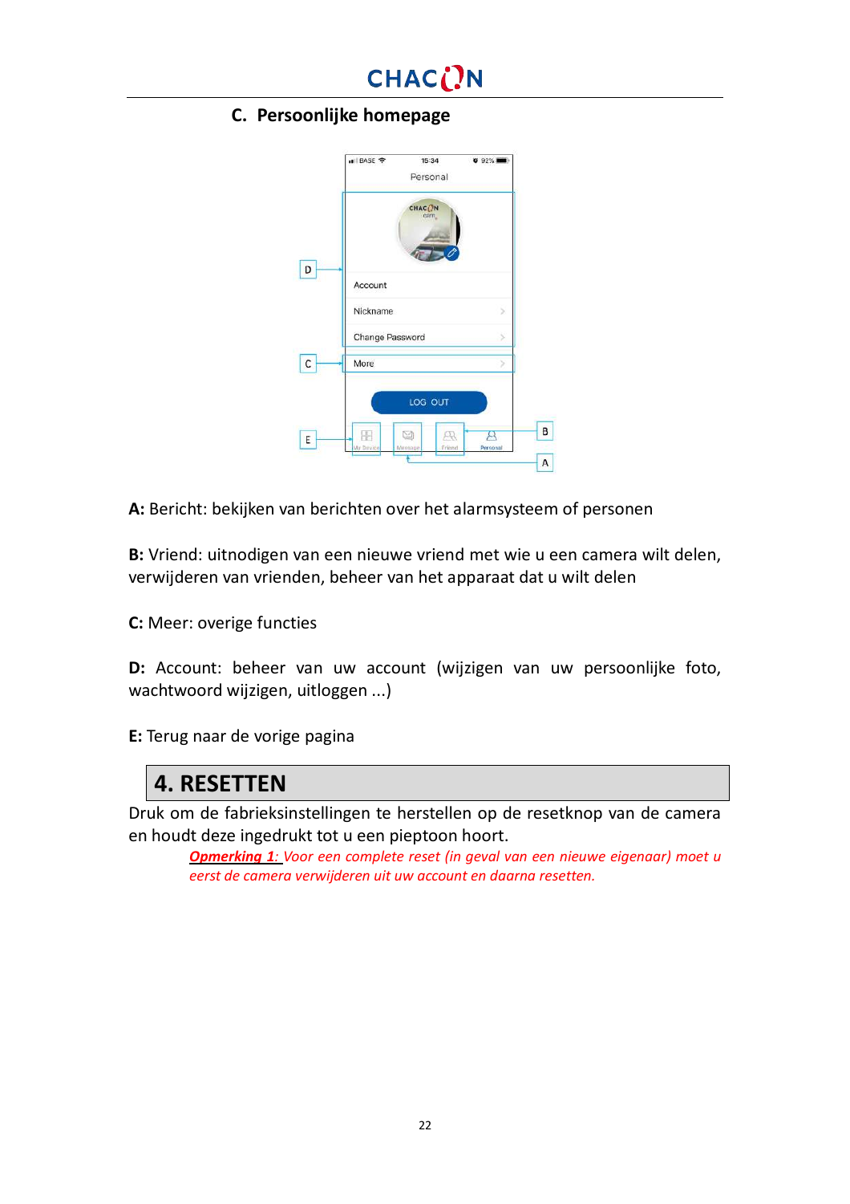### C. Persoonlijke homepage

**A:** Bericht: bekijken van berichten over het alarmsysteem of personen

**B:** Vriend: uitnodigen van een nieuwe vriend met wie u een camera wilt delen, verwijderen van vrienden, beheer van het apparaat dat u wilt delen

**C:** Meer: overige functies

**D:** Account: beheer van uw account (wijzigen van uw persoonlijke foto, wachtwoord wijzigen, uitloggen ...)

**E:** Terug naar de vorige pagina

## 4. RESETTEN

Druk om de fabrieksinstellingen te herstellen op de resetknop van de camera en houdt deze ingedrukt tot u een pieptoon hoort.

*__Opmerking 1__: Voor een complete reset (in geval van een nieuwe eigenaar) moet u eerst de camera verwijderen uit uw account en daarna resetten.*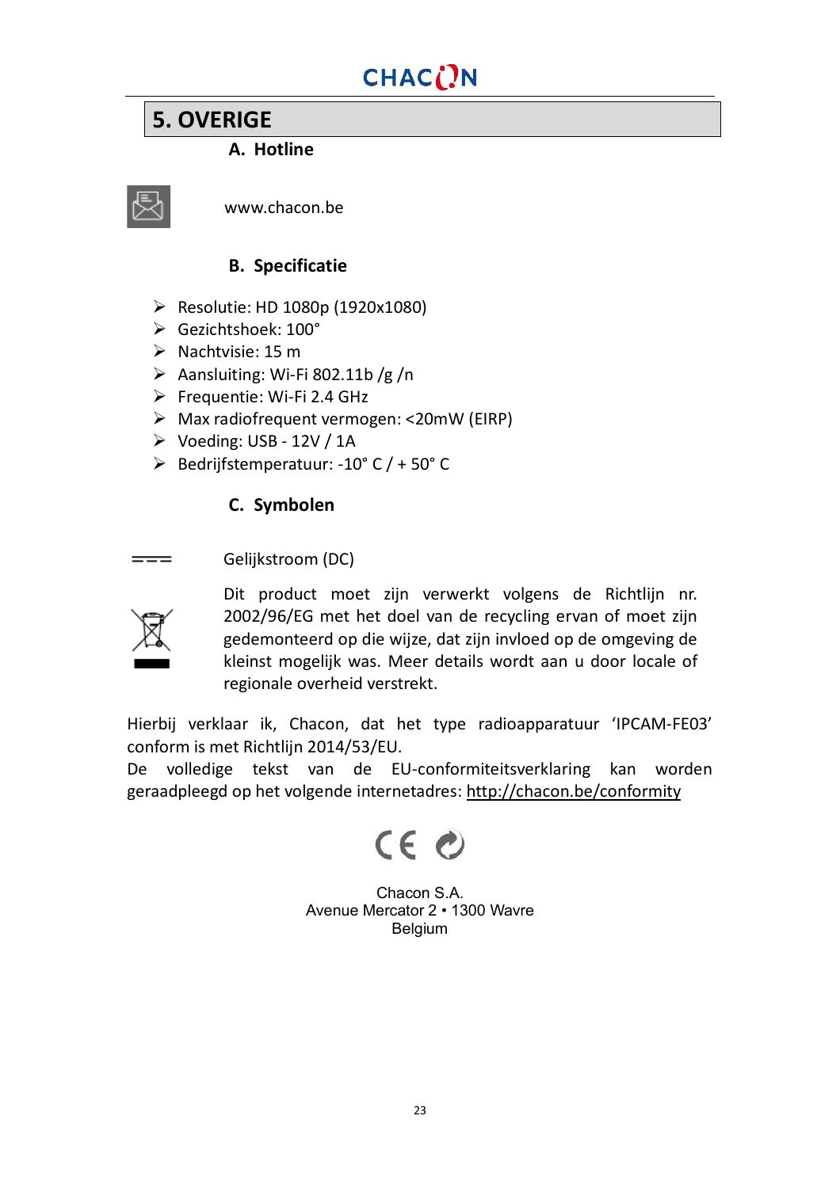## 5. OVERIGE

### A. Hotline

www.chacon.be

### B. Specificatie

- Resolutie: HD 1080p (1920x1080)
- Gezichtshoek: 100°
- Nachtvisie: 15 m
- Aansluiting: Wi-Fi 802.11b /g /n
- Frequentie: Wi-Fi 2.4 GHz
- Max radiofrequent vermogen: <20mW (EIRP)
- Voeding: USB - 12V / 1A
- Bedrijfstemperatuur: -10° C / + 50° C

### C. Symbolen

Gelijkstroom (DC)

Dit product moet zijn verwerkt volgens de Richtlijn nr. 2002/96/EG met het doel van de recycling ervan of moet zijn gedemonteerd op die wijze, dat zijn invloed op de omgeving de kleinst mogelijk was. Meer details wordt aan u door locale of regionale overheid verstrekt.

Hierbij verklaar ik, Chacon, dat het type radioapparatuur 'IPCAM-FE03' conform is met Richtlijn 2014/53/EU.
De volledige tekst van de EU-conformiteitsverklaring kan worden geraadpleegd op het volgende internetadres: http://chacon.be/conformity

Chacon S.A.
Avenue Mercator 2 • 1300 Wavre
Belgium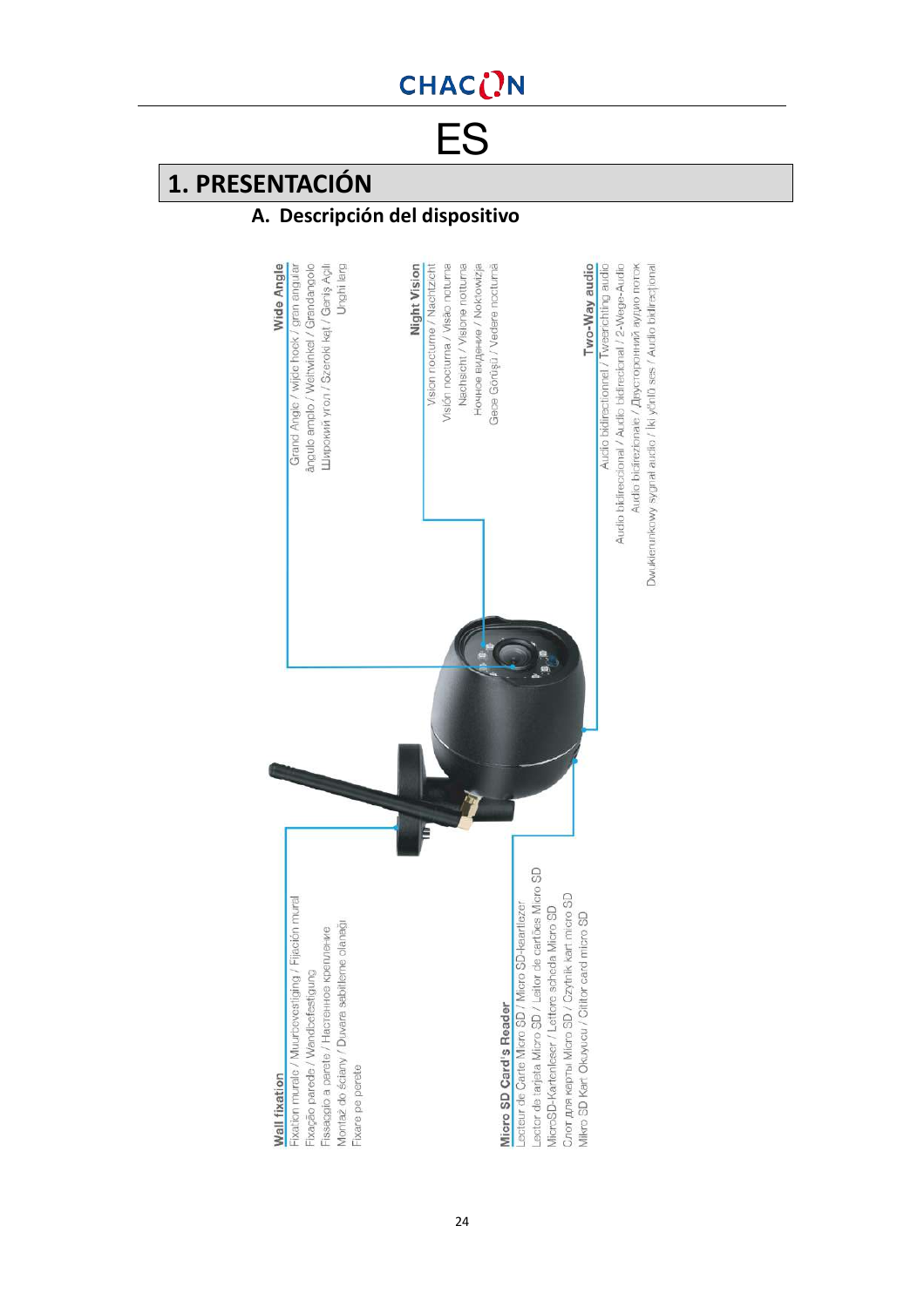# ES

## 1. PRESENTACIÓN

### A. Descripción del dispositivo

**Wide Angle**
Grand Angle / wide hoek / gran angular
ângulo amplo / Weitwinkel / Grandangolo
Широкий угол / Szeroki kąt / Geniş Açılı
Unghi larg

**Night Vision**
Vision nocturne / Nachtzicht
Visión nocturna / Visão noturna
Nachtsicht / Visione notturna
Ночное видение / Noktowizja
Gece Görüşü / Vedere nocturnă

**Two-Way audio**
Audio bidirectionnel / Tweerichting audio
Audio bidireccional / Áudio bidirecional / 2-Wege-Audio
Audio bidirezionale / Двусторонний аудио поток
Dwukierunkowy sygnał audio / İki yönlü ses / Audio bidirecțional

**Wall fixation**
Fixation murale / Muurbevestiging / Fijación mural
Fixação parede / Wandbefestigung
Fissaggio a parete / Настенное крепление
Montaż do ściany / Duvara sabitleme olanağı
Fixare pe perete

**Micro SD Card's Reader**
Lecteur de Carte Micro SD / Micro SD-kaartlezer
Lector de tarjeta Micro SD / Leitor de cartões Micro SD
MicroSD-Kartenleser / Lettore scheda Micro SD
Слот для карты Micro SD / Czytnik kart micro SD
Mikro SD Kart Okuyucu / Cititor card micro SD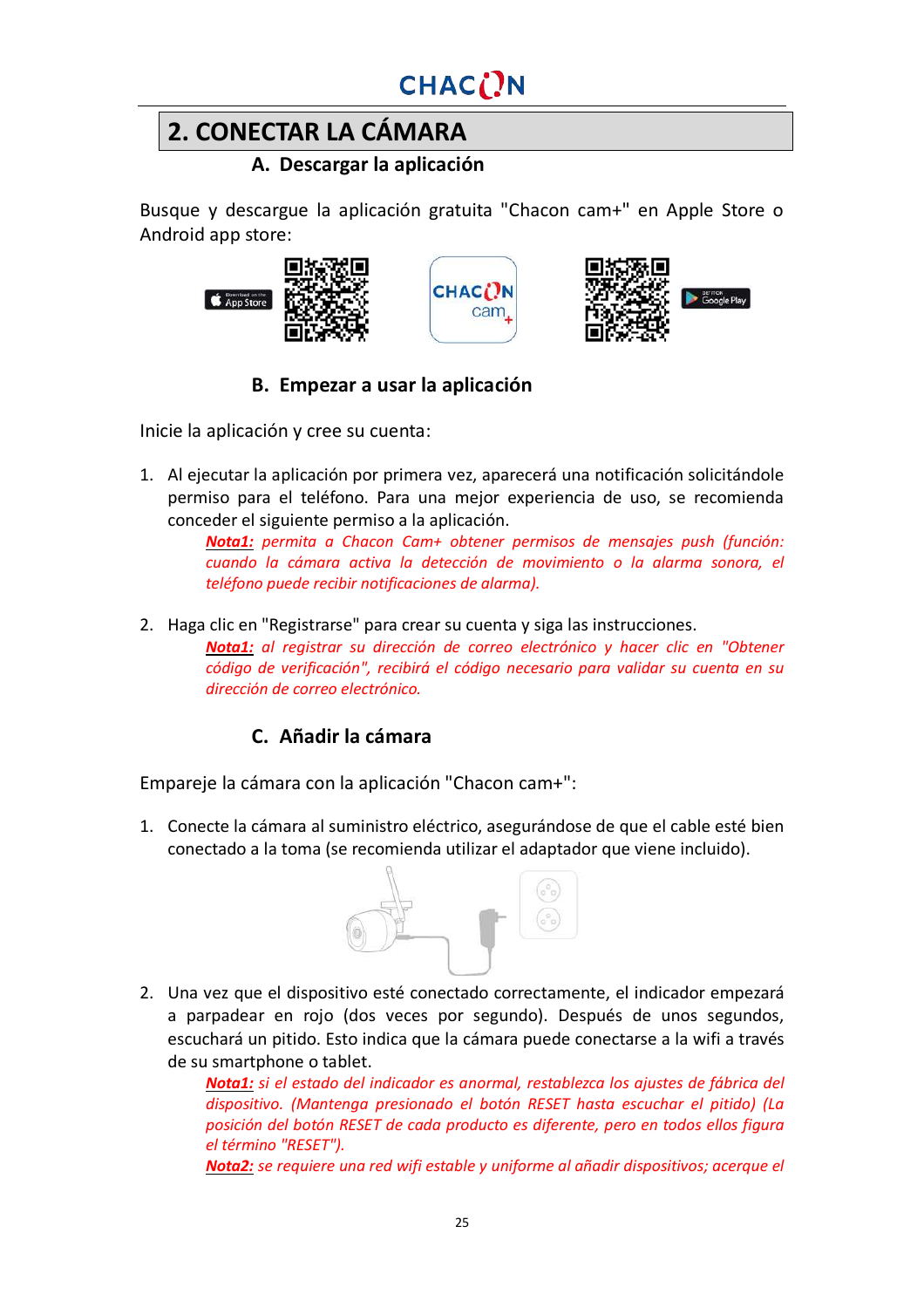## 2. CONECTAR LA CÁMARA

### A. Descargar la aplicación

Busque y descargue la aplicación gratuita "Chacon cam+" en Apple Store o Android app store:

### B. Empezar a usar la aplicación

Inicie la aplicación y cree su cuenta:

1. Al ejecutar la aplicación por primera vez, aparecerá una notificación solicitándole permiso para el teléfono. Para una mejor experiencia de uso, se recomienda conceder el siguiente permiso a la aplicación.

   ***Nota1:*** *permita a Chacon Cam+ obtener permisos de mensajes push (función: cuando la cámara activa la detección de movimiento o la alarma sonora, el teléfono puede recibir notificaciones de alarma).*

2. Haga clic en "Registrarse" para crear su cuenta y siga las instrucciones.

   ***Nota1:*** *al registrar su dirección de correo electrónico y hacer clic en "Obtener código de verificación", recibirá el código necesario para validar su cuenta en su dirección de correo electrónico.*

### C. Añadir la cámara

Empareje la cámara con la aplicación "Chacon cam+":

1. Conecte la cámara al suministro eléctrico, asegurándose de que el cable esté bien conectado a la toma (se recomienda utilizar el adaptador que viene incluido).

2. Una vez que el dispositivo esté conectado correctamente, el indicador empezará a parpadear en rojo (dos veces por segundo). Después de unos segundos, escuchará un pitido. Esto indica que la cámara puede conectarse a la wifi a través de su smartphone o tablet.

   ***Nota1:*** *si el estado del indicador es anormal, restablezca los ajustes de fábrica del dispositivo. (Mantenga presionado el botón RESET hasta escuchar el pitido) (La posición del botón RESET de cada producto es diferente, pero en todos ellos figura el término "RESET").*

   ***Nota2:*** *se requiere una red wifi estable y uniforme al añadir dispositivos; acerque el*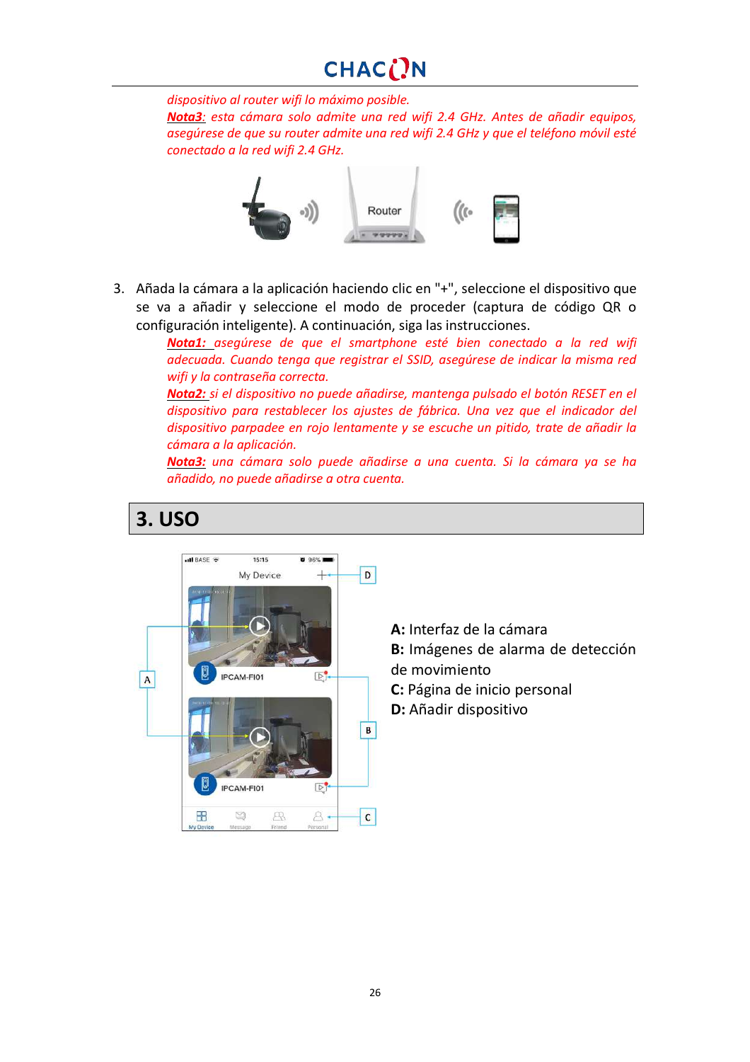*dispositivo al router wifi lo máximo posible.*

***Nota3:*** *esta cámara solo admite una red wifi 2.4 GHz. Antes de añadir equipos, asegúrese de que su router admite una red wifi 2.4 GHz y que el teléfono móvil esté conectado a la red wifi 2.4 GHz.*

3. Añada la cámara a la aplicación haciendo clic en "+", seleccione el dispositivo que se va a añadir y seleccione el modo de proceder (captura de código QR o configuración inteligente). A continuación, siga las instrucciones.

   ***Nota1:*** *asegúrese de que el smartphone esté bien conectado a la red wifi adecuada. Cuando tenga que registrar el SSID, asegúrese de indicar la misma red wifi y la contraseña correcta.*

   ***Nota2:*** *si el dispositivo no puede añadirse, mantenga pulsado el botón RESET en el dispositivo para restablecer los ajustes de fábrica. Una vez que el indicador del dispositivo parpadee en rojo lentamente y se escuche un pitido, trate de añadir la cámara a la aplicación.*

   ***Nota3:*** *una cámara solo puede añadirse a una cuenta. Si la cámara ya se ha añadido, no puede añadirse a otra cuenta.*

# 3. USO

**A:** Interfaz de la cámara
**B:** Imágenes de alarma de detección de movimiento
**C:** Página de inicio personal
**D:** Añadir dispositivo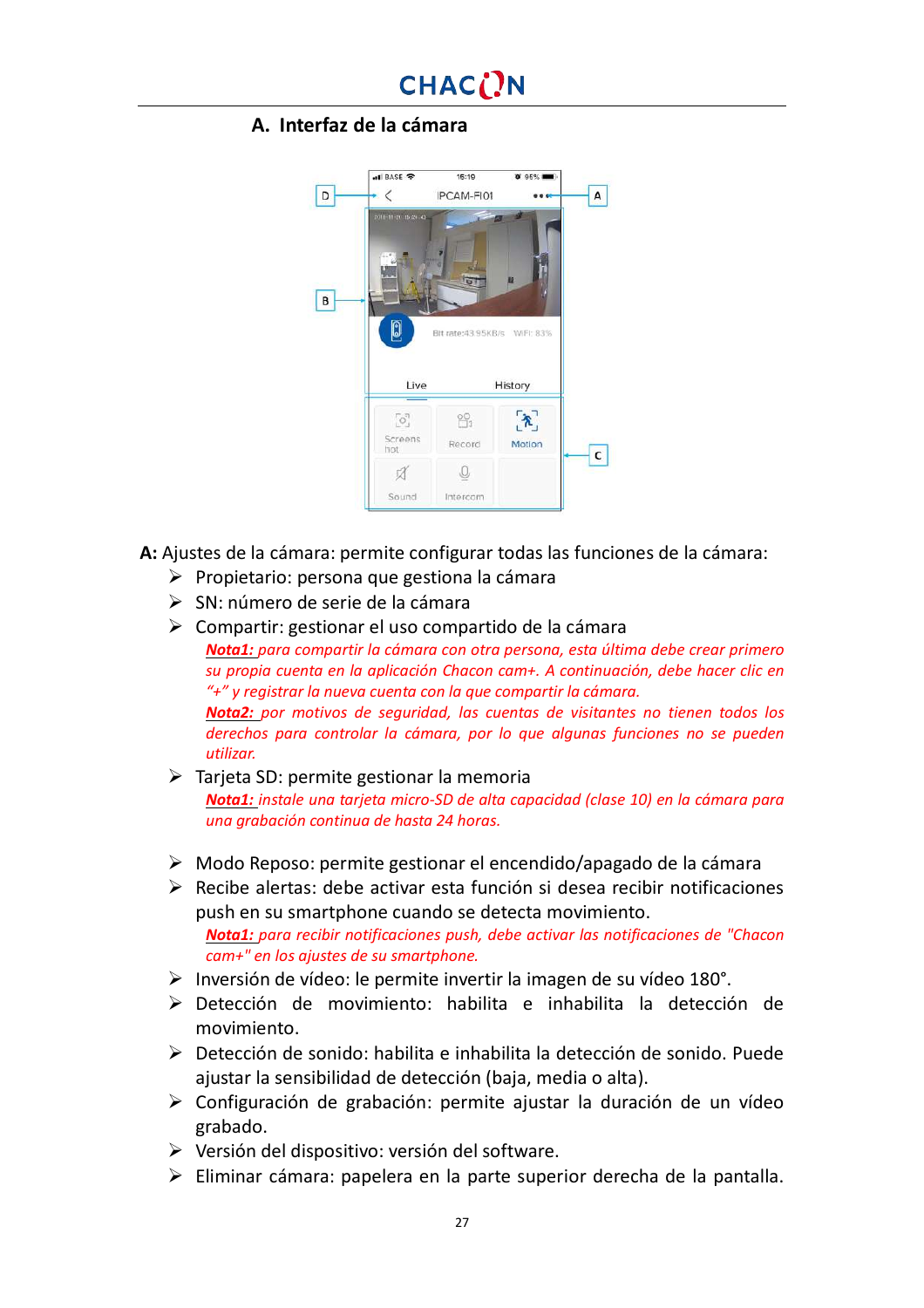## A. Interfaz de la cámara

**A:** Ajustes de la cámara: permite configurar todas las funciones de la cámara:

- Propietario: persona que gestiona la cámara
- SN: número de serie de la cámara
- Compartir: gestionar el uso compartido de la cámara

  ***Nota1:*** *para compartir la cámara con otra persona, esta última debe crear primero su propia cuenta en la aplicación Chacon cam+. A continuación, debe hacer clic en "+" y registrar la nueva cuenta con la que compartir la cámara.*

  ***Nota2:*** *por motivos de seguridad, las cuentas de visitantes no tienen todos los derechos para controlar la cámara, por lo que algunas funciones no se pueden utilizar.*

- Tarjeta SD: permite gestionar la memoria

  ***Nota1:*** *instale una tarjeta micro-SD de alta capacidad (clase 10) en la cámara para una grabación continua de hasta 24 horas.*

- Modo Reposo: permite gestionar el encendido/apagado de la cámara
- Recibe alertas: debe activar esta función si desea recibir notificaciones push en su smartphone cuando se detecta movimiento.

  ***Nota1:*** *para recibir notificaciones push, debe activar las notificaciones de "Chacon cam+" en los ajustes de su smartphone.*

- Inversión de vídeo: le permite invertir la imagen de su vídeo 180°.
- Detección de movimiento: habilita e inhabilita la detección de movimiento.
- Detección de sonido: habilita e inhabilita la detección de sonido. Puede ajustar la sensibilidad de detección (baja, media o alta).
- Configuración de grabación: permite ajustar la duración de un vídeo grabado.
- Versión del dispositivo: versión del software.
- Eliminar cámara: papelera en la parte superior derecha de la pantalla.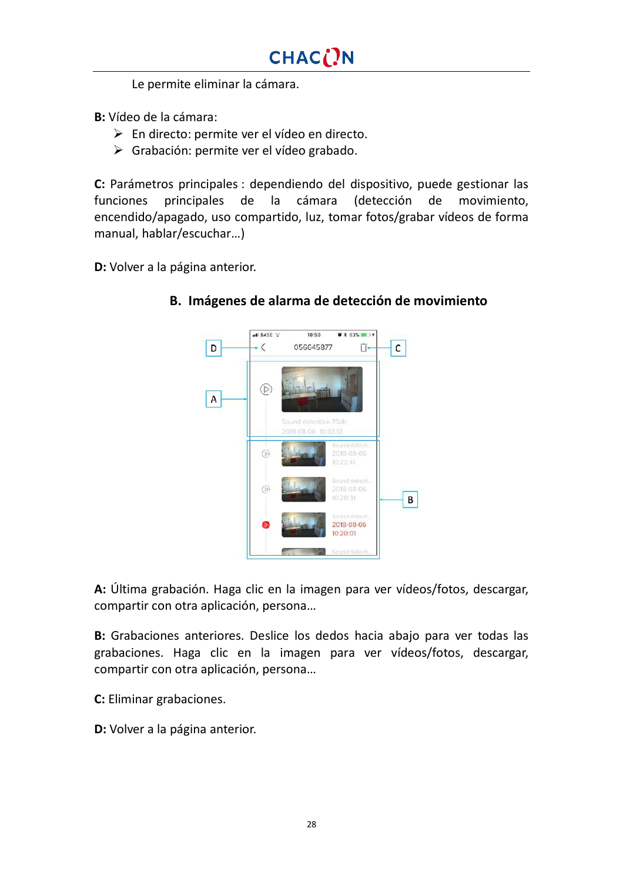Le permite eliminar la cámara.

**B:** Vídeo de la cámara:

- En directo: permite ver el vídeo en directo.
- Grabación: permite ver el vídeo grabado.

**C:** Parámetros principales : dependiendo del dispositivo, puede gestionar las funciones principales de la cámara (detección de movimiento, encendido/apagado, uso compartido, luz, tomar fotos/grabar vídeos de forma manual, hablar/escuchar…)

**D:** Volver a la página anterior.

### B. Imágenes de alarma de detección de movimiento

**A:** Última grabación. Haga clic en la imagen para ver vídeos/fotos, descargar, compartir con otra aplicación, persona…

**B:** Grabaciones anteriores. Deslice los dedos hacia abajo para ver todas las grabaciones. Haga clic en la imagen para ver vídeos/fotos, descargar, compartir con otra aplicación, persona…

**C:** Eliminar grabaciones.

**D:** Volver a la página anterior.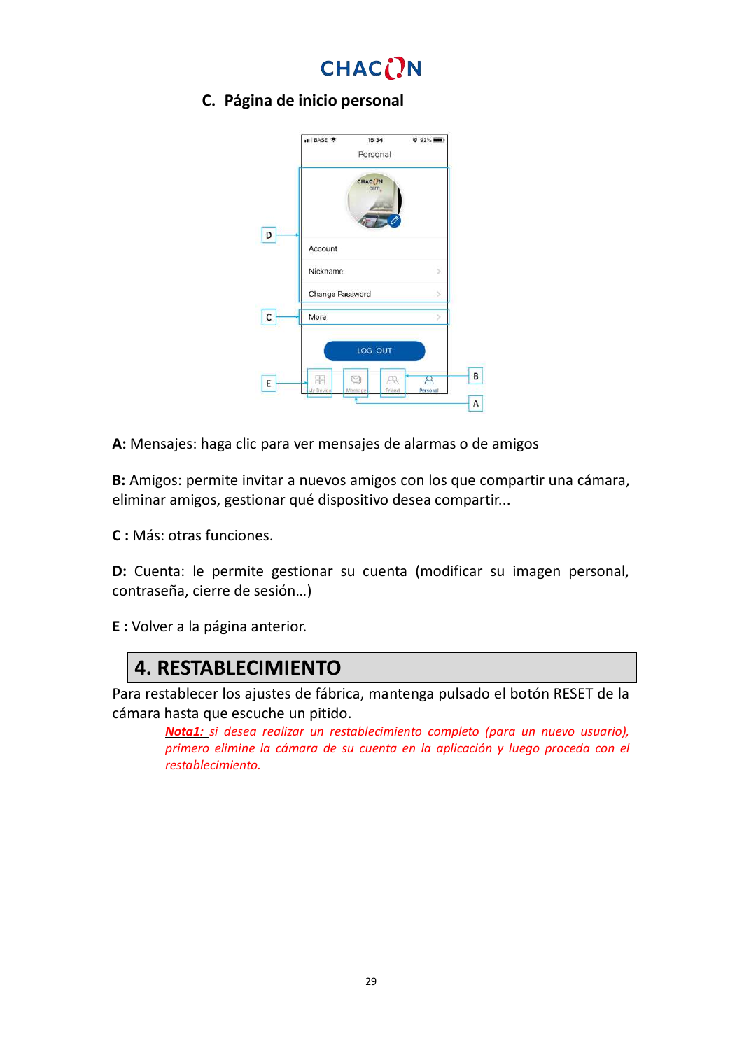## C. Página de inicio personal

**A:** Mensajes: haga clic para ver mensajes de alarmas o de amigos

**B:** Amigos: permite invitar a nuevos amigos con los que compartir una cámara, eliminar amigos, gestionar qué dispositivo desea compartir...

**C :** Más: otras funciones.

**D:** Cuenta: le permite gestionar su cuenta (modificar su imagen personal, contraseña, cierre de sesión…)

**E :** Volver a la página anterior.

# 4. RESTABLECIMIENTO

Para restablecer los ajustes de fábrica, mantenga pulsado el botón RESET de la cámara hasta que escuche un pitido.

> ***Nota1:*** *si desea realizar un restablecimiento completo (para un nuevo usuario), primero elimine la cámara de su cuenta en la aplicación y luego proceda con el restablecimiento.*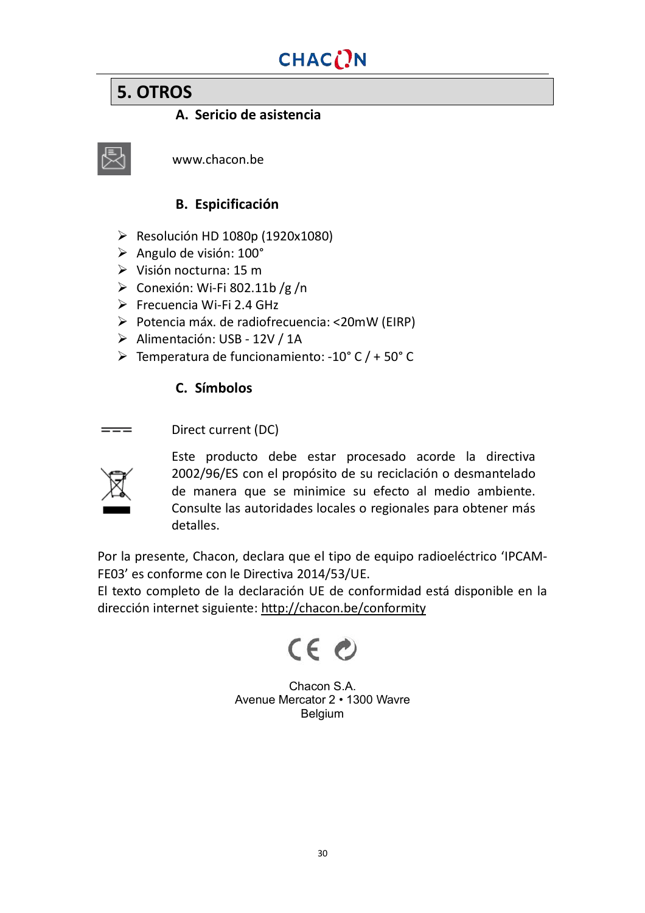## 5. OTROS

### A. Sericio de asistencia

www.chacon.be

### B. Espicificación

- Resolución HD 1080p (1920x1080)
- Angulo de visión: 100°
- Visión nocturna: 15 m
- Conexión: Wi-Fi 802.11b /g /n
- Frecuencia Wi-Fi 2.4 GHz
- Potencia máx. de radiofrecuencia: <20mW (EIRP)
- Alimentación: USB - 12V / 1A
- Temperatura de funcionamiento: -10° C / + 50° C

### C. Símbolos

Direct current (DC)

Este producto debe estar procesado acorde la directiva 2002/96/ES con el propósito de su reciclación o desmantelado de manera que se minimice su efecto al medio ambiente. Consulte las autoridades locales o regionales para obtener más detalles.

Por la presente, Chacon, declara que el tipo de equipo radioeléctrico 'IPCAM-FE03' es conforme con le Directiva 2014/53/UE.
El texto completo de la declaración UE de conformidad está disponible en la dirección internet siguiente: http://chacon.be/conformity

Chacon S.A.
Avenue Mercator 2 • 1300 Wavre
Belgium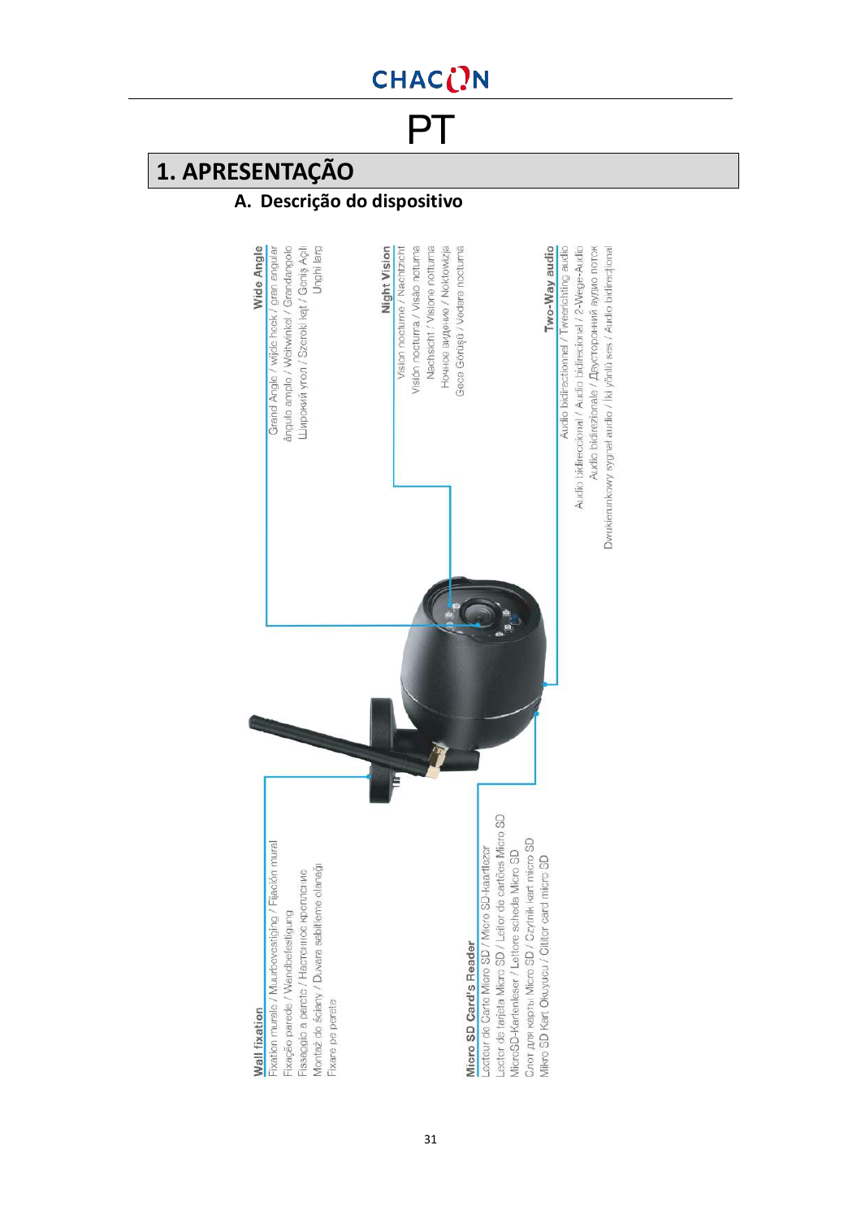# PT

## 1. APRESENTAÇÃO

### A. Descrição do dispositivo

**Wide Angle**
Grand Angle / wide hoek / gran angular
ângulo amplo / Weitwinkel / Grandangolo
Широкий угол / Szeroki kąt / Geniş Açılı
Unghi larg

**Night Vision**
Vision nocturne / Nachtzicht
Visión nocturna / Visão noturna
Nachtsicht / Visione notturna
Ночное видение / Noktowizja
Gece Görüşü / Vedere nocturnă

**Two-Way audio**
Audio bidirectionnel / Tweerichting audio
Audio bidireccional / Áudio bidirecional / 2-Wege-Audio
Audio bidirezionale / Двусторонний аудио поток
Dwukierunkowy sygnał audio / İki yönlü ses / Audio bidirecțional

**Wall fixation**
Fixation murale / Muurbevestiging / Fijación mural
Fixação parede / Wandbefestigung
Fissaggio a parete / Настенное крепление
Montaż do ściany / Duvara sabitleme olanağı
Fixare pe perete

**Micro SD Card's Reader**
Lecteur de Carte Micro SD / Micro SD-kaartlezer
Lector de tarjeta Micro SD / Leitor de cartões Micro SD
MicroSD-Kartenleser / Lettore scheda Micro SD
Слот для карты Micro SD / Czytnik kart micro SD
Mikro SD Kart Okuyucu / Cititor card micro SD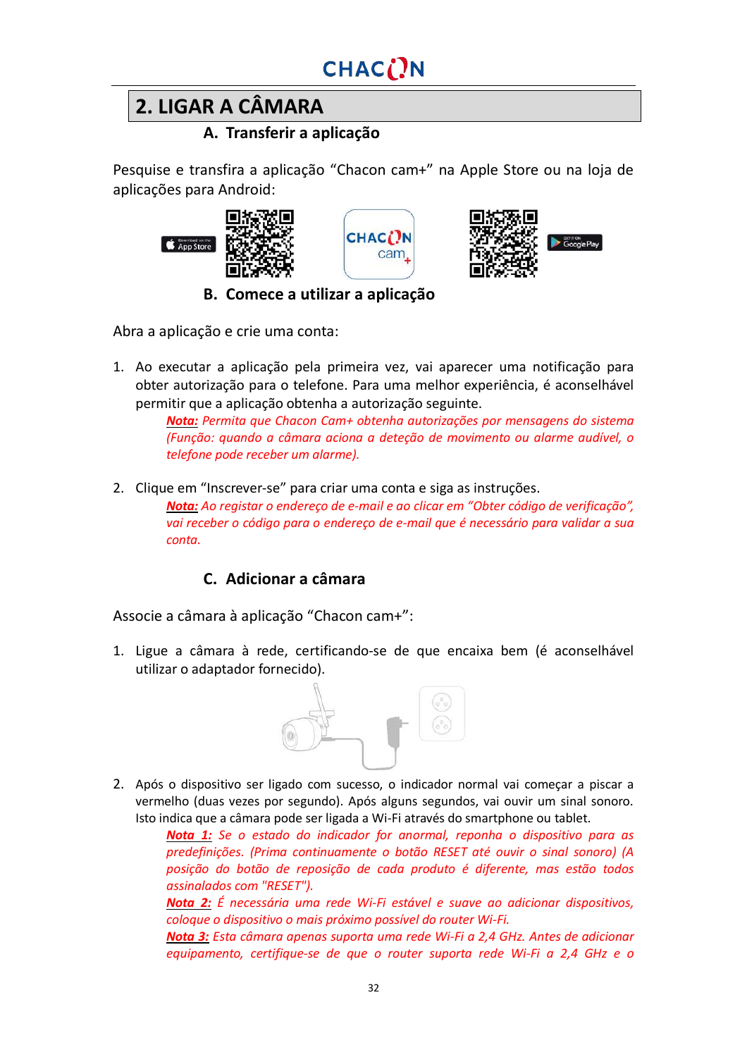## 2. LIGAR A CÂMARA

### A. Transferir a aplicação

Pesquise e transfira a aplicação "Chacon cam+" na Apple Store ou na loja de aplicações para Android:

### B. Comece a utilizar a aplicação

Abra a aplicação e crie uma conta:

1. Ao executar a aplicação pela primeira vez, vai aparecer uma notificação para obter autorização para o telefone. Para uma melhor experiência, é aconselhável permitir que a aplicação obtenha a autorização seguinte.
   ***Nota:*** *Permita que Chacon Cam+ obtenha autorizações por mensagens do sistema (Função: quando a câmara aciona a deteção de movimento ou alarme audível, o telefone pode receber um alarme).*

2. Clique em "Inscrever-se" para criar uma conta e siga as instruções.
   ***Nota:*** *Ao registar o endereço de e-mail e ao clicar em "Obter código de verificação", vai receber o código para o endereço de e-mail que é necessário para validar a sua conta.*

### C. Adicionar a câmara

Associe a câmara à aplicação "Chacon cam+":

1. Ligue a câmara à rede, certificando-se de que encaixa bem (é aconselhável utilizar o adaptador fornecido).

2. Após o dispositivo ser ligado com sucesso, o indicador normal vai começar a piscar a vermelho (duas vezes por segundo). Após alguns segundos, vai ouvir um sinal sonoro. Isto indica que a câmara pode ser ligada a Wi-Fi através do smartphone ou tablet.
   ***Nota 1:*** *Se o estado do indicador for anormal, reponha o dispositivo para as predefinições. (Prima continuamente o botão RESET até ouvir o sinal sonoro) (A posição do botão de reposição de cada produto é diferente, mas estão todos assinalados com "RESET").*
   ***Nota 2:*** *É necessária uma rede Wi-Fi estável e suave ao adicionar dispositivos, coloque o dispositivo o mais próximo possível do router Wi-Fi.*
   ***Nota 3:*** *Esta câmara apenas suporta uma rede Wi-Fi a 2,4 GHz. Antes de adicionar equipamento, certifique-se de que o router suporta rede Wi-Fi a 2,4 GHz e o*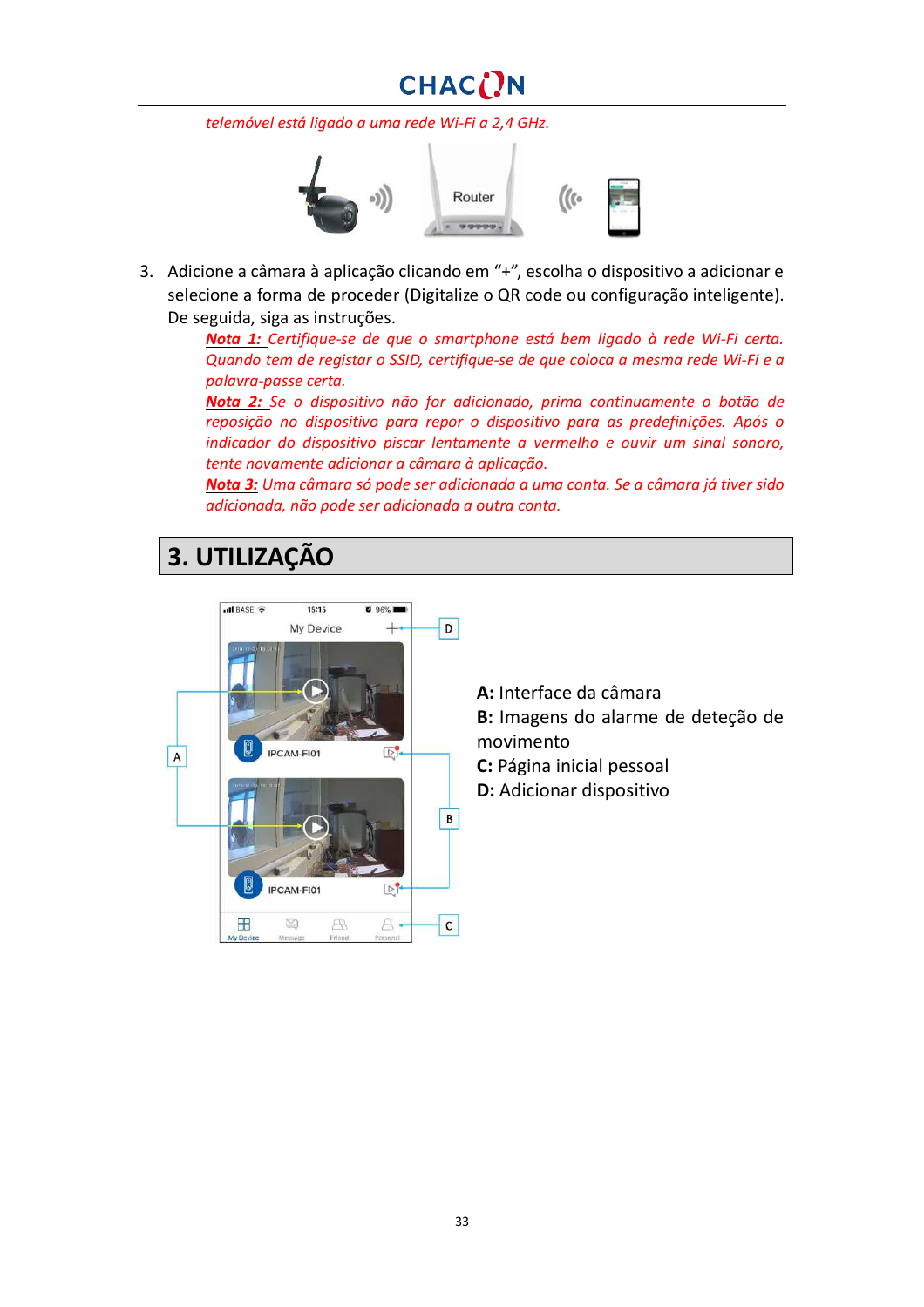*telemóvel está ligado a uma rede Wi-Fi a 2,4 GHz.*

3. Adicione a câmara à aplicação clicando em "+", escolha o dispositivo a adicionar e selecione a forma de proceder (Digitalize o QR code ou configuração inteligente). De seguida, siga as instruções.

   ***Nota 1:*** *Certifique-se de que o smartphone está bem ligado à rede Wi-Fi certa. Quando tem de registar o SSID, certifique-se de que coloca a mesma rede Wi-Fi e a palavra-passe certa.*

   ***Nota 2:*** *Se o dispositivo não for adicionado, prima continuamente o botão de reposição no dispositivo para repor o dispositivo para as predefinições. Após o indicador do dispositivo piscar lentamente a vermelho e ouvir um sinal sonoro, tente novamente adicionar a câmara à aplicação.*

   ***Nota 3:*** *Uma câmara só pode ser adicionada a uma conta. Se a câmara já tiver sido adicionada, não pode ser adicionada a outra conta.*

# 3. UTILIZAÇÃO

**A:** Interface da câmara
**B:** Imagens do alarme de deteção de movimento
**C:** Página inicial pessoal
**D:** Adicionar dispositivo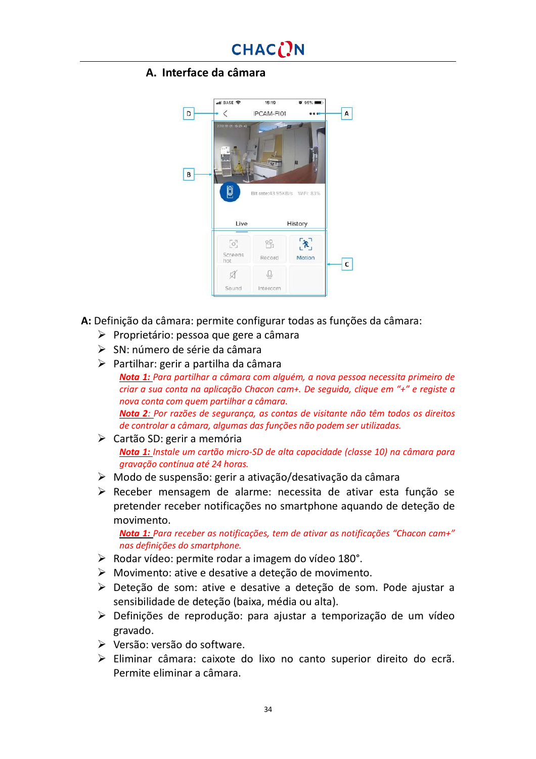## A. Interface da câmara

**A:** Definição da câmara: permite configurar todas as funções da câmara:

- Proprietário: pessoa que gere a câmara
- SN: número de série da câmara
- Partilhar: gerir a partilha da câmara

  ***Nota 1:*** *Para partilhar a câmara com alguém, a nova pessoa necessita primeiro de criar a sua conta na aplicação Chacon cam+. De seguida, clique em "+" e registe a nova conta com quem partilhar a câmara.*

  ***Nota 2:*** *Por razões de segurança, as contas de visitante não têm todos os direitos de controlar a câmara, algumas das funções não podem ser utilizadas.*

- Cartão SD: gerir a memória

  ***Nota 1:*** *Instale um cartão micro-SD de alta capacidade (classe 10) na câmara para gravação contínua até 24 horas.*

- Modo de suspensão: gerir a ativação/desativação da câmara
- Receber mensagem de alarme: necessita de ativar esta função se pretender receber notificações no smartphone aquando de deteção de movimento.

  ***Nota 1:*** *Para receber as notificações, tem de ativar as notificações "Chacon cam+" nas definições do smartphone.*

- Rodar vídeo: permite rodar a imagem do vídeo 180°.
- Movimento: ative e desative a deteção de movimento.
- Deteção de som: ative e desative a deteção de som. Pode ajustar a sensibilidade de deteção (baixa, média ou alta).
- Definições de reprodução: para ajustar a temporização de um vídeo gravado.
- Versão: versão do software.
- Eliminar câmara: caixote do lixo no canto superior direito do ecrã. Permite eliminar a câmara.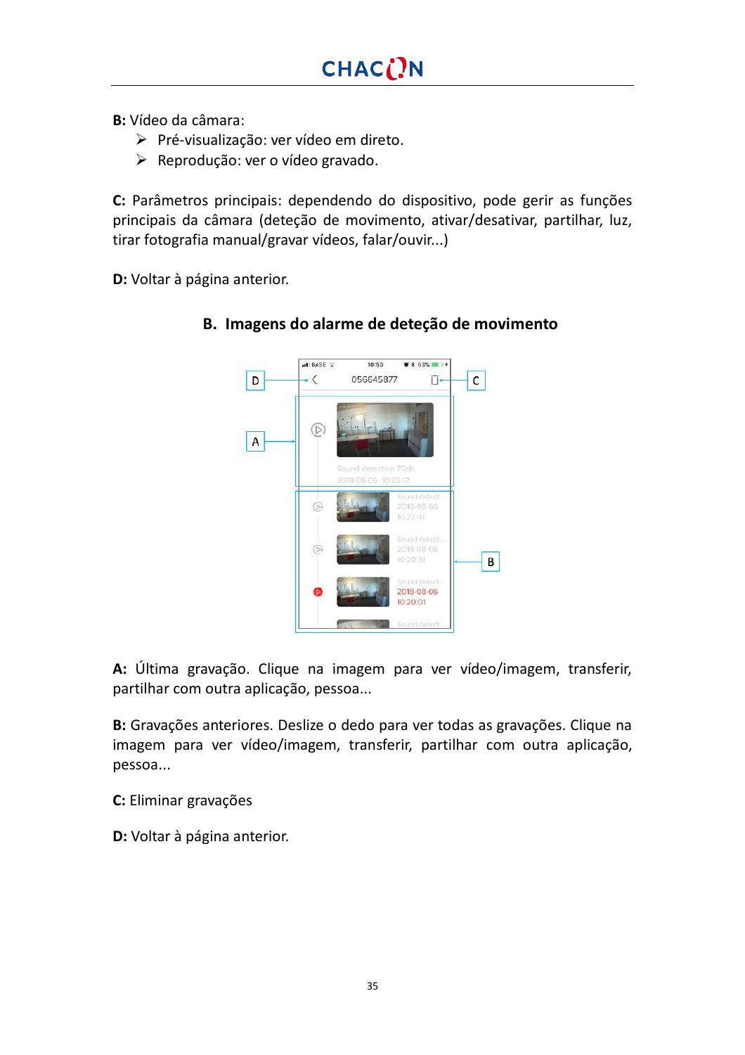**B:** Vídeo da câmara:

- Pré-visualização: ver vídeo em direto.
- Reprodução: ver o vídeo gravado.

**C:** Parâmetros principais: dependendo do dispositivo, pode gerir as funções principais da câmara (deteção de movimento, ativar/desativar, partilhar, luz, tirar fotografia manual/gravar vídeos, falar/ouvir...)

**D:** Voltar à página anterior.

## B. Imagens do alarme de deteção de movimento

**A:** Última gravação. Clique na imagem para ver vídeo/imagem, transferir, partilhar com outra aplicação, pessoa...

**B:** Gravações anteriores. Deslize o dedo para ver todas as gravações. Clique na imagem para ver vídeo/imagem, transferir, partilhar com outra aplicação, pessoa...

**C:** Eliminar gravações

**D:** Voltar à página anterior.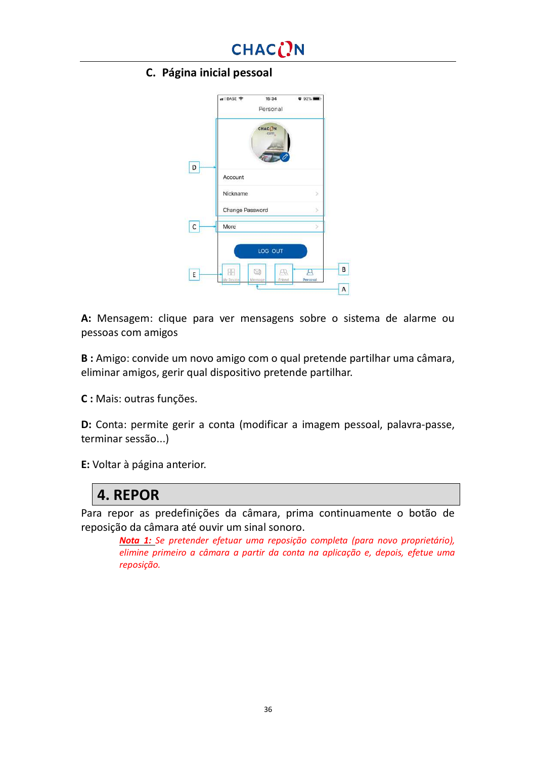## C. Página inicial pessoal

**A:** Mensagem: clique para ver mensagens sobre o sistema de alarme ou pessoas com amigos

**B :** Amigo: convide um novo amigo com o qual pretende partilhar uma câmara, eliminar amigos, gerir qual dispositivo pretende partilhar.

**C :** Mais: outras funções.

**D:** Conta: permite gerir a conta (modificar a imagem pessoal, palavra-passe, terminar sessão...)

**E:** Voltar à página anterior.

# 4. REPOR

Para repor as predefinições da câmara, prima continuamente o botão de reposição da câmara até ouvir um sinal sonoro.

*__Nota 1:__ Se pretender efetuar uma reposição completa (para novo proprietário), elimine primeiro a câmara a partir da conta na aplicação e, depois, efetue uma reposição.*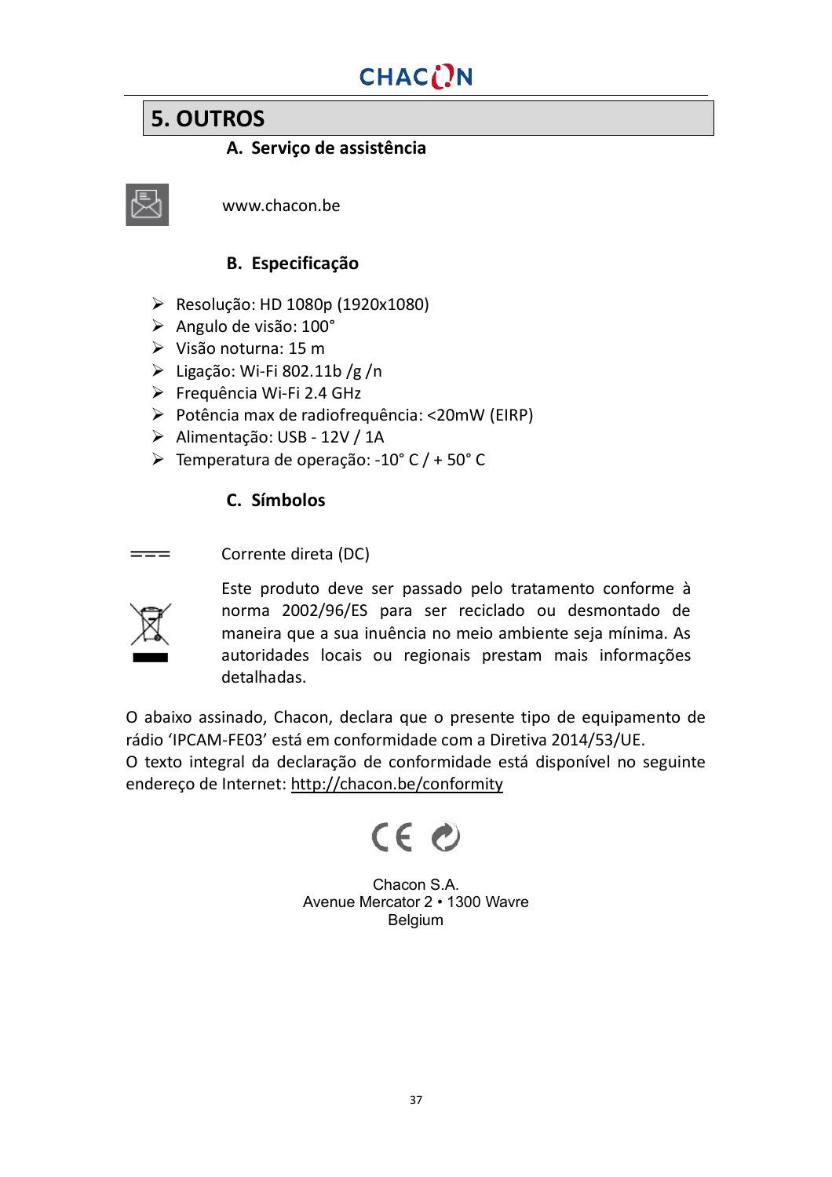## 5. OUTROS

### A. Serviço de assistência

www.chacon.be

### B. Especificação

- Resolução: HD 1080p (1920x1080)
- Angulo de visão: 100°
- Visão noturna: 15 m
- Ligação: Wi-Fi 802.11b /g /n
- Frequência Wi-Fi 2.4 GHz
- Potência max de radiofrequência: <20mW (EIRP)
- Alimentação: USB - 12V / 1A
- Temperatura de operação: -10° C / + 50° C

### C. Símbolos

Corrente direta (DC)

Este produto deve ser passado pelo tratamento conforme à norma 2002/96/ES para ser reciclado ou desmontado de maneira que a sua inuência no meio ambiente seja mínima. As autoridades locais ou regionais prestam mais informações detalhadas.

O abaixo assinado, Chacon, declara que o presente tipo de equipamento de rádio 'IPCAM-FE03' está em conformidade com a Diretiva 2014/53/UE.
O texto integral da declaração de conformidade está disponível no seguinte endereço de Internet: http://chacon.be/conformity

Chacon S.A.
Avenue Mercator 2 • 1300 Wavre
Belgium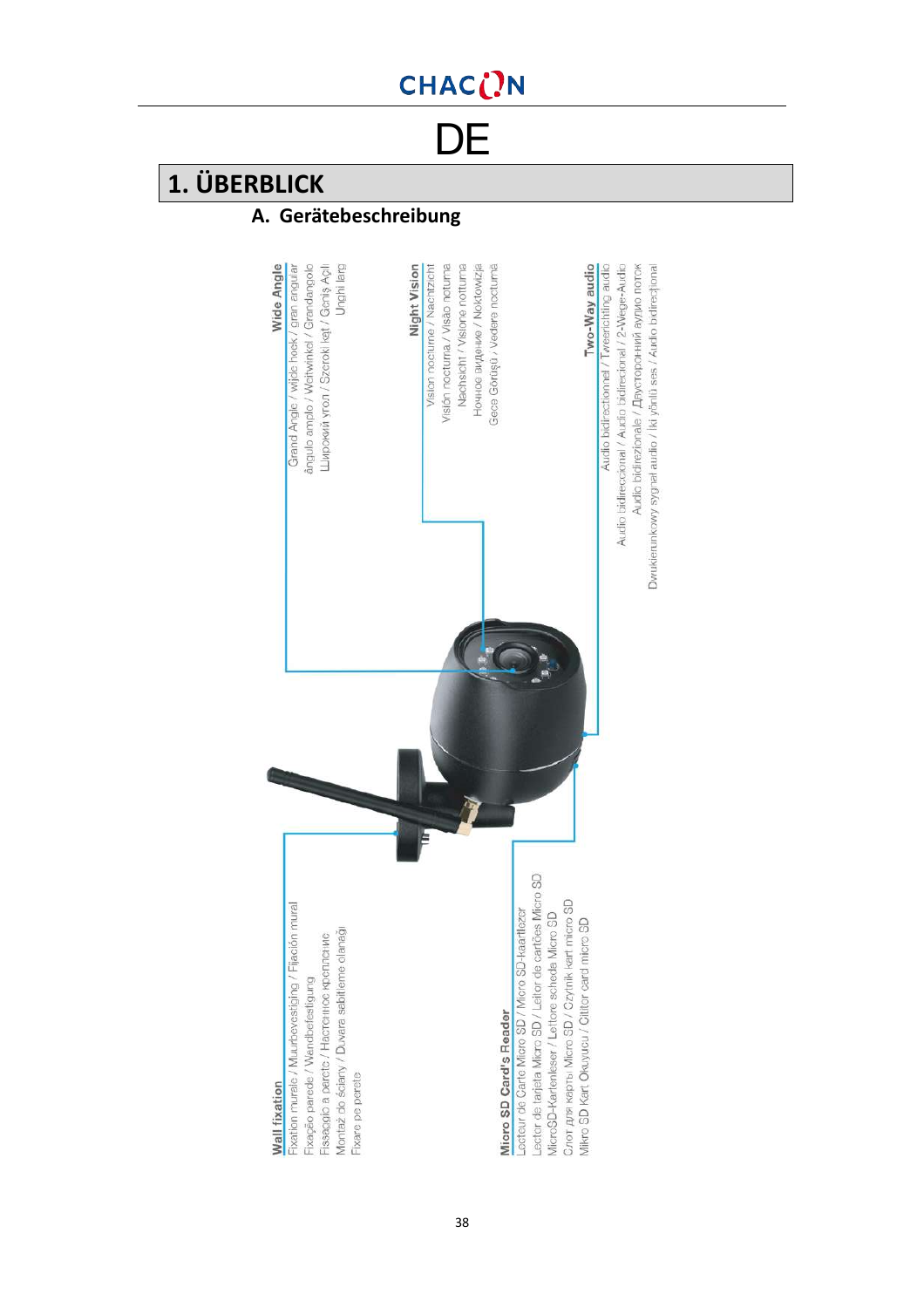# DE

## 1. ÜBERBLICK

### A. Gerätebeschreibung

**Wide Angle**
Grand Angle / wide hoek / gran angular
ângulo amplo / Weitwinkel / Grandangolo
Широкий угол / Szeroki kąt / Geniş Açılı
Unghi larg

**Night Vision**
Vision nocturne / Nachtzicht
Visión nocturna / Visão nocturna
Nachtsicht / Visione notturna
Ночное видение / Noktowizja
Gece Görüşü / Vedere nocturnă

**Two-Way audio**
Audio bidirectionnel / Tweerichting audio
Audio bidireccional / Audio bidirecional / 2-Wege-Audio
Audio bidirezionale / Двусторонний аудио поток
Dwukierunkowy sygnał audio / İki yönlü ses / Audio bidirecțional

**Wall fixation**
Fixation murale / Muurbevestiging / Fijación mural
Fixação parede / Wandbefestigung
Fissaggio a parete / Настенное крепление
Montaż do ściany / Duvara sabitleme olanağı
Fixare pe perete

**Micro SD Card's Reader**
Lecteur de Carte Micro SD / Micro SD-kaartlezer
Lector de tarjeta Micro SD / Leitor de cartões Micro SD
MicroSD-Kartenleser / Lettore scheda Micro SD
Слот для карты Micro SD / Czytnik kart micro SD
Mikro SD Kart Okuyucu / Cititor card micro SD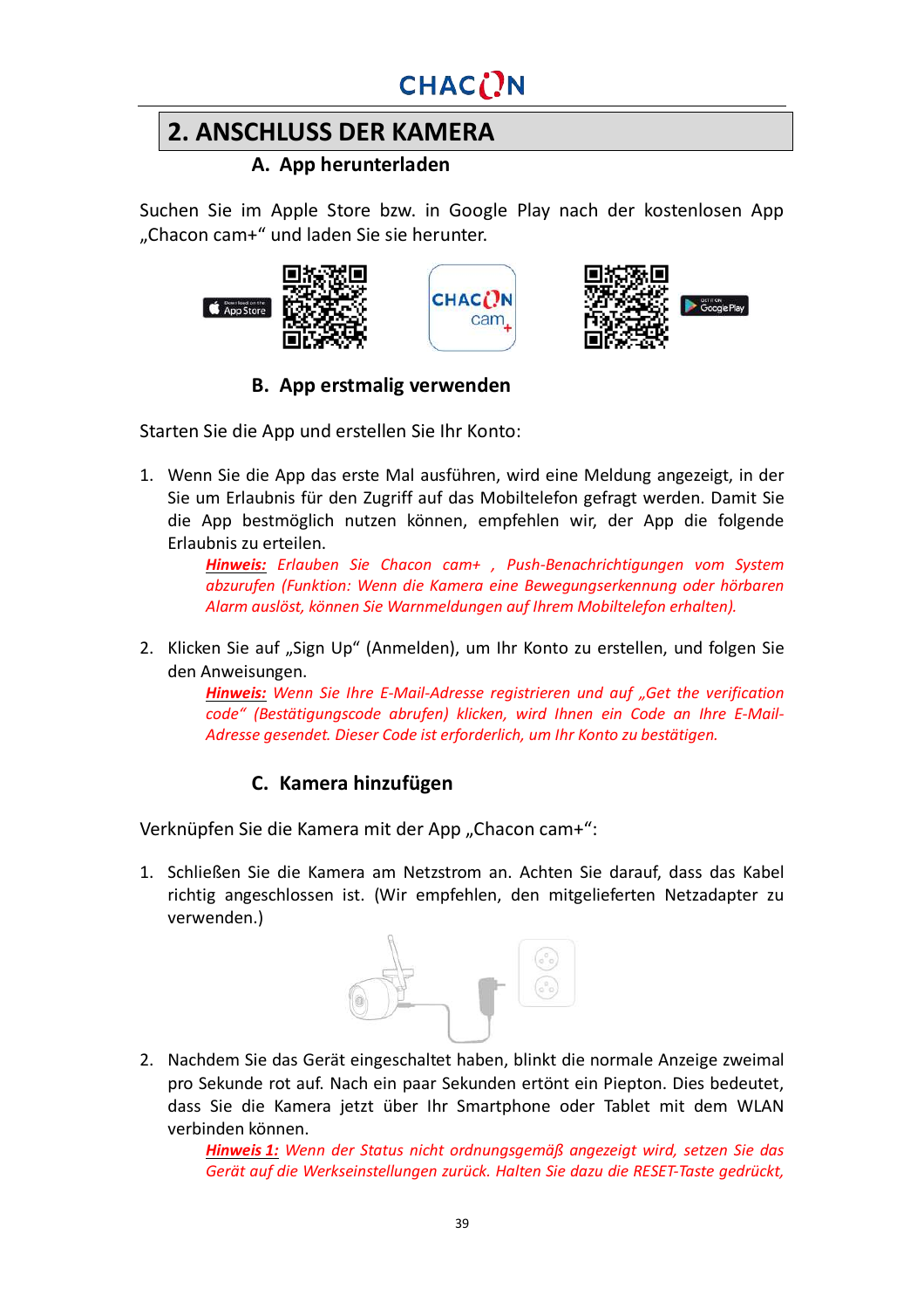## 2. ANSCHLUSS DER KAMERA

### A. App herunterladen

Suchen Sie im Apple Store bzw. in Google Play nach der kostenlosen App „Chacon cam+" und laden Sie sie herunter.

### B. App erstmalig verwenden

Starten Sie die App und erstellen Sie Ihr Konto:

1. Wenn Sie die App das erste Mal ausführen, wird eine Meldung angezeigt, in der Sie um Erlaubnis für den Zugriff auf das Mobiltelefon gefragt werden. Damit Sie die App bestmöglich nutzen können, empfehlen wir, der App die folgende Erlaubnis zu erteilen.

   ***Hinweis:*** *Erlauben Sie Chacon cam+ , Push-Benachrichtigungen vom System abzurufen (Funktion: Wenn die Kamera eine Bewegungserkennung oder hörbaren Alarm auslöst, können Sie Warnmeldungen auf Ihrem Mobiltelefon erhalten).*

2. Klicken Sie auf „Sign Up" (Anmelden), um Ihr Konto zu erstellen, und folgen Sie den Anweisungen.

   ***Hinweis:*** *Wenn Sie Ihre E-Mail-Adresse registrieren und auf „Get the verification code" (Bestätigungscode abrufen) klicken, wird Ihnen ein Code an Ihre E-Mail-Adresse gesendet. Dieser Code ist erforderlich, um Ihr Konto zu bestätigen.*

### C. Kamera hinzufügen

Verknüpfen Sie die Kamera mit der App „Chacon cam+":

1. Schließen Sie die Kamera am Netzstrom an. Achten Sie darauf, dass das Kabel richtig angeschlossen ist. (Wir empfehlen, den mitgelieferten Netzadapter zu verwenden.)

2. Nachdem Sie das Gerät eingeschaltet haben, blinkt die normale Anzeige zweimal pro Sekunde rot auf. Nach ein paar Sekunden ertönt ein Piepton. Dies bedeutet, dass Sie die Kamera jetzt über Ihr Smartphone oder Tablet mit dem WLAN verbinden können.

   ***Hinweis 1:*** *Wenn der Status nicht ordnungsgemäß angezeigt wird, setzen Sie das Gerät auf die Werkseinstellungen zurück. Halten Sie dazu die RESET-Taste gedrückt,*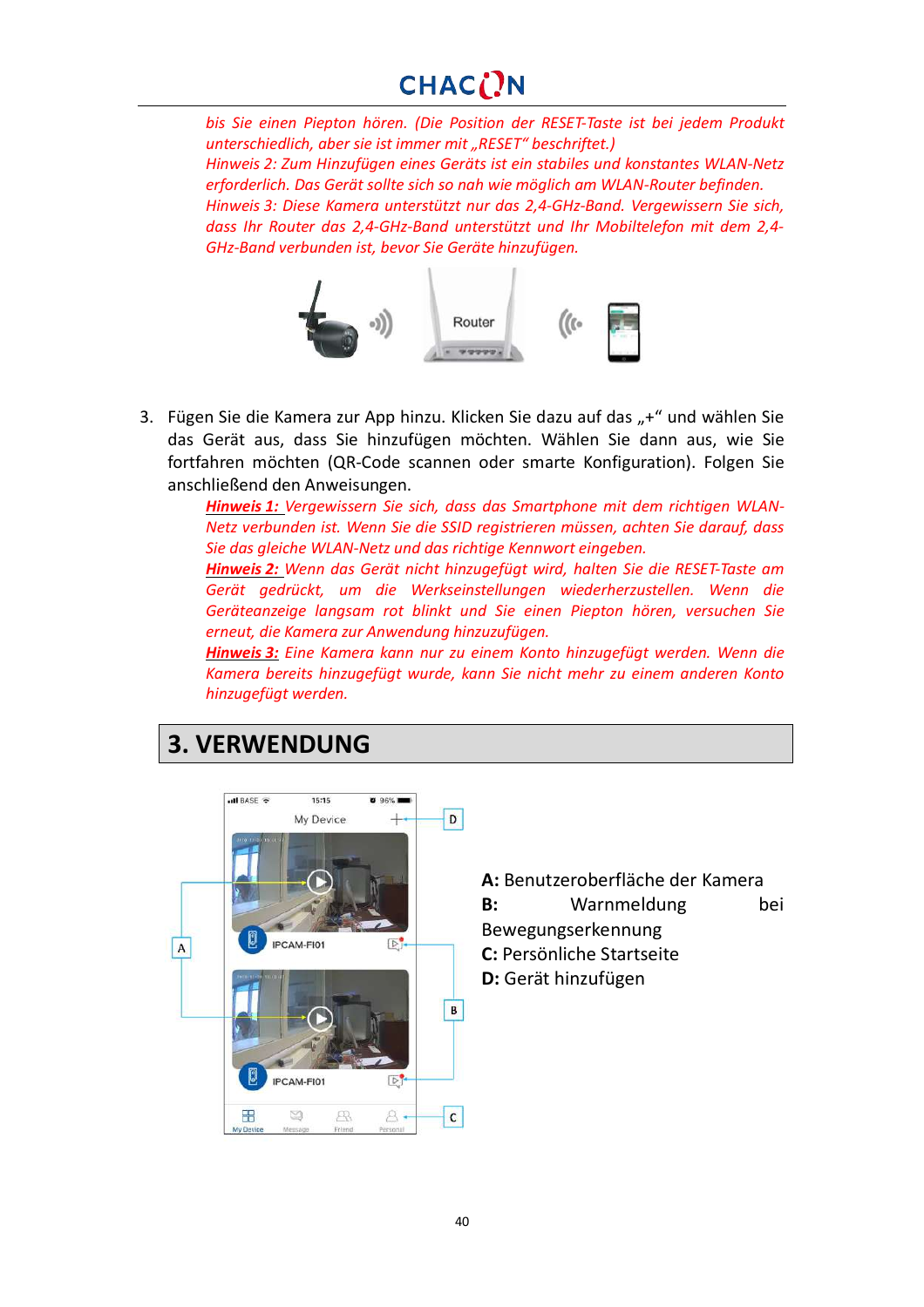*bis Sie einen Piepton hören. (Die Position der RESET-Taste ist bei jedem Produkt unterschiedlich, aber sie ist immer mit „RESET" beschriftet.)*
*Hinweis 2: Zum Hinzufügen eines Geräts ist ein stabiles und konstantes WLAN-Netz erforderlich. Das Gerät sollte sich so nah wie möglich am WLAN-Router befinden.*
*Hinweis 3: Diese Kamera unterstützt nur das 2,4-GHz-Band. Vergewissern Sie sich, dass Ihr Router das 2,4-GHz-Band unterstützt und Ihr Mobiltelefon mit dem 2,4-GHz-Band verbunden ist, bevor Sie Geräte hinzufügen.*

3. Fügen Sie die Kamera zur App hinzu. Klicken Sie dazu auf das „+" und wählen Sie das Gerät aus, dass Sie hinzufügen möchten. Wählen Sie dann aus, wie Sie fortfahren möchten (QR-Code scannen oder smarte Konfiguration). Folgen Sie anschließend den Anweisungen.

   ***Hinweis 1:*** *Vergewissern Sie sich, dass das Smartphone mit dem richtigen WLAN-Netz verbunden ist. Wenn Sie die SSID registrieren müssen, achten Sie darauf, dass Sie das gleiche WLAN-Netz und das richtige Kennwort eingeben.*
   ***Hinweis 2:*** *Wenn das Gerät nicht hinzugefügt wird, halten Sie die RESET-Taste am Gerät gedrückt, um die Werkseinstellungen wiederherzustellen. Wenn die Geräteanzeige langsam rot blinkt und Sie einen Piepton hören, versuchen Sie erneut, die Kamera zur Anwendung hinzuzufügen.*
   ***Hinweis 3:*** *Eine Kamera kann nur zu einem Konto hinzugefügt werden. Wenn die Kamera bereits hinzugefügt wurde, kann Sie nicht mehr zu einem anderen Konto hinzugefügt werden.*

## 3. VERWENDUNG

**A:** Benutzeroberfläche der Kamera
**B:** Warnmeldung bei Bewegungserkennung
**C:** Persönliche Startseite
**D:** Gerät hinzufügen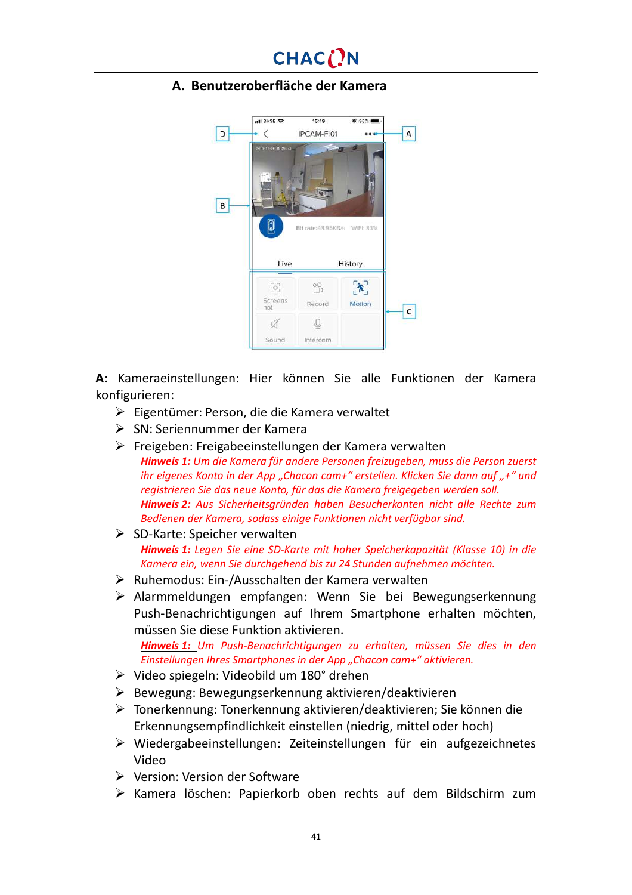## A. Benutzeroberfläche der Kamera

**A:** Kameraeinstellungen: Hier können Sie alle Funktionen der Kamera konfigurieren:

- Eigentümer: Person, die die Kamera verwaltet
- SN: Seriennummer der Kamera
- Freigeben: Freigabeeinstellungen der Kamera verwalten

  ***Hinweis 1:*** *Um die Kamera für andere Personen freizugeben, muss die Person zuerst ihr eigenes Konto in der App „Chacon cam+" erstellen. Klicken Sie dann auf „+" und registrieren Sie das neue Konto, für das die Kamera freigegeben werden soll.*

  ***Hinweis 2:*** *Aus Sicherheitsgründen haben Besucherkonten nicht alle Rechte zum Bedienen der Kamera, sodass einige Funktionen nicht verfügbar sind.*
- SD-Karte: Speicher verwalten

  ***Hinweis 1:*** *Legen Sie eine SD-Karte mit hoher Speicherkapazität (Klasse 10) in die Kamera ein, wenn Sie durchgehend bis zu 24 Stunden aufnehmen möchten.*
- Ruhemodus: Ein-/Ausschalten der Kamera verwalten
- Alarmmeldungen empfangen: Wenn Sie bei Bewegungserkennung Push-Benachrichtigungen auf Ihrem Smartphone erhalten möchten, müssen Sie diese Funktion aktivieren.

  ***Hinweis 1:*** *Um Push-Benachrichtigungen zu erhalten, müssen Sie dies in den Einstellungen Ihres Smartphones in der App „Chacon cam+" aktivieren.*
- Video spiegeln: Videobild um 180° drehen
- Bewegung: Bewegungserkennung aktivieren/deaktivieren
- Tonerkennung: Tonerkennung aktivieren/deaktivieren; Sie können die Erkennungsempfindlichkeit einstellen (niedrig, mittel oder hoch)
- Wiedergabeeinstellungen: Zeiteinstellungen für ein aufgezeichnetes Video
- Version: Version der Software
- Kamera löschen: Papierkorb oben rechts auf dem Bildschirm zum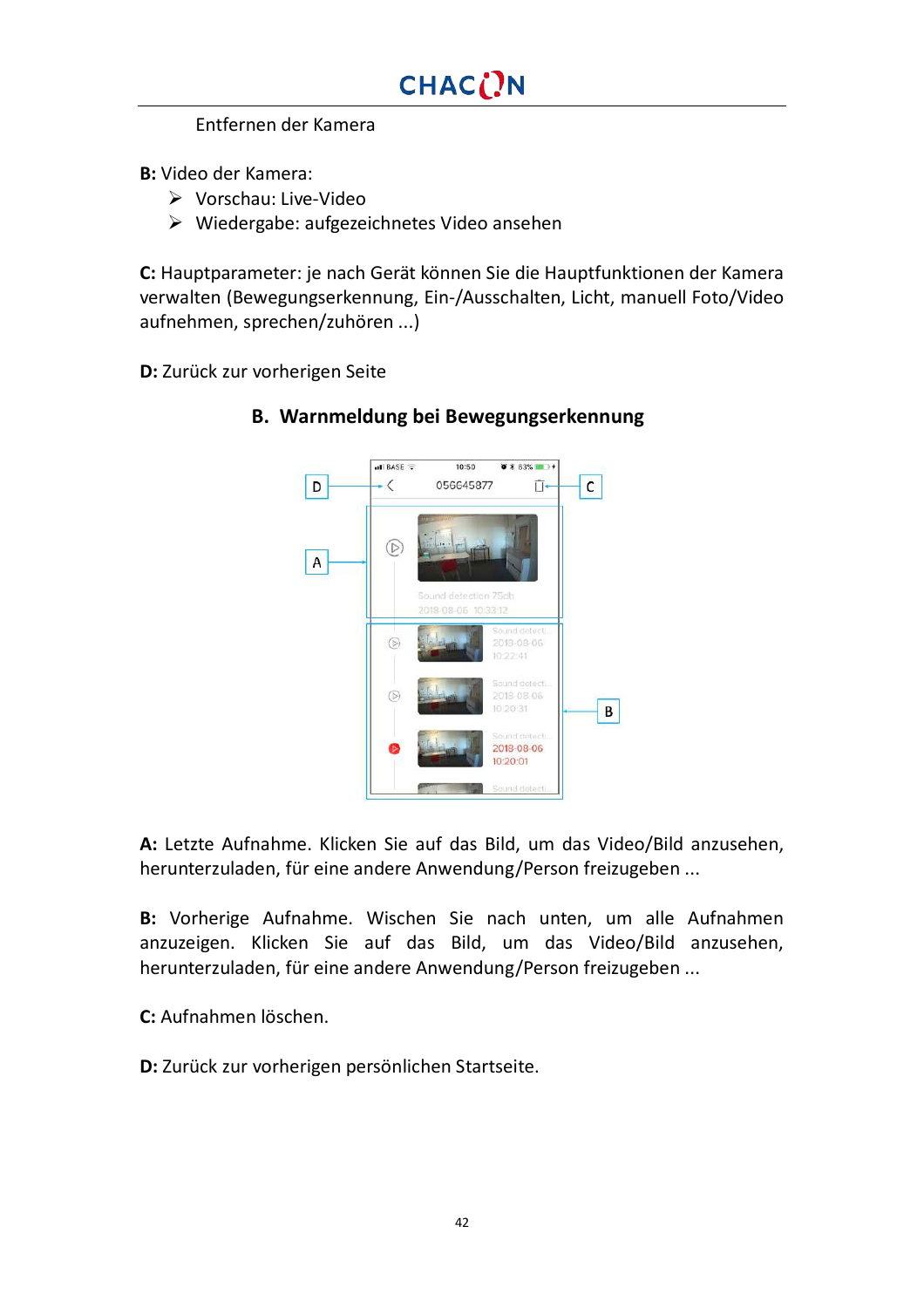Entfernen der Kamera

**B:** Video der Kamera:

- Vorschau: Live-Video
- Wiedergabe: aufgezeichnetes Video ansehen

**C:** Hauptparameter: je nach Gerät können Sie die Hauptfunktionen der Kamera verwalten (Bewegungserkennung, Ein-/Ausschalten, Licht, manuell Foto/Video aufnehmen, sprechen/zuhören ...)

**D:** Zurück zur vorherigen Seite

## B. Warnmeldung bei Bewegungserkennung

**A:** Letzte Aufnahme. Klicken Sie auf das Bild, um das Video/Bild anzusehen, herunterzuladen, für eine andere Anwendung/Person freizugeben ...

**B:** Vorherige Aufnahme. Wischen Sie nach unten, um alle Aufnahmen anzuzeigen. Klicken Sie auf das Bild, um das Video/Bild anzusehen, herunterzuladen, für eine andere Anwendung/Person freizugeben ...

**C:** Aufnahmen löschen.

**D:** Zurück zur vorherigen persönlichen Startseite.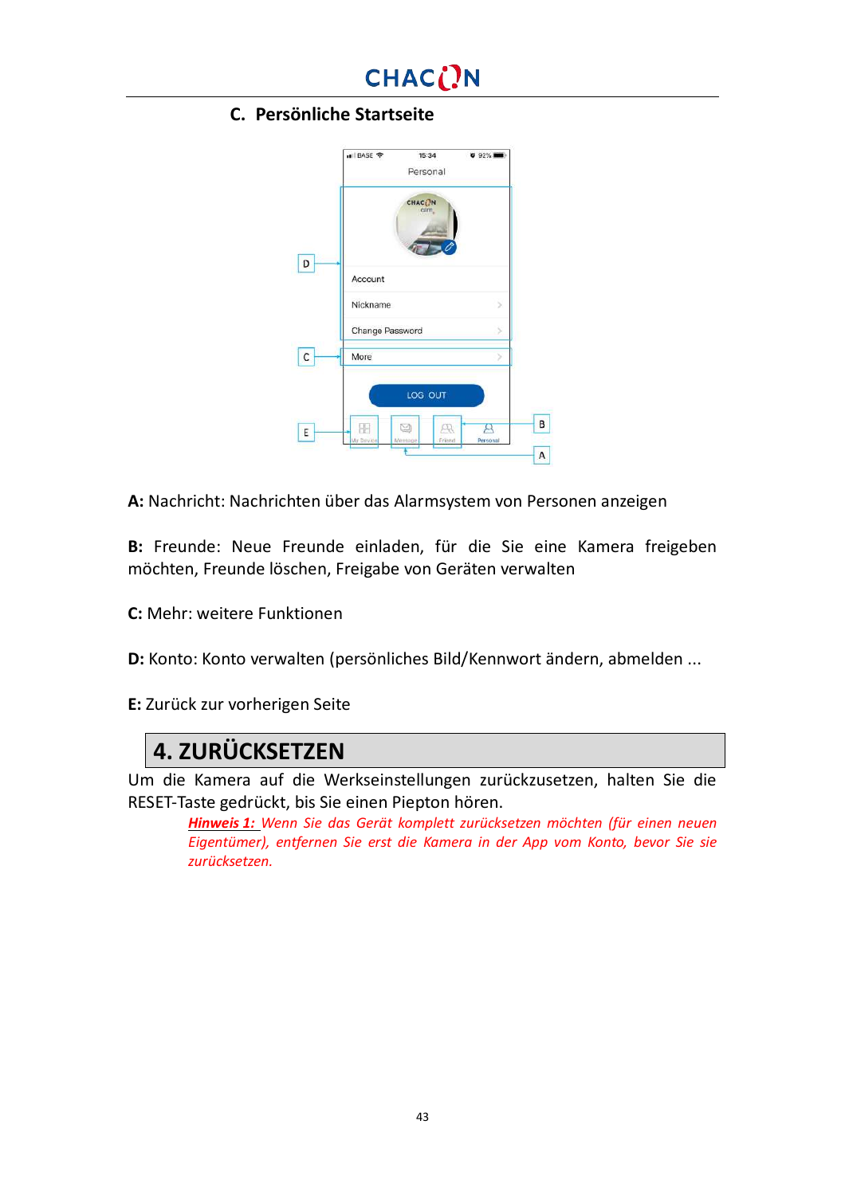## C. Persönliche Startseite

**A:** Nachricht: Nachrichten über das Alarmsystem von Personen anzeigen

**B:** Freunde: Neue Freunde einladen, für die Sie eine Kamera freigeben möchten, Freunde löschen, Freigabe von Geräten verwalten

**C:** Mehr: weitere Funktionen

**D:** Konto: Konto verwalten (persönliches Bild/Kennwort ändern, abmelden ...

**E:** Zurück zur vorherigen Seite

# 4. ZURÜCKSETZEN

Um die Kamera auf die Werkseinstellungen zurückzusetzen, halten Sie die RESET-Taste gedrückt, bis Sie einen Piepton hören.

> ***Hinweis 1:*** *Wenn Sie das Gerät komplett zurücksetzen möchten (für einen neuen Eigentümer), entfernen Sie erst die Kamera in der App vom Konto, bevor Sie sie zurücksetzen.*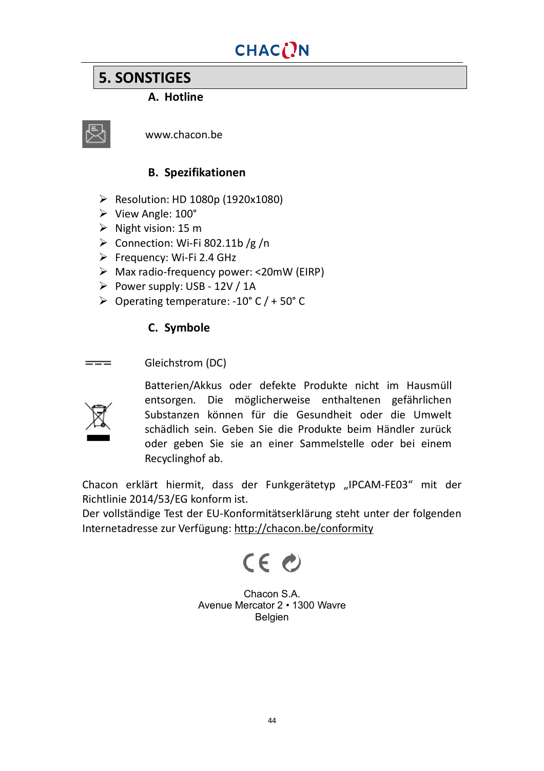## 5. SONSTIGES

### A. Hotline

www.chacon.be

### B. Spezifikationen

- Resolution: HD 1080p (1920x1080)
- View Angle: 100°
- Night vision: 15 m
- Connection: Wi-Fi 802.11b /g /n
- Frequency: Wi-Fi 2.4 GHz
- Max radio-frequency power: <20mW (EIRP)
- Power supply: USB - 12V / 1A
- Operating temperature: -10° C / + 50° C

### C. Symbole

Gleichstrom (DC)

Batterien/Akkus oder defekte Produkte nicht im Hausmüll entsorgen. Die möglicherweise enthaltenen gefährlichen Substanzen können für die Gesundheit oder die Umwelt schädlich sein. Geben Sie die Produkte beim Händler zurück oder geben Sie sie an einer Sammelstelle oder bei einem Recyclinghof ab.

Chacon erklärt hiermit, dass der Funkgerätetyp „IPCAM-FE03“ mit der Richtlinie 2014/53/EG konform ist.
Der vollständige Test der EU-Konformitätserklärung steht unter der folgenden Internetadresse zur Verfügung: http://chacon.be/conformity

Chacon S.A.
Avenue Mercator 2 • 1300 Wavre
Belgien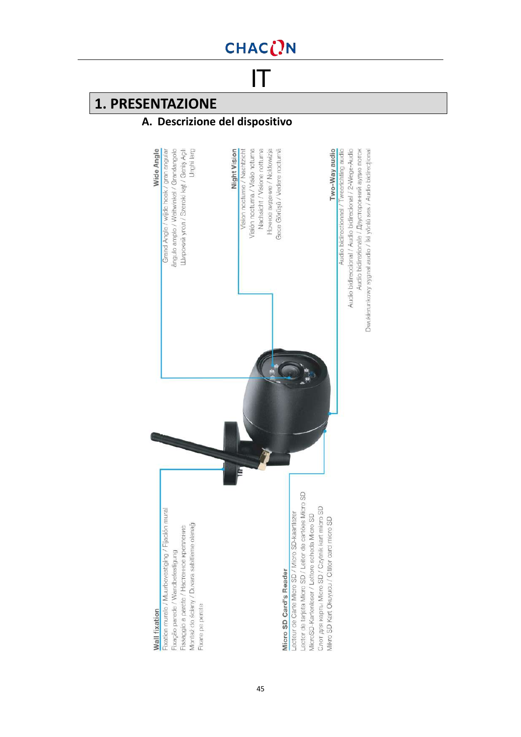# IT

## 1. PRESENTAZIONE

### A. Descrizione del dispositivo

**Wide Angle**
Grand Angle / wide hoek / gran angular
ângulo amplo / Weitwinkel / Grandangolo
Широкий угол / Szeroki kąt / Geniş Açılı
Unghi larg

**Night Vision**
Vision nocturne / Nachtzicht
Visión nocturna / Visão noturna
Nachtsicht / Visione notturna
Ночное видение / Noktowizja
Gece Görüşü / Vedere nocturnă

**Two-Way audio**
Audio bidirectionnel / Tweerichting audio
Audio bidireccional / Audio bidirecional / 2-Wege-Audio
Audio bidirezionale / Двусторонний аудио поток
Dwukierunkowy sygnał audio / İki yönlü ses / Audio bidirecțional

**Wall fixation**
Fixation murale / Muurbevestiging / Fijación mural
Fixação parede / Wandbefestigung
Fissaggio a parete / Настенное крепление
Montaż do ściany / Duvara sabitleme olanağı
Fixare pe perete

**Micro SD Card's Reader**
Lecteur de Carte Micro SD / Micro SD-kaartlezer
Lector de tarjeta Micro SD / Leitor de cartões Micro SD
MicroSD-Kartenleser / Lettore scheda Micro SD
Слот для карты Micro SD / Czytnik kart micro SD
Mikro SD Kart Okuyucu / Cititor card micro SD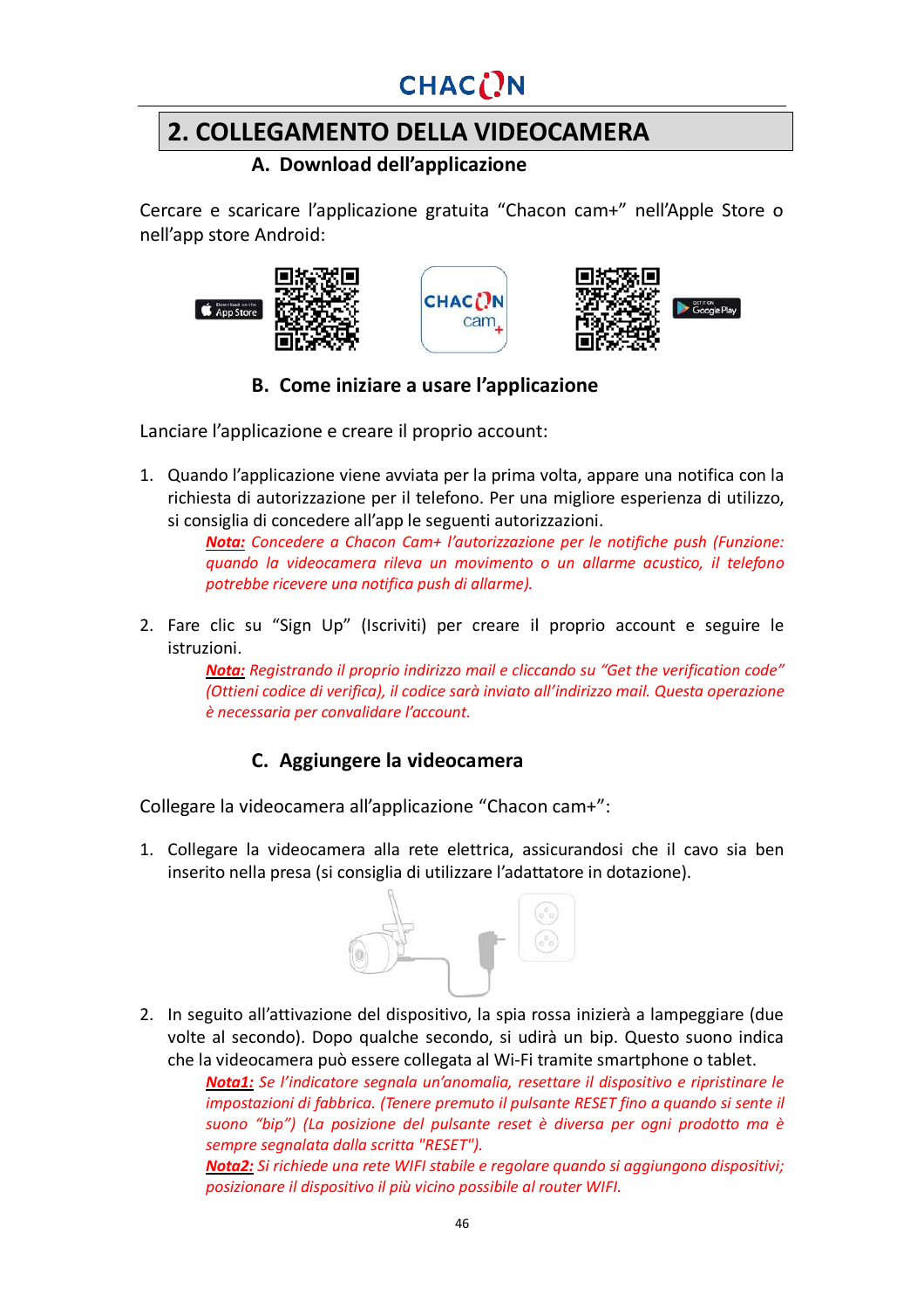## 2. COLLEGAMENTO DELLA VIDEOCAMERA

### A. Download dell'applicazione

Cercare e scaricare l'applicazione gratuita "Chacon cam+" nell'Apple Store o nell'app store Android:

### B. Come iniziare a usare l'applicazione

Lanciare l'applicazione e creare il proprio account:

1. Quando l'applicazione viene avviata per la prima volta, appare una notifica con la richiesta di autorizzazione per il telefono. Per una migliore esperienza di utilizzo, si consiglia di concedere all'app le seguenti autorizzazioni.

   ***Nota:*** *Concedere a Chacon Cam+ l'autorizzazione per le notifiche push (Funzione: quando la videocamera rileva un movimento o un allarme acustico, il telefono potrebbe ricevere una notifica push di allarme).*

2. Fare clic su "Sign Up" (Iscriviti) per creare il proprio account e seguire le istruzioni.

   ***Nota:*** *Registrando il proprio indirizzo mail e cliccando su "Get the verification code" (Ottieni codice di verifica), il codice sarà inviato all'indirizzo mail. Questa operazione è necessaria per convalidare l'account.*

### C. Aggiungere la videocamera

Collegare la videocamera all'applicazione "Chacon cam+":

1. Collegare la videocamera alla rete elettrica, assicurandosi che il cavo sia ben inserito nella presa (si consiglia di utilizzare l'adattatore in dotazione).

2. In seguito all'attivazione del dispositivo, la spia rossa inizierà a lampeggiare (due volte al secondo). Dopo qualche secondo, si udirà un bip. Questo suono indica che la videocamera può essere collegata al Wi-Fi tramite smartphone o tablet.

   ***Nota1:*** *Se l'indicatore segnala un'anomalia, resettare il dispositivo e ripristinare le impostazioni di fabbrica. (Tenere premuto il pulsante RESET fino a quando si sente il suono "bip") (La posizione del pulsante reset è diversa per ogni prodotto ma è sempre segnalata dalla scritta "RESET").*

   ***Nota2:*** *Si richiede una rete WIFI stabile e regolare quando si aggiungono dispositivi; posizionare il dispositivo il più vicino possibile al router WIFI.*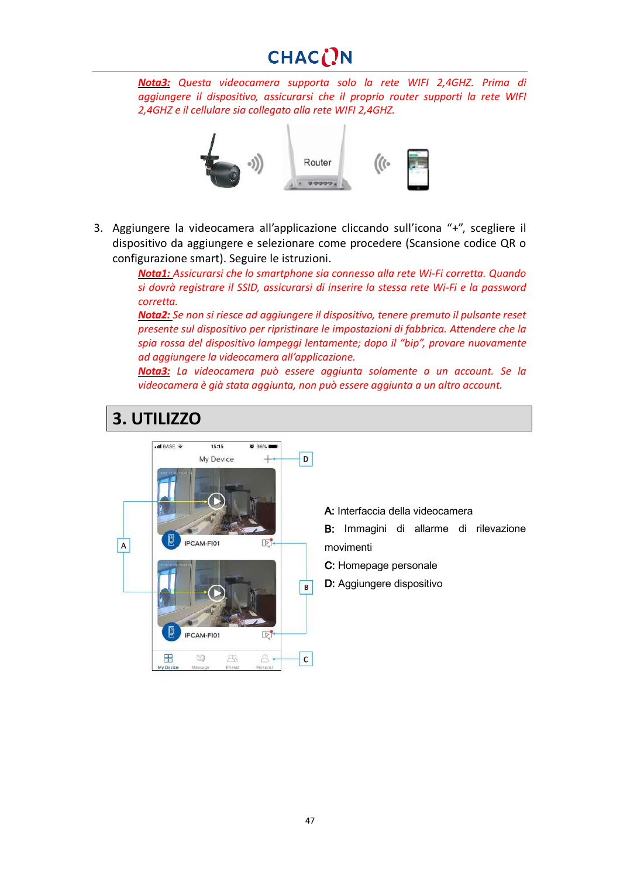***Nota3:*** *Questa videocamera supporta solo la rete WIFI 2,4GHZ. Prima di aggiungere il dispositivo, assicurarsi che il proprio router supporti la rete WIFI 2,4GHZ e il cellulare sia collegato alla rete WIFI 2,4GHZ.*

3. Aggiungere la videocamera all'applicazione cliccando sull'icona "+", scegliere il dispositivo da aggiungere e selezionare come procedere (Scansione codice QR o configurazione smart). Seguire le istruzioni.

   ***Nota1:*** *Assicurarsi che lo smartphone sia connesso alla rete Wi-Fi corretta. Quando si dovrà registrare il SSID, assicurarsi di inserire la stessa rete Wi-Fi e la password corretta.*

   ***Nota2:*** *Se non si riesce ad aggiungere il dispositivo, tenere premuto il pulsante reset presente sul dispositivo per ripristinare le impostazioni di fabbrica. Attendere che la spia rossa del dispositivo lampeggi lentamente; dopo il "bip", provare nuovamente ad aggiungere la videocamera all'applicazione.*

   ***Nota3:*** *La videocamera può essere aggiunta solamente a un account. Se la videocamera è già stata aggiunta, non può essere aggiunta a un altro account.*

# 3. UTILIZZO

**A:** Interfaccia della videocamera

**B:** Immagini di allarme di rilevazione movimenti

**C:** Homepage personale

**D:** Aggiungere dispositivo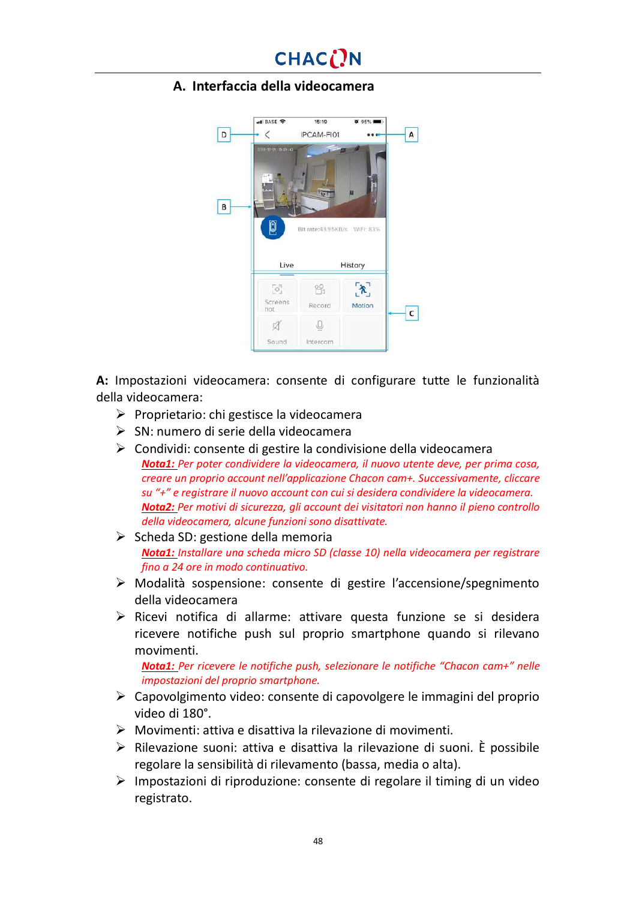## A. Interfaccia della videocamera

**A:** Impostazioni videocamera: consente di configurare tutte le funzionalità della videocamera:

- Proprietario: chi gestisce la videocamera
- SN: numero di serie della videocamera
- Condividi: consente di gestire la condivisione della videocamera
  ***Nota1:*** *Per poter condividere la videocamera, il nuovo utente deve, per prima cosa, creare un proprio account nell'applicazione Chacon cam+. Successivamente, cliccare su "+" e registrare il nuovo account con cui si desidera condividere la videocamera.*
  ***Nota2:*** *Per motivi di sicurezza, gli account dei visitatori non hanno il pieno controllo della videocamera, alcune funzioni sono disattivate.*
- Scheda SD: gestione della memoria
  ***Nota1:*** *Installare una scheda micro SD (classe 10) nella videocamera per registrare fino a 24 ore in modo continuativo.*
- Modalità sospensione: consente di gestire l'accensione/spegnimento della videocamera
- Ricevi notifica di allarme: attivare questa funzione se si desidera ricevere notifiche push sul proprio smartphone quando si rilevano movimenti.
  ***Nota1:*** *Per ricevere le notifiche push, selezionare le notifiche "Chacon cam+" nelle impostazioni del proprio smartphone.*
- Capovolgimento video: consente di capovolgere le immagini del proprio video di 180°.
- Movimenti: attiva e disattiva la rilevazione di movimenti.
- Rilevazione suoni: attiva e disattiva la rilevazione di suoni. È possibile regolare la sensibilità di rilevamento (bassa, media o alta).
- Impostazioni di riproduzione: consente di regolare il timing di un video registrato.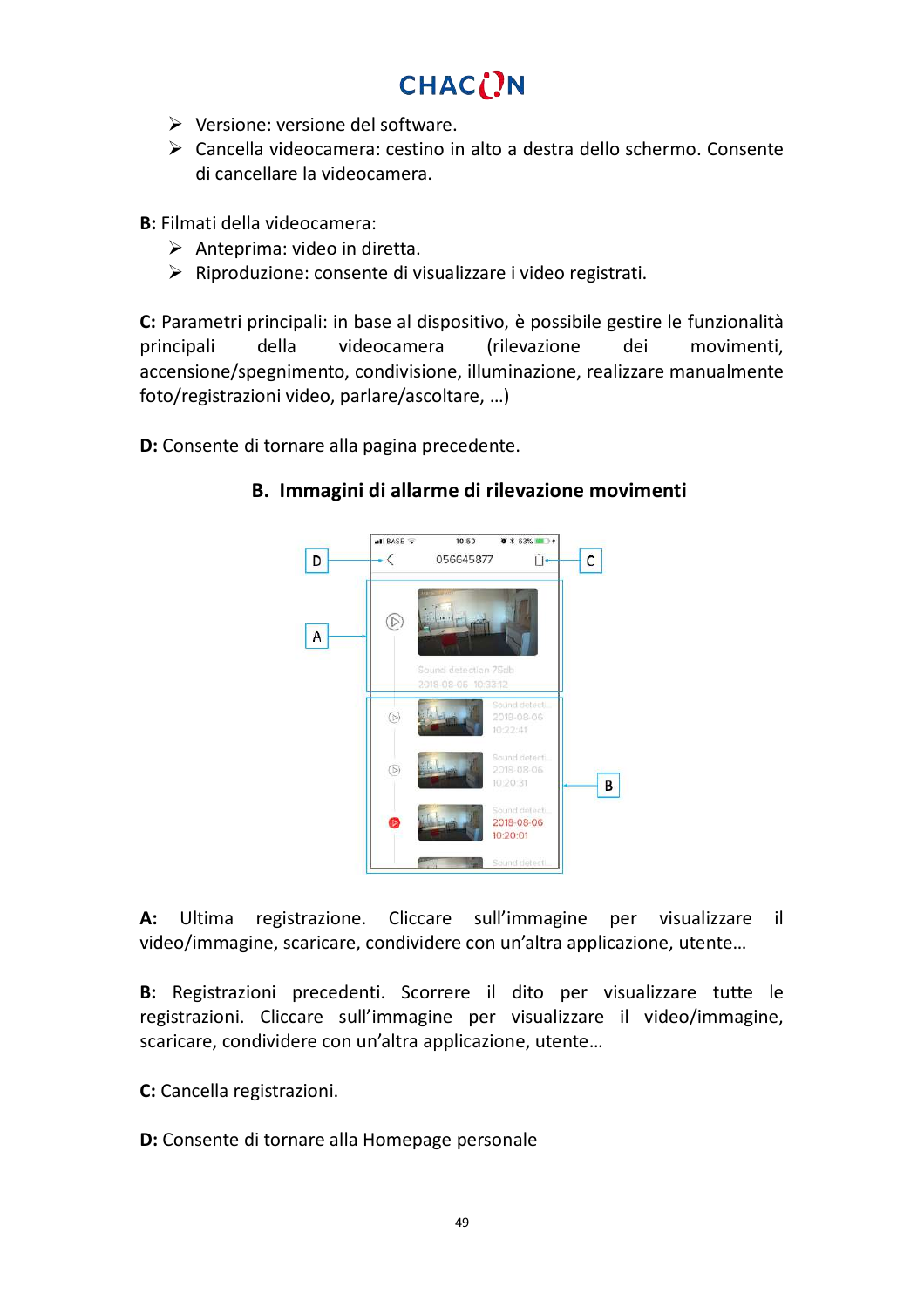- Versione: versione del software.
- Cancella videocamera: cestino in alto a destra dello schermo. Consente di cancellare la videocamera.

**B:** Filmati della videocamera:

- Anteprima: video in diretta.
- Riproduzione: consente di visualizzare i video registrati.

**C:** Parametri principali: in base al dispositivo, è possibile gestire le funzionalità principali della videocamera (rilevazione dei movimenti, accensione/spegnimento, condivisione, illuminazione, realizzare manualmente foto/registrazioni video, parlare/ascoltare, …)

**D:** Consente di tornare alla pagina precedente.

## B. Immagini di allarme di rilevazione movimenti

**A:** Ultima registrazione. Cliccare sull'immagine per visualizzare il video/immagine, scaricare, condividere con un'altra applicazione, utente…

**B:** Registrazioni precedenti. Scorrere il dito per visualizzare tutte le registrazioni. Cliccare sull'immagine per visualizzare il video/immagine, scaricare, condividere con un'altra applicazione, utente…

**C:** Cancella registrazioni.

**D:** Consente di tornare alla Homepage personale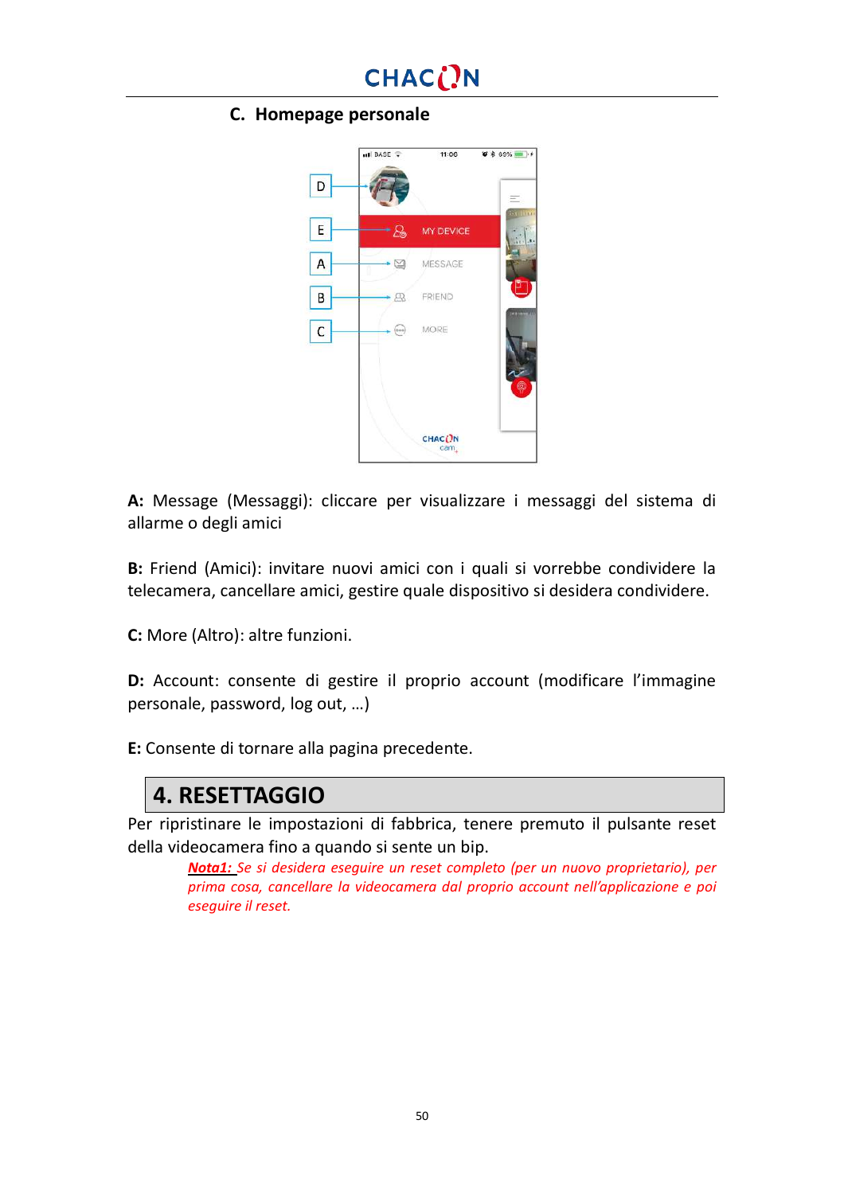### C. Homepage personale

**A:** Message (Messaggi): cliccare per visualizzare i messaggi del sistema di allarme o degli amici

**B:** Friend (Amici): invitare nuovi amici con i quali si vorrebbe condividere la telecamera, cancellare amici, gestire quale dispositivo si desidera condividere.

**C:** More (Altro): altre funzioni.

**D:** Account: consente di gestire il proprio account (modificare l'immagine personale, password, log out, …)

**E:** Consente di tornare alla pagina precedente.

## 4. RESETTAGGIO

Per ripristinare le impostazioni di fabbrica, tenere premuto il pulsante reset della videocamera fino a quando si sente un bip.

> ***Nota1:*** *Se si desidera eseguire un reset completo (per un nuovo proprietario), per prima cosa, cancellare la videocamera dal proprio account nell'applicazione e poi eseguire il reset.*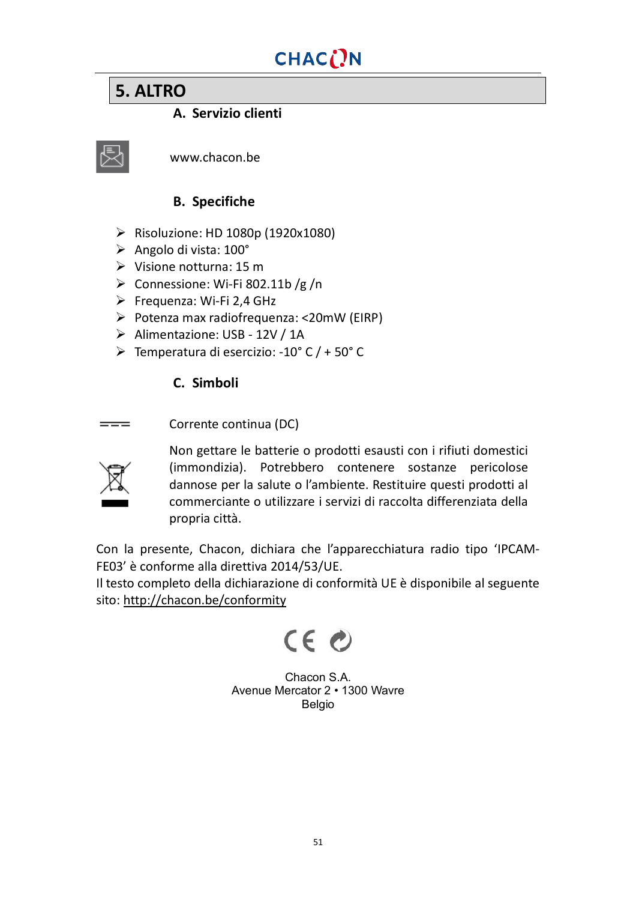## 5. ALTRO

### A. Servizio clienti

www.chacon.be

### B. Specifiche

- Risoluzione: HD 1080p (1920x1080)
- Angolo di vista: 100°
- Visione notturna: 15 m
- Connessione: Wi-Fi 802.11b /g /n
- Frequenza: Wi-Fi 2,4 GHz
- Potenza max radiofrequenza: <20mW (EIRP)
- Alimentazione: USB - 12V / 1A
- Temperatura di esercizio: -10° C / + 50° C

### C. Simboli

Corrente continua (DC)

Non gettare le batterie o prodotti esausti con i rifiuti domestici (immondizia). Potrebbero contenere sostanze pericolose dannose per la salute o l'ambiente. Restituire questi prodotti al commerciante o utilizzare i servizi di raccolta differenziata della propria città.

Con la presente, Chacon, dichiara che l'apparecchiatura radio tipo 'IPCAM-FE03' è conforme alla direttiva 2014/53/UE.
Il testo completo della dichiarazione di conformità UE è disponibile al seguente sito: http://chacon.be/conformity

Chacon S.A.
Avenue Mercator 2 • 1300 Wavre
Belgio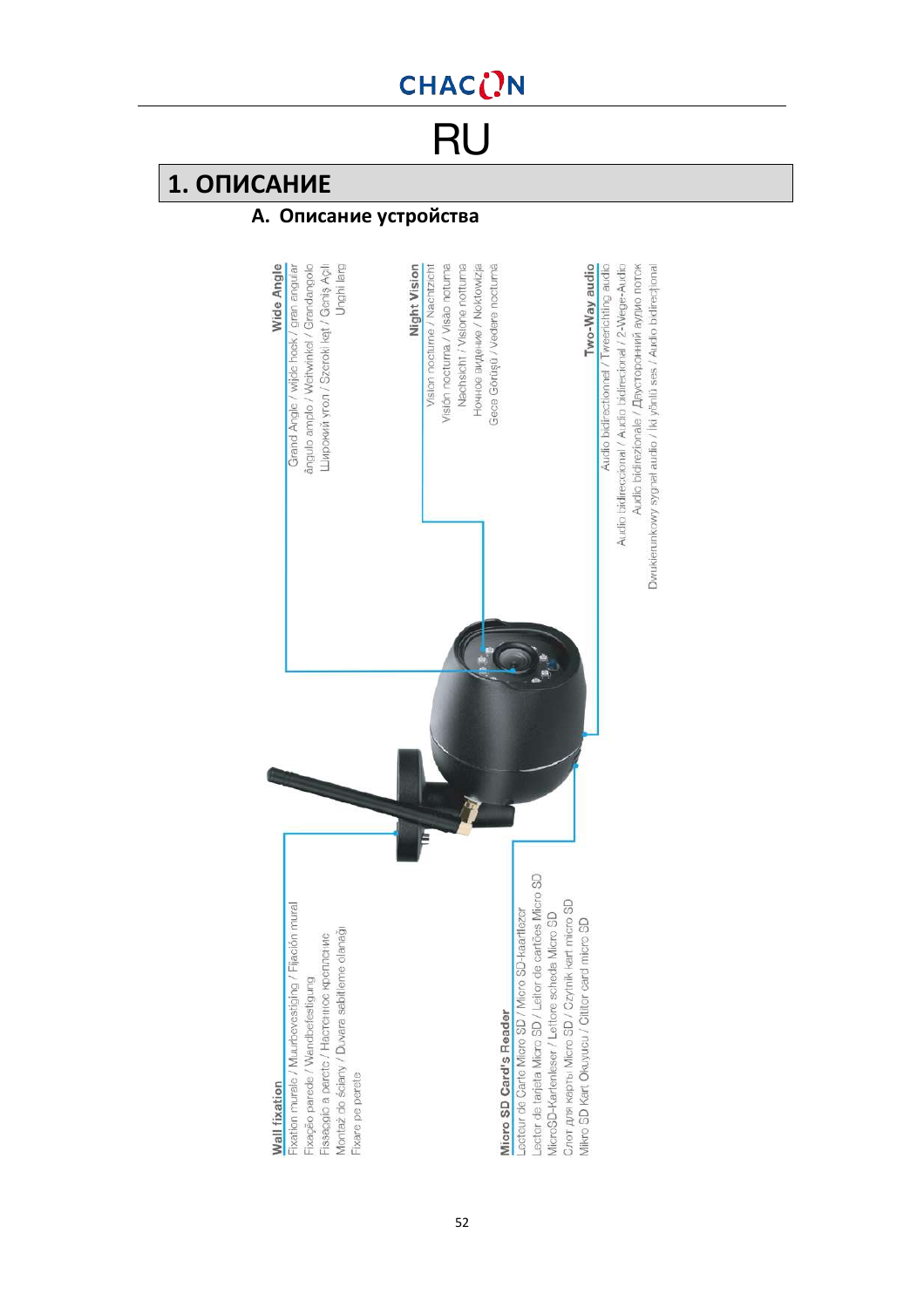# RU

## 1. ОПИСАНИЕ

### A. Описание устройства

**Wide Angle**
Grand Angle / wide hoek / gran angular
ângulo amplo / Weitwinkel / Grandangolo
Широкий угол / Szeroki kąt / Geniş Açılı
Unghi larg

**Night Vision**
Vision nocturne / Nachtzicht
Visión nocturna / Visão nottuma
Nachtsicht / Visione notturna
Ночное видение / Noktowizja
Gece Görüşü / Vedere nocturnă

**Two-Way audio**
Audio bidirectionnel / Tweerichting audio
Audio bidireccional / Audio bidirecional / 2-Wege-Audio
Audio bidirezionale / Двусторонний аудио поток
Dwukierunkowy sygnał audio / İki yönlü ses / Audio bidirecțional

**Wall fixation**
Fixation murale / Muurbevestiging / Fijación mural
Fixação parede / Wandbefestigung
Fissaggio a parete / Настенное крепление
Montaż do ściany / Duvara sabitleme olanağı
Fixare pe perete

**Micro SD Card's Reader**
Lecteur de Carte Micro SD / Micro SD-kaartlezer
Lector de tarjeta Micro SD / Leitor de cartões Micro SD
MicroSD-Kartenleser / Lettore scheda Micro SD
Слот для карты Micro SD / Czytnik kart micro SD
Mikro SD Kart Okuyucu / Cititor card micro SD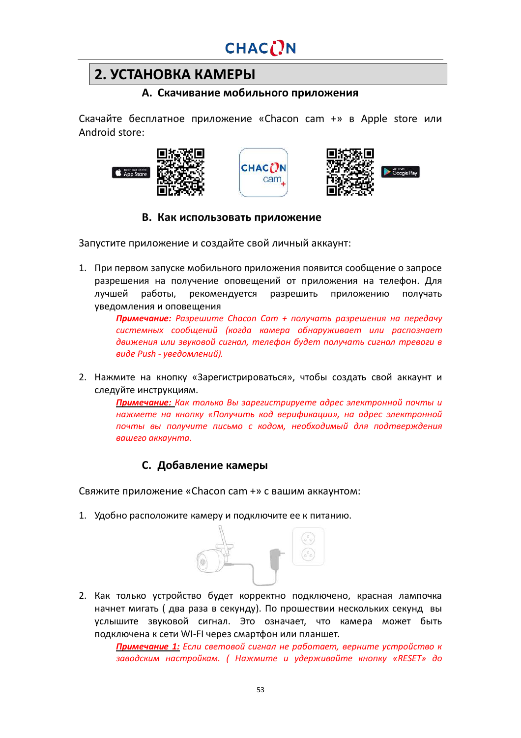## 2. УСТАНОВКА КАМЕРЫ

### A. Скачивание мобильного приложения

Скачайте бесплатное приложение «Chacon cam +» в Apple store или Android store:

### B. Как использовать приложение

Запустите приложение и создайте свой личный аккаунт:

1. При первом запуске мобильного приложения появится сообщение о запросе разрешения на получение оповещений от приложения на телефон. Для лучшей работы, рекомендуется разрешить приложению получать уведомления и оповещения

   ***Примечание:*** *Разрешите Chacon Cam + получать разрешения на передачу системных сообщений (когда камера обнаруживает или распознает движения или звуковой сигнал, телефон будет получать сигнал тревоги в виде Push - уведомлений).*

2. Нажмите на кнопку «Зарегистрироваться», чтобы создать свой аккаунт и следуйте инструкциям.

   ***Примечание:*** *Как только Вы зарегистрируете адрес электронной почты и нажмете на кнопку «Получить код верификации», на адрес электронной почты вы получите письмо с кодом, необходимый для подтверждения вашего аккаунта.*

### C. Добавление камеры

Свяжите приложение «Chacon cam +» с вашим аккаунтом:

1. Удобно расположите камеру и подключите ее к питанию.

2. Как только устройство будет корректно подключено, красная лампочка начнет мигать ( два раза в секунду). По прошествии нескольких секунд вы услышите звуковой сигнал. Это означает, что камера может быть подключена к сети WI-FI через смартфон или планшет.

   ***Примечание 1:*** *Если световой сигнал не работает, верните устройство к заводским настройкам. ( Нажмите и удерживайте кнопку «RESET» до*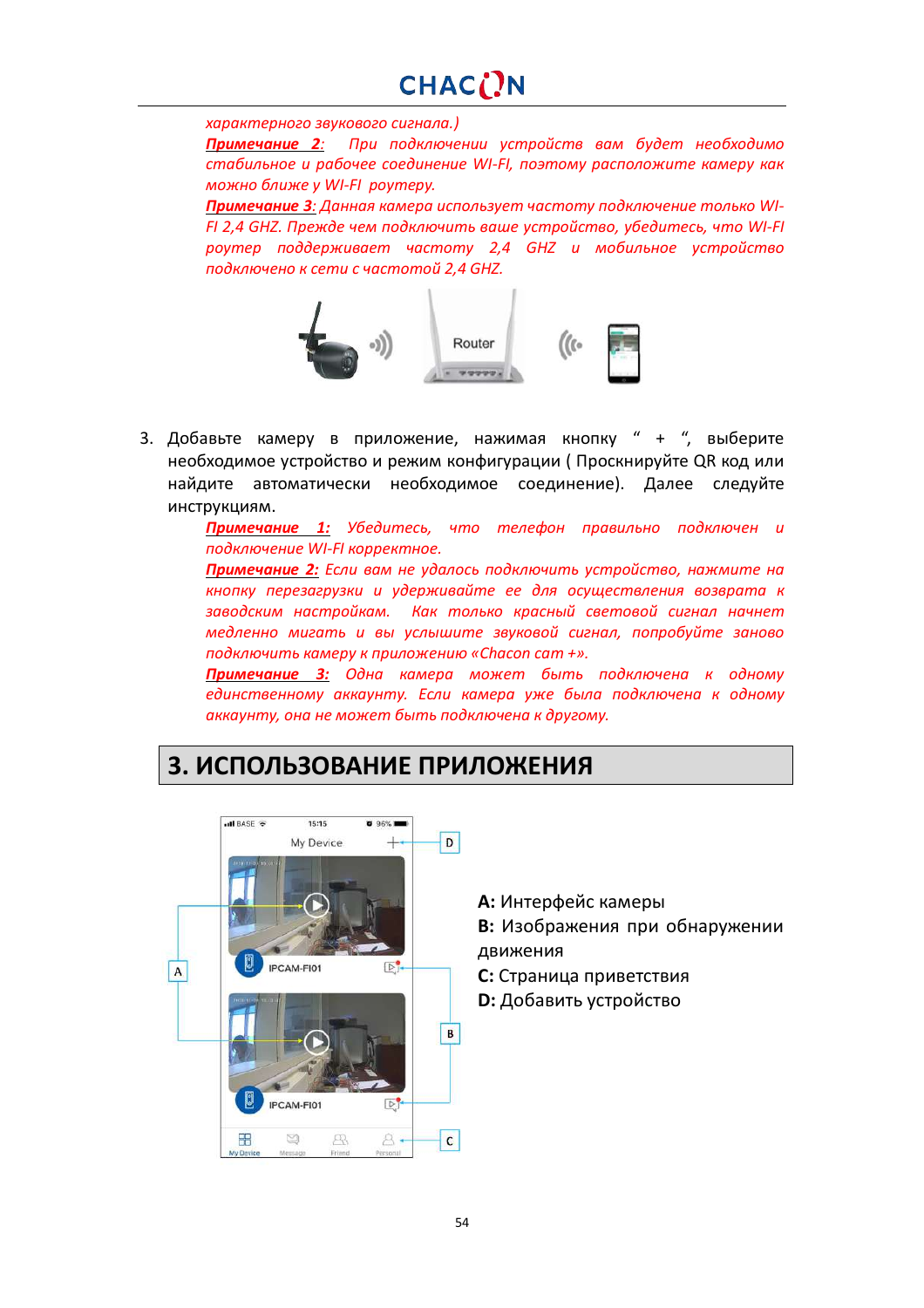*характерного звукового сигнала.)*

***Примечание 2:*** *При подключении устройств вам будет необходимо стабильное и рабочее соединение WI-FI, поэтому расположите камеру как можно ближе у WI-FI роутеру.*

***Примечание 3:*** *Данная камера использует частоту подключение только WI-FI 2,4 GHZ. Прежде чем подключить ваше устройство, убедитесь, что WI-FI роутер поддерживает частоту 2,4 GHZ и мобильное устройство подключено к сети с частотой 2,4 GHZ.*

3. Добавьте камеру в приложение, нажимая кнопку " + ", выберите необходимое устройство и режим конфигурации ( Проскнируйте QR код или найдите автоматически необходимое соединение). Далее следуйте инструкциям.

   ***Примечание 1:*** *Убедитесь, что телефон правильно подключен и подключение WI-FI корректное.*

   ***Примечание 2:*** *Если вам не удалось подключить устройство, нажмите на кнопку перезагрузки и удерживайте ее для осуществления возврата к заводским настройкам. Как только красный световой сигнал начнет медленно мигать и вы услышите звуковой сигнал, попробуйте заново подключить камеру к приложению «Chacon cam +».*

   ***Примечание 3:*** *Одна камера может быть подключена к одному единственному аккаунту. Если камера уже была подключена к одному аккаунту, она не может быть подключена к другому.*

## 3. ИСПОЛЬЗОВАНИЕ ПРИЛОЖЕНИЯ

**A:** Интерфейс камеры
**B:** Изображения при обнаружении движения
**C:** Страница приветствия
**D:** Добавить устройство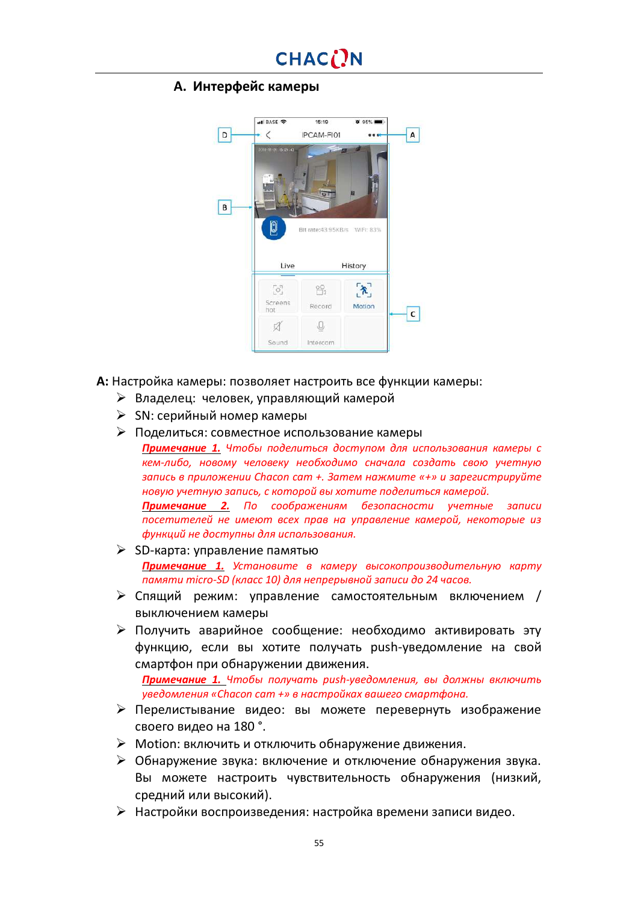## A. Интерфейс камеры

**A:** Настройка камеры: позволяет настроить все функции камеры:

- Владелец: человек, управляющий камерой
- SN: серийный номер камеры
- Поделиться: совместное использование камеры

  ***Примечание 1.*** *Чтобы поделиться доступом для использования камеры с кем-либо, новому человеку необходимо сначала создать свою учетную запись в приложении Chacon cam +. Затем нажмите «+» и зарегистрируйте новую учетную запись, с которой вы хотите поделиться камерой.*

  ***Примечание 2.*** *По соображениям безопасности учетные записи посетителей не имеют всех прав на управление камерой, некоторые из функций не доступны для использования.*
- SD-карта: управление памятью

  ***Примечание 1.*** *Установите в камеру высокопроизводительную карту памяти micro-SD (класс 10) для непрерывной записи до 24 часов.*
- Спящий режим: управление самостоятельным включением / выключением камеры
- Получить аварийное сообщение: необходимо активировать эту функцию, если вы хотите получать push-уведомление на свой смартфон при обнаружении движения.

  ***Примечание 1.*** *Чтобы получать push-уведомления, вы должны включить уведомления «Chacon cam +» в настройках вашего смартфона.*
- Перелистывание видео: вы можете перевернуть изображение своего видео на 180 °.
- Motion: включить и отключить обнаружение движения.
- Обнаружение звука: включение и отключение обнаружения звука. Вы можете настроить чувствительность обнаружения (низкий, средний или высокий).
- Настройки воспроизведения: настройка времени записи видео.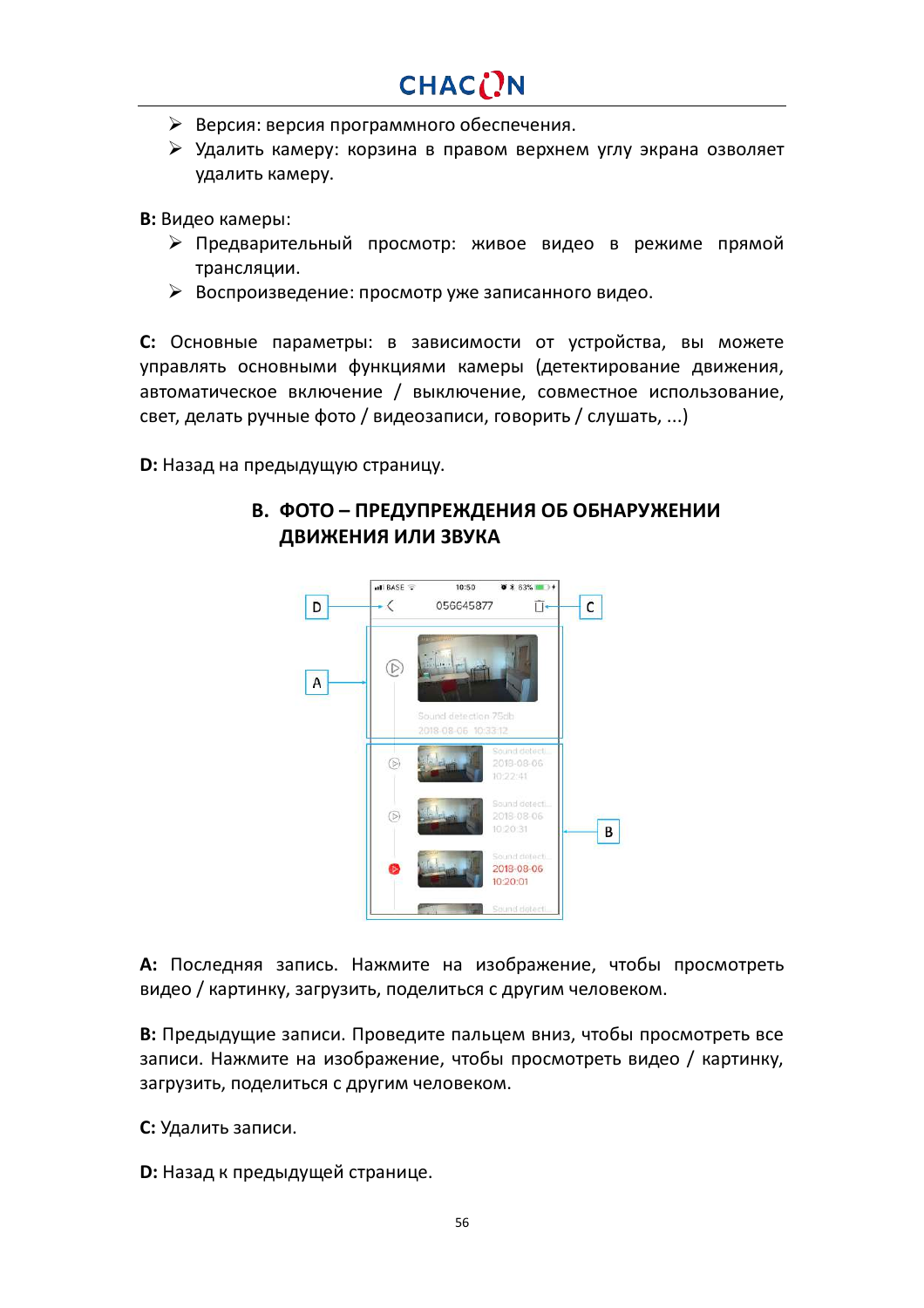- Версия: версия программного обеспечения.
- Удалить камеру: корзина в правом верхнем углу экрана озволяет удалить камеру.

**B:** Видео камеры:

- Предварительный просмотр: живое видео в режиме прямой трансляции.
- Воспроизведение: просмотр уже записанного видео.

**C:** Основные параметры: в зависимости от устройства, вы можете управлять основными функциями камеры (детектирование движения, автоматическое включение / выключение, совместное использование, свет, делать ручные фото / видеозаписи, говорить / слушать, ...)

**D:** Назад на предыдущую страницу.

## B. ФОТО – ПРЕДУПРЕЖДЕНИЯ ОБ ОБНАРУЖЕНИИ ДВИЖЕНИЯ ИЛИ ЗВУКА

**A:** Последняя запись. Нажмите на изображение, чтобы просмотреть видео / картинку, загрузить, поделиться с другим человеком.

**B:** Предыдущие записи. Проведите пальцем вниз, чтобы просмотреть все записи. Нажмите на изображение, чтобы просмотреть видео / картинку, загрузить, поделиться с другим человеком.

**C:** Удалить записи.

**D:** Назад к предыдущей странице.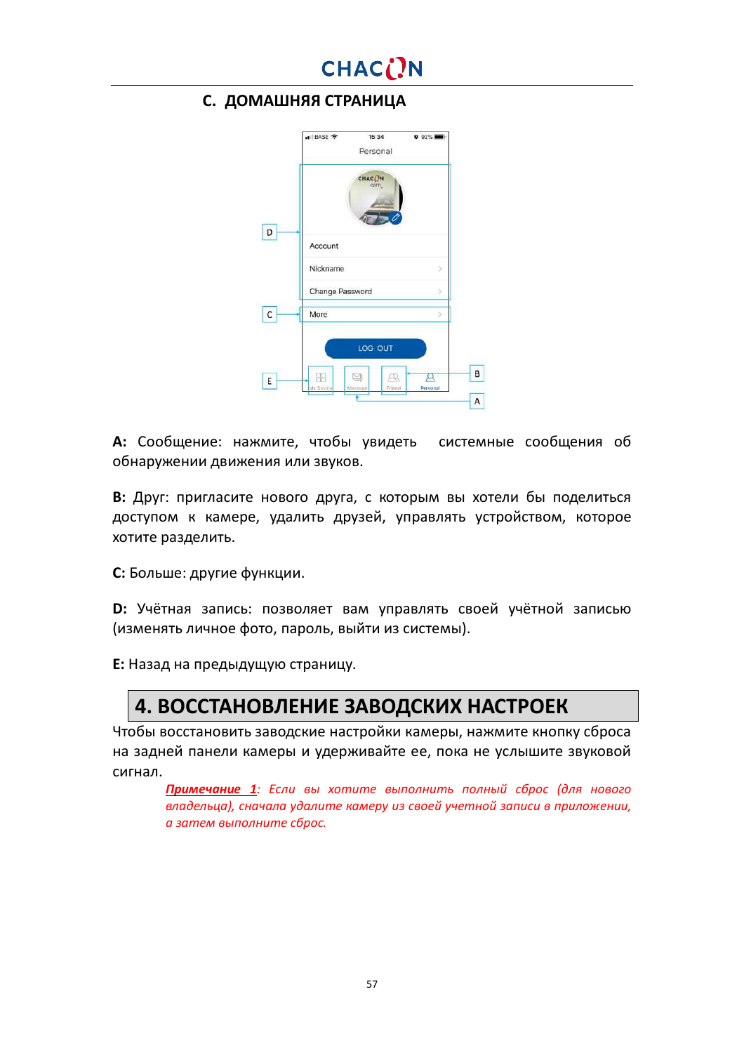### C. ДОМАШНЯЯ СТРАНИЦА

**A:** Сообщение: нажмите, чтобы увидеть системные сообщения об обнаружении движения или звуков.

**B:** Друг: пригласите нового друга, с которым вы хотели бы поделиться доступом к камере, удалить друзей, управлять устройством, которое хотите разделить.

**C:** Больше: другие функции.

**D:** Учётная запись: позволяет вам управлять своей учётной записью (изменять личное фото, пароль, выйти из системы).

**E:** Назад на предыдущую страницу.

## 4. ВОССТАНОВЛЕНИЕ ЗАВОДСКИХ НАСТРОЕК

Чтобы восстановить заводские настройки камеры, нажмите кнопку сброса на задней панели камеры и удерживайте ее, пока не услышите звуковой сигнал.

> ***Примечание 1****: Если вы хотите выполнить полный сброс (для нового владельца), сначала удалите камеру из своей учетной записи в приложении, а затем выполните сброс.*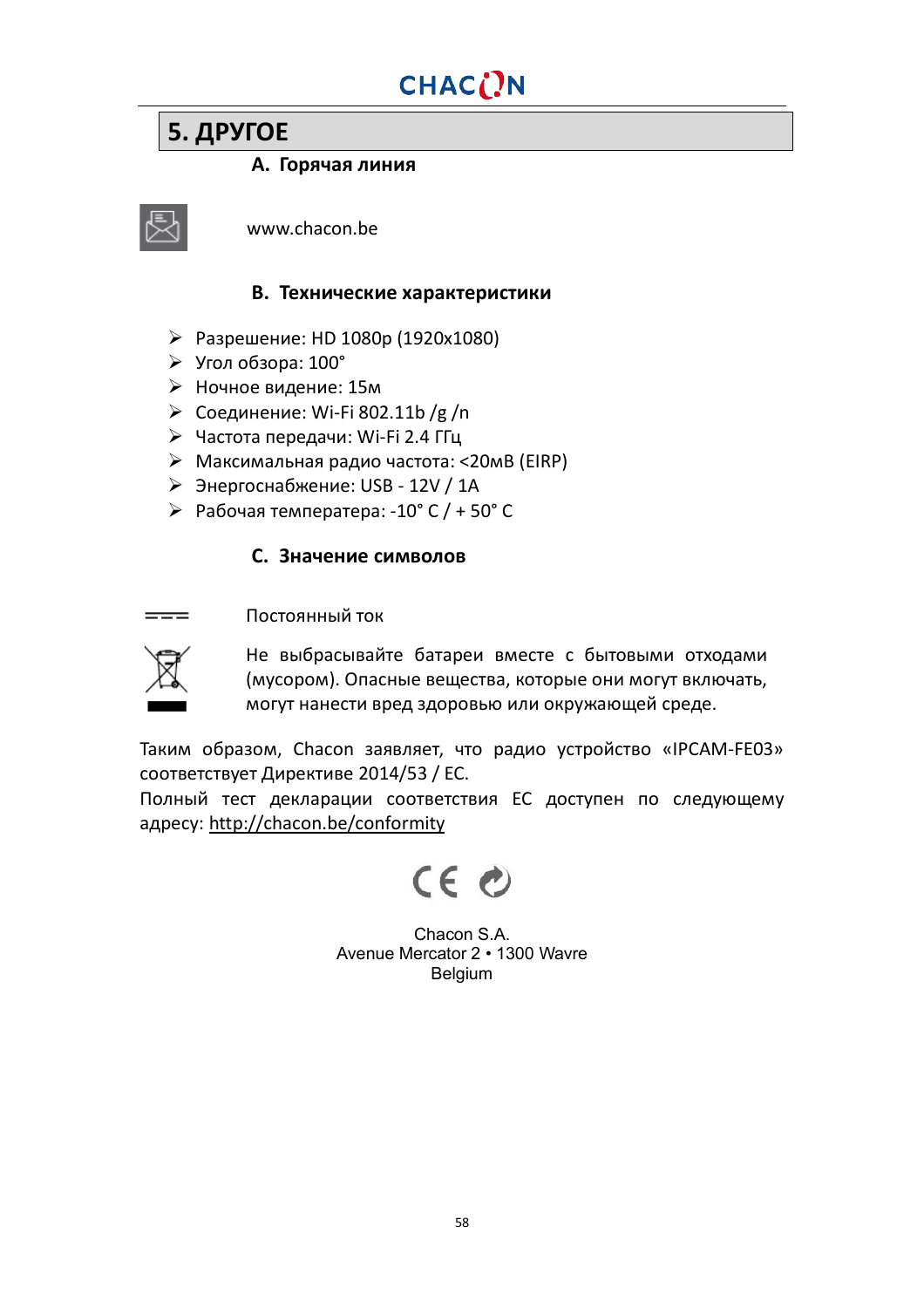## 5. ДРУГОЕ

### A. Горячая линия

www.chacon.be

### B. Технические характеристики

- Разрешение: HD 1080p (1920x1080)
- Угол обзора: 100°
- Ночное видение: 15м
- Соединение: Wi-Fi 802.11b /g /n
- Частота передачи: Wi-Fi 2.4 ГГц
- Максимальная радио частота: <20мВ (EIRP)
- Энергоснабжение: USB - 12V / 1A
- Рабочая температера: -10° C / + 50° C

### C. Значение символов

Постоянный ток

Не выбрасывайте батареи вместе с бытовыми отходами (мусором). Опасные вещества, которые они могут включать, могут нанести вред здоровью или окружающей среде.

Таким образом, Chacon заявляет, что радио устройство «IPCAM-FE03» соответствует Директиве 2014/53 / ЕС.
Полный тест декларации соответствия ЕС доступен по следующему адресу: http://chacon.be/conformity

Chacon S.A.
Avenue Mercator 2 • 1300 Wavre
Belgium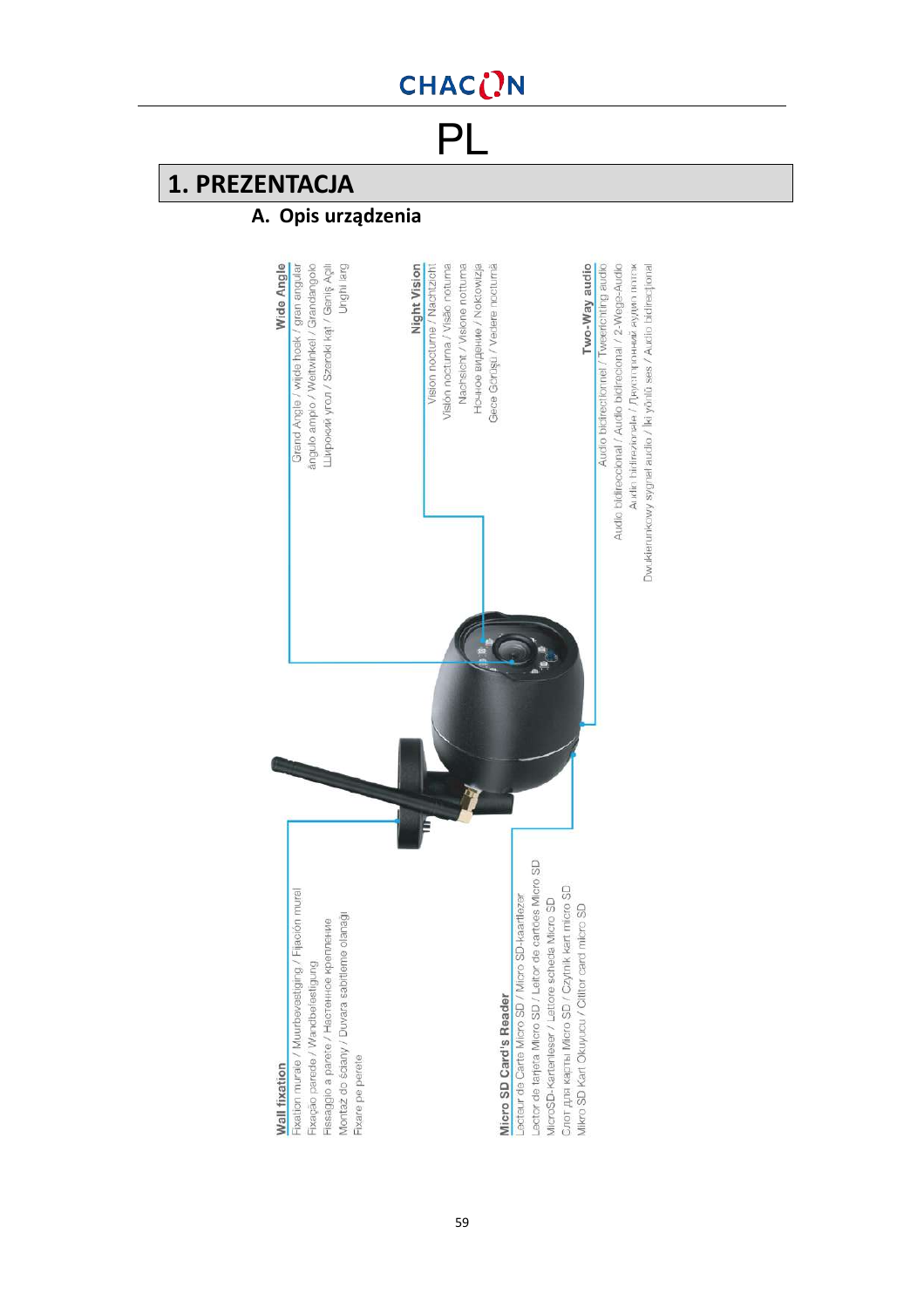# PL

## 1. PREZENTACJA

### A. Opis urządzenia

**Wide Angle**
Grand Angle / wijde hoek / gran angular
ângulo amplo / Weitwinkel / Grandangolo
Широкий угол / Szeroki kąt / Geniş Açılı
Unghi larg

**Night Vision**
Vision nocturne / Nachtzicht
Visión nocturna / Visão notturna
Nachsicht / Visione notturna
Ночное видение / Noktowizja
Gece Görüşü / Vedere nocturnă

**Two-Way audio**
Audio bidirectionnel / Tweerichting audio
Audio bidireccional / Audio bidirecional / 2-Wege-Audio
Audio bidirezionale / Двусторонний аудио поток
Dwukierunkowy sygnał audio / İki yönlü ses / Audio bidirecțional

**Wall fixation**
Fixation murale / Muurbevestiging / Fijación mural
Fixação parede / Wandbefestigung
Fissaggio a parete / Настенное крепление
Montaż do ściany / Duvara sabitleme olanağı
Fixare pe perete

**Micro SD Card's Reader**
Lecteur de Carte Micro SD / Micro SD-kaartlezer
Lector de tarjeta Micro SD / Leitor de cartões Micro SD
MicroSD-Kartenleser / Lettore scheda Micro SD
Слот для карты Micro SD / Czytnik kart micro SD
Mikro SD Kart Okuyucu / Cititor card micro SD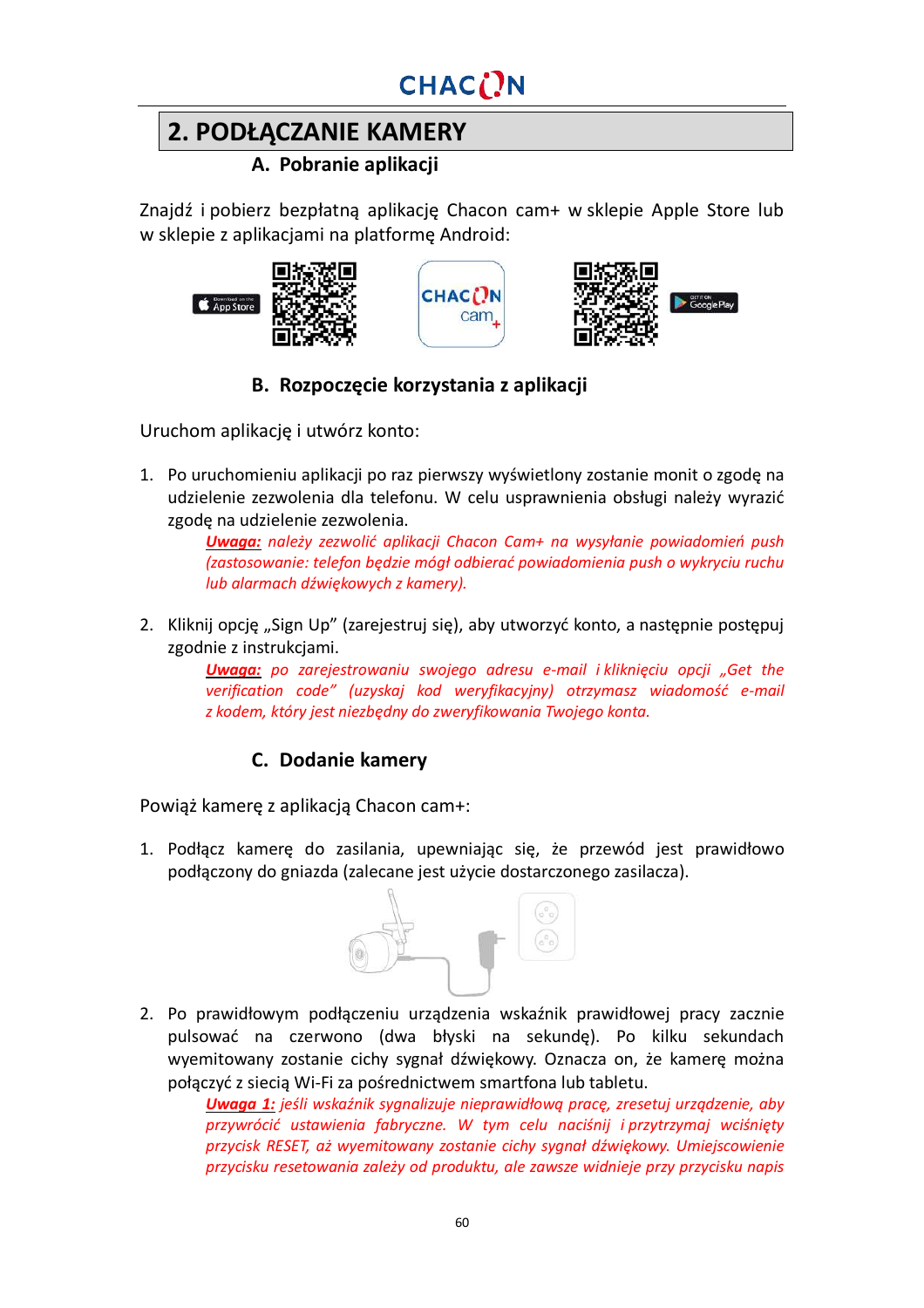## 2. PODŁĄCZANIE KAMERY

### A. Pobranie aplikacji

Znajdź i pobierz bezpłatną aplikację Chacon cam+ w sklepie Apple Store lub w sklepie z aplikacjami na platformę Android:

### B. Rozpoczęcie korzystania z aplikacji

Uruchom aplikację i utwórz konto:

1. Po uruchomieniu aplikacji po raz pierwszy wyświetlony zostanie monit o zgodę na udzielenie zezwolenia dla telefonu. W celu usprawnienia obsługi należy wyrazić zgodę na udzielenie zezwolenia.

   ***Uwaga:*** *należy zezwolić aplikacji Chacon Cam+ na wysyłanie powiadomień push (zastosowanie: telefon będzie mógł odbierać powiadomienia push o wykryciu ruchu lub alarmach dźwiękowych z kamery).*

2. Kliknij opcję „Sign Up" (zarejestruj się), aby utworzyć konto, a następnie postępuj zgodnie z instrukcjami.

   ***Uwaga:*** *po zarejestrowaniu swojego adresu e-mail i kliknięciu opcji „Get the verification code" (uzyskaj kod weryfikacyjny) otrzymasz wiadomość e-mail z kodem, który jest niezbędny do zweryfikowania Twojego konta.*

### C. Dodanie kamery

Powiąż kamerę z aplikacją Chacon cam+:

1. Podłącz kamerę do zasilania, upewniając się, że przewód jest prawidłowo podłączony do gniazda (zalecane jest użycie dostarczonego zasilacza).

2. Po prawidłowym podłączeniu urządzenia wskaźnik prawidłowej pracy zacznie pulsować na czerwono (dwa błyski na sekundę). Po kilku sekundach wyemitowany zostanie cichy sygnał dźwiękowy. Oznacza on, że kamerę można połączyć z siecią Wi-Fi za pośrednictwem smartfona lub tabletu.

   ***Uwaga 1:*** *jeśli wskaźnik sygnalizuje nieprawidłową pracę, zresetuj urządzenie, aby przywrócić ustawienia fabryczne. W tym celu naciśnij i przytrzymaj wciśnięty przycisk RESET, aż wyemitowany zostanie cichy sygnał dźwiękowy. Umiejscowienie przycisku resetowania zależy od produktu, ale zawsze widnieje przy przycisku napis*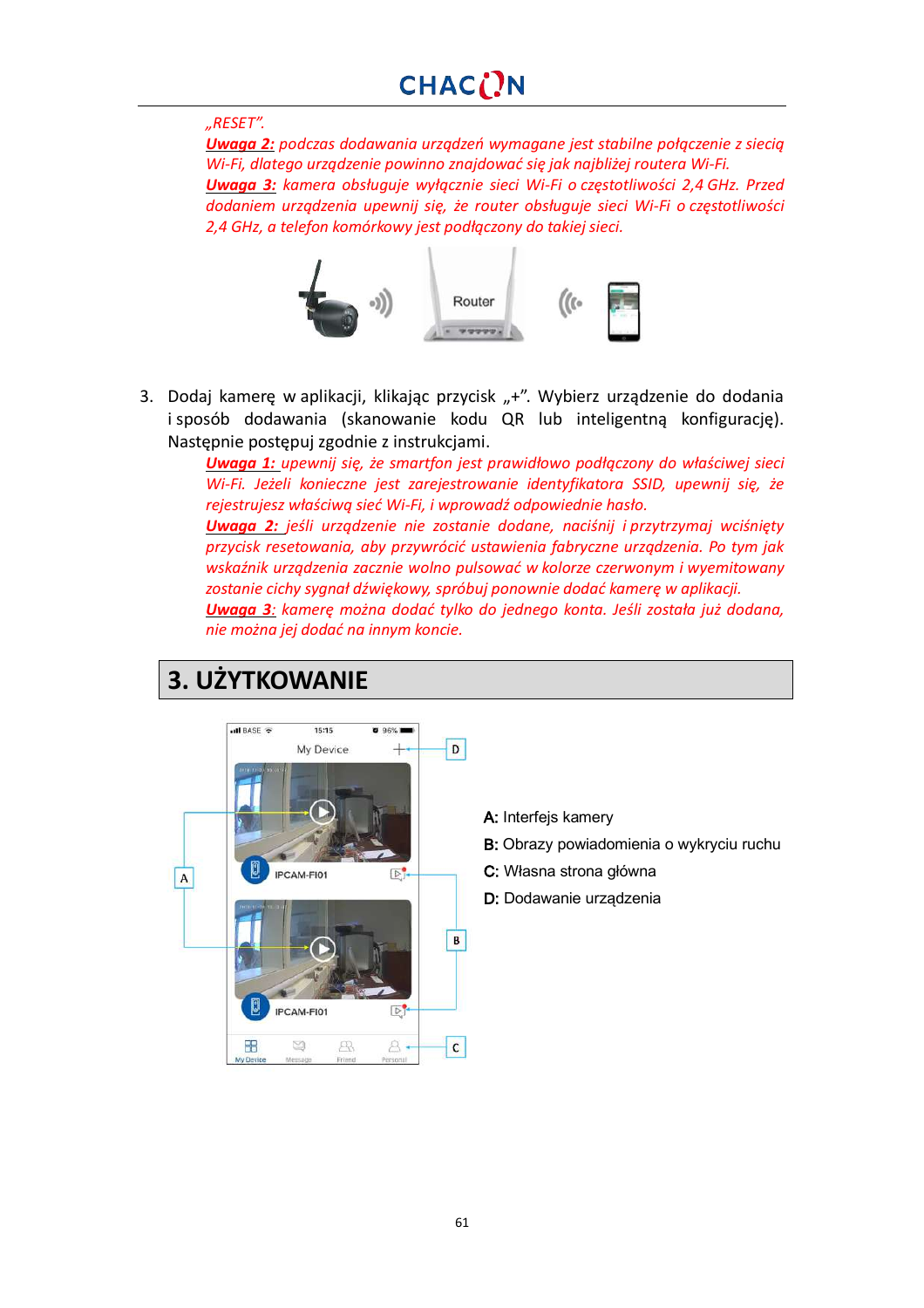„RESET”.

***Uwaga 2:*** *podczas dodawania urządzeń wymagane jest stabilne połączenie z siecią Wi-Fi, dlatego urządzenie powinno znajdować się jak najbliżej routera Wi-Fi.*

***Uwaga 3:*** *kamera obsługuje wyłącznie sieci Wi-Fi o częstotliwości 2,4 GHz. Przed dodaniem urządzenia upewnij się, że router obsługuje sieci Wi-Fi o częstotliwości 2,4 GHz, a telefon komórkowy jest podłączony do takiej sieci.*

3. Dodaj kamerę w aplikacji, klikając przycisk „+”. Wybierz urządzenie do dodania i sposób dodawania (skanowanie kodu QR lub inteligentną konfigurację). Następnie postępuj zgodnie z instrukcjami.

   ***Uwaga 1:*** *upewnij się, że smartfon jest prawidłowo podłączony do właściwej sieci Wi-Fi. Jeżeli konieczne jest zarejestrowanie identyfikatora SSID, upewnij się, że rejestrujesz właściwą sieć Wi-Fi, i wprowadź odpowiednie hasło.*

   ***Uwaga 2:*** *jeśli urządzenie nie zostanie dodane, naciśnij i przytrzymaj wciśnięty przycisk resetowania, aby przywrócić ustawienia fabryczne urządzenia. Po tym jak wskaźnik urządzenia zacznie wolno pulsować w kolorze czerwonym i wyemitowany zostanie cichy sygnał dźwiękowy, spróbuj ponownie dodać kamerę w aplikacji.*

   ***Uwaga 3:*** *kamerę można dodać tylko do jednego konta. Jeśli została już dodana, nie można jej dodać na innym koncie.*

# 3. UŻYTKOWANIE

**A:** Interfejs kamery

**B:** Obrazy powiadomienia o wykryciu ruchu

**C:** Własna strona główna

**D:** Dodawanie urządzenia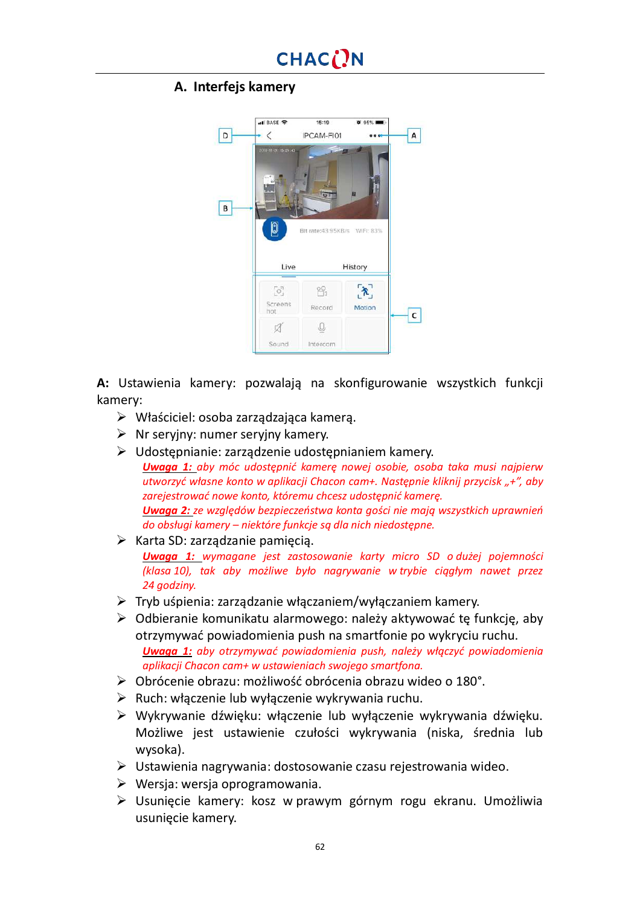## A. Interfejs kamery

**A:** Ustawienia kamery: pozwalają na skonfigurowanie wszystkich funkcji kamery:

- Właściciel: osoba zarządzająca kamerą.
- Nr seryjny: numer seryjny kamery.
- Udostępnianie: zarządzenie udostępnianiem kamery.
  ***Uwaga 1:*** *aby móc udostępnić kamerę nowej osobie, osoba taka musi najpierw utworzyć własne konto w aplikacji Chacon cam+. Następnie kliknij przycisk „+", aby zarejestrować nowe konto, któremu chcesz udostępnić kamerę.*
  ***Uwaga 2:*** *ze względów bezpieczeństwa konta gości nie mają wszystkich uprawnień do obsługi kamery – niektóre funkcje są dla nich niedostępne.*
- Karta SD: zarządzanie pamięcią.
  ***Uwaga 1:*** *wymagane jest zastosowanie karty micro SD o dużej pojemności (klasa 10), tak aby możliwe było nagrywanie w trybie ciągłym nawet przez 24 godziny.*
- Tryb uśpienia: zarządzanie włączaniem/wyłączaniem kamery.
- Odbieranie komunikatu alarmowego: należy aktywować tę funkcję, aby otrzymywać powiadomienia push na smartfonie po wykryciu ruchu.
  ***Uwaga 1:*** *aby otrzymywać powiadomienia push, należy włączyć powiadomienia aplikacji Chacon cam+ w ustawieniach swojego smartfona.*
- Obrócenie obrazu: możliwość obrócenia obrazu wideo o 180°.
- Ruch: włączenie lub wyłączenie wykrywania ruchu.
- Wykrywanie dźwięku: włączenie lub wyłączenie wykrywania dźwięku. Możliwe jest ustawienie czułości wykrywania (niska, średnia lub wysoka).
- Ustawienia nagrywania: dostosowanie czasu rejestrowania wideo.
- Wersja: wersja oprogramowania.
- Usunięcie kamery: kosz w prawym górnym rogu ekranu. Umożliwia usunięcie kamery.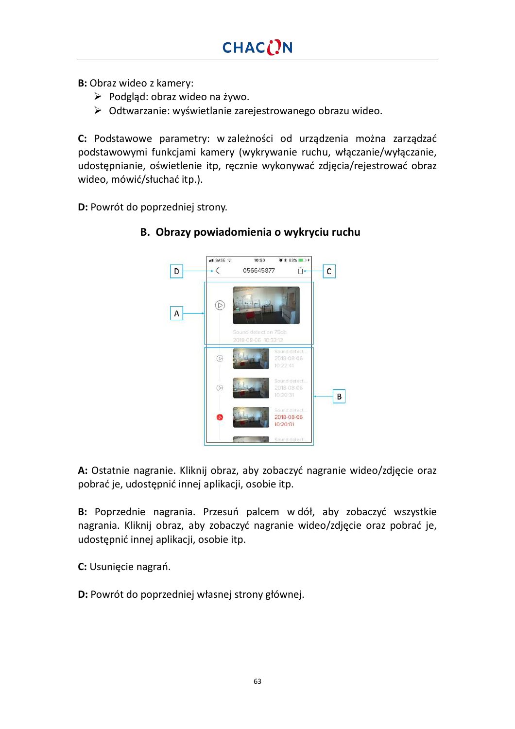**B:** Obraz wideo z kamery:

- Podgląd: obraz wideo na żywo.
- Odtwarzanie: wyświetlanie zarejestrowanego obrazu wideo.

**C:** Podstawowe parametry: w zależności od urządzenia można zarządzać podstawowymi funkcjami kamery (wykrywanie ruchu, włączanie/wyłączanie, udostępnianie, oświetlenie itp., ręcznie wykonywać zdjęcia/rejestrować obraz wideo, mówić/słuchać itp.).

**D:** Powrót do poprzedniej strony.

## B. Obrazy powiadomienia o wykryciu ruchu

**A:** Ostatnie nagranie. Kliknij obraz, aby zobaczyć nagranie wideo/zdjęcie oraz pobrać je, udostępnić innej aplikacji, osobie itp.

**B:** Poprzednie nagrania. Przesuń palcem w dół, aby zobaczyć wszystkie nagrania. Kliknij obraz, aby zobaczyć nagranie wideo/zdjęcie oraz pobrać je, udostępnić innej aplikacji, osobie itp.

**C:** Usunięcie nagrań.

**D:** Powrót do poprzedniej własnej strony głównej.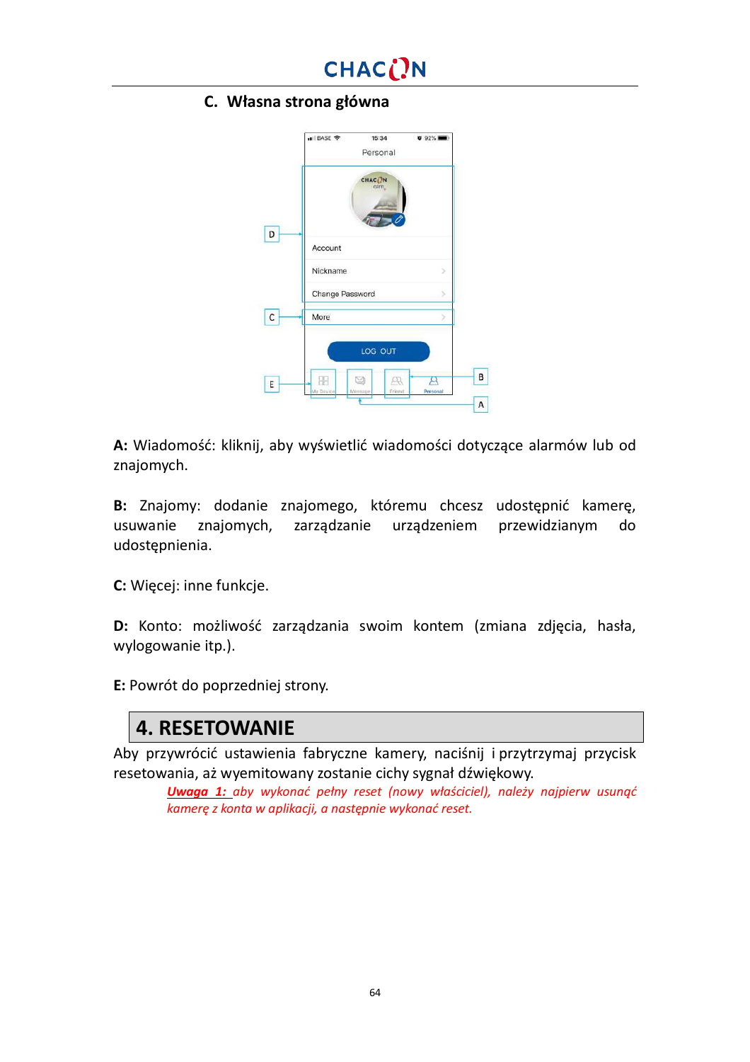### C. Własna strona główna

**A:** Wiadomość: kliknij, aby wyświetlić wiadomości dotyczące alarmów lub od znajomych.

**B:** Znajomy: dodanie znajomego, któremu chcesz udostępnić kamerę, usuwanie znajomych, zarządzanie urządzeniem przewidzianym do udostępnienia.

**C:** Więcej: inne funkcje.

**D:** Konto: możliwość zarządzania swoim kontem (zmiana zdjęcia, hasła, wylogowanie itp.).

**E:** Powrót do poprzedniej strony.

## 4. RESETOWANIE

Aby przywrócić ustawienia fabryczne kamery, naciśnij i przytrzymaj przycisk resetowania, aż wyemitowany zostanie cichy sygnał dźwiękowy.

*__Uwaga 1:__ aby wykonać pełny reset (nowy właściciel), należy najpierw usunąć kamerę z konta w aplikacji, a następnie wykonać reset.*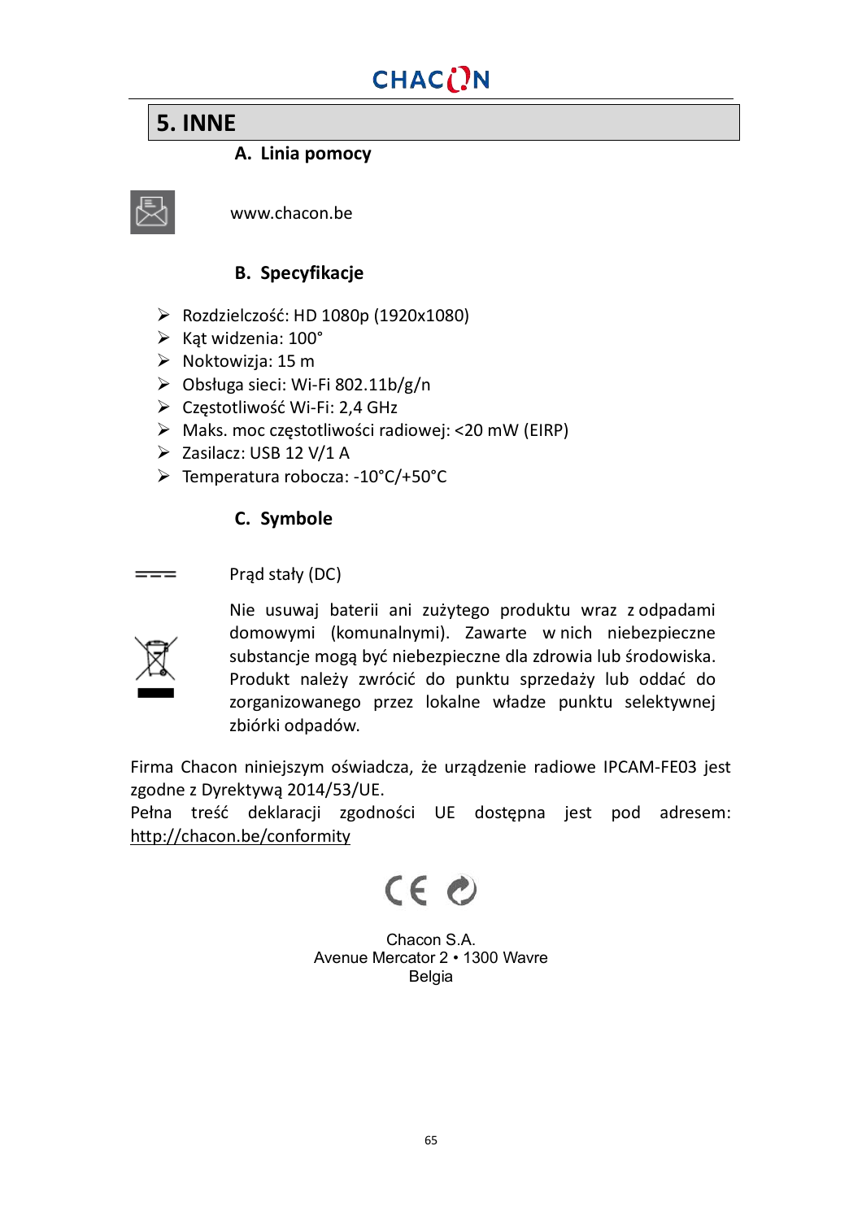## 5. INNE

### A. Linia pomocy

www.chacon.be

### B. Specyfikacje

- Rozdzielczość: HD 1080p (1920x1080)
- Kąt widzenia: 100°
- Noktowizja: 15 m
- Obsługa sieci: Wi-Fi 802.11b/g/n
- Częstotliwość Wi-Fi: 2,4 GHz
- Maks. moc częstotliwości radiowej: <20 mW (EIRP)
- Zasilacz: USB 12 V/1 A
- Temperatura robocza: -10°C/+50°C

### C. Symbole

Prąd stały (DC)

Nie usuwaj baterii ani zużytego produktu wraz z odpadami domowymi (komunalnymi). Zawarte w nich niebezpieczne substancje mogą być niebezpieczne dla zdrowia lub środowiska. Produkt należy zwrócić do punktu sprzedaży lub oddać do zorganizowanego przez lokalne władze punktu selektywnej zbiórki odpadów.

Firma Chacon niniejszym oświadcza, że urządzenie radiowe IPCAM-FE03 jest zgodne z Dyrektywą 2014/53/UE.
Pełna treść deklaracji zgodności UE dostępna jest pod adresem: http://chacon.be/conformity

Chacon S.A.
Avenue Mercator 2 • 1300 Wavre
Belgia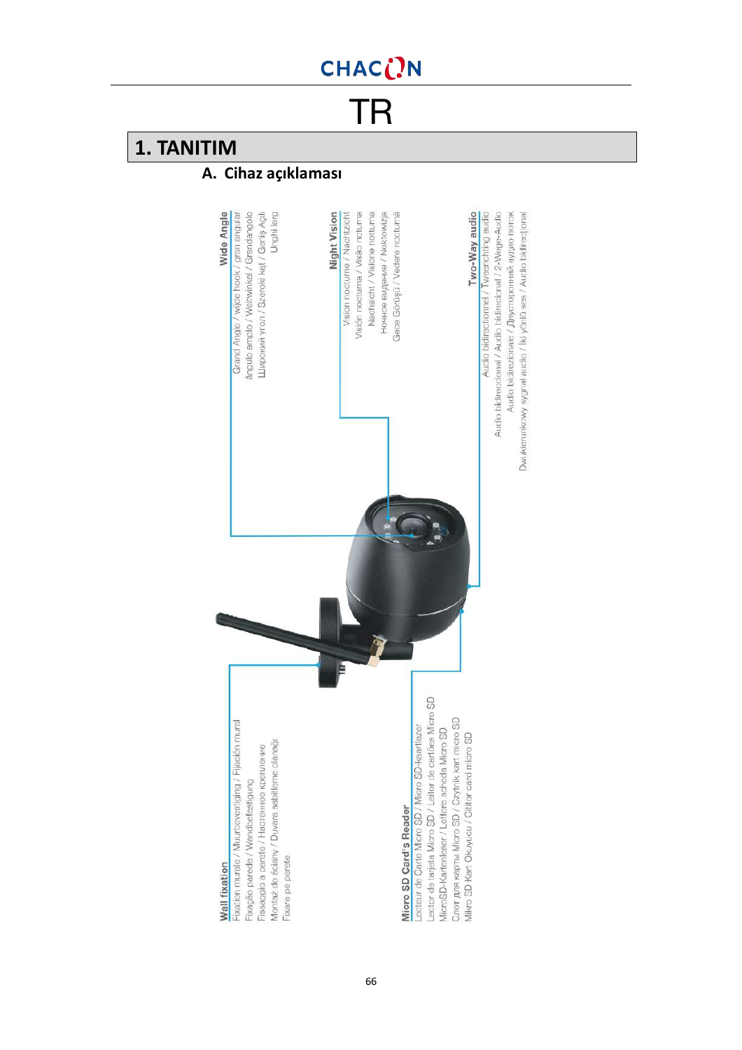# TR

## 1. TANITIM

### A. Cihaz açıklaması

**Wide Angle**
Grand Angle / Wide hoek / gran angular / ângulo amplo / Weitwinkel / Grandangolo / Широкий угол / Szeroki kąt / Geniş Açılı / Unghi larg

**Night Vision**
Vision nocturne / Nachtzicht / Visión nocturna / Visão noturna / Nachtsicht / Visione notturna / Ночное видение / Noktowizja / Gece Görüşü / Vedere nocturnă

**Two-Way audio**
Audio bidirectionnel / Tweerichting audio / Audio bidireccional / Áudio bidirecional / 2-Wege-Audio / Audio bidirezionale / Двусторонний аудио поток / Dwukierunkowy sygnał audio / İki yönlü ses / Audio bidirecțional

**Wall fixation**
Fixation murale / Muurbevestiging / Fijación mural / Fixação parede / Wandbefestigung / Fissaggio a parete / Настенное крепление / Montaż do ściany / Duvara sabitleme olanağı / Fixare pe perete

**Micro SD Card's Reader**
Lecteur de Carte Micro SD / Micro SD-kaartlezer / Lector de tarjeta Micro SD / Leitor de cartões Micro SD / MicroSD-Kartenleser / Lettore scheda Micro SD / Слот для карты Micro SD / Czytnik kart micro SD / Mikro SD Kart Okuyucu / Cititor card micro SD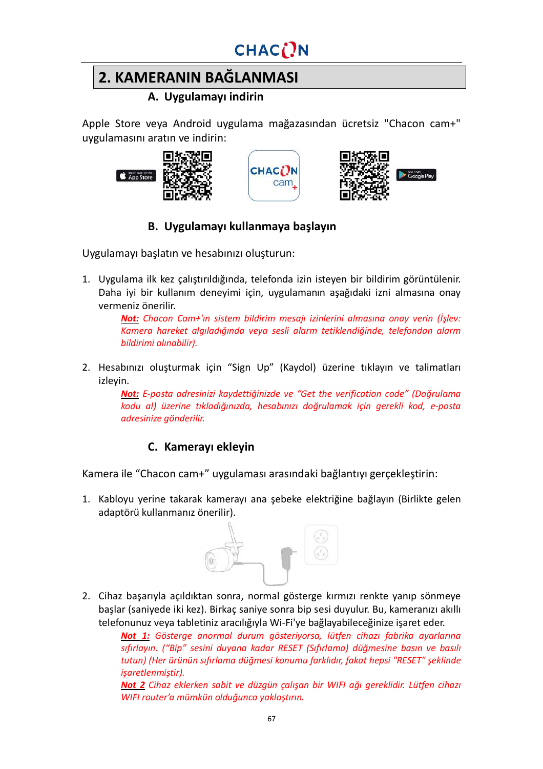## 2. KAMERANIN BAĞLANMASI

### A. Uygulamayı indirin

Apple Store veya Android uygulama mağazasından ücretsiz "Chacon cam+" uygulamasını aratın ve indirin:

### B. Uygulamayı kullanmaya başlayın

Uygulamayı başlatın ve hesabınızı oluşturun:

1. Uygulama ilk kez çalıştırıldığında, telefonda izin isteyen bir bildirim görüntülenir. Daha iyi bir kullanım deneyimi için, uygulamanın aşağıdaki izni almasına onay vermeniz önerilir.

   ***Not:*** *Chacon Cam+'ın sistem bildirim mesajı izinlerini almasına onay verin (İşlev: Kamera hareket algıladığında veya sesli alarm tetiklendiğinde, telefondan alarm bildirimi alınabilir).*

2. Hesabınızı oluşturmak için "Sign Up" (Kaydol) üzerine tıklayın ve talimatları izleyin.

   ***Not:*** *E-posta adresinizi kaydettiğinizde ve "Get the verification code" (Doğrulama kodu al) üzerine tıkladığınızda, hesabınızı doğrulamak için gerekli kod, e-posta adresinize gönderilir.*

### C. Kamerayı ekleyin

Kamera ile "Chacon cam+" uygulaması arasındaki bağlantıyı gerçekleştirin:

1. Kabloyu yerine takarak kamerayı ana şebeke elektriğine bağlayın (Birlikte gelen adaptörü kullanmanız önerilir).

2. Cihaz başarıyla açıldıktan sonra, normal gösterge kırmızı renkte yanıp sönmeye başlar (saniyede iki kez). Birkaç saniye sonra bip sesi duyulur. Bu, kameranızı akıllı telefonunuz veya tabletiniz aracılığıyla Wi-Fi'ye bağlayabileceğinize işaret eder.

   ***Not 1:*** *Gösterge anormal durum gösteriyorsa, lütfen cihazı fabrika ayarlarına sıfırlayın. ("Bip" sesini duyana kadar RESET (Sıfırlama) düğmesine basın ve basılı tutun) (Her ürünün sıfırlama düğmesi konumu farklıdır, fakat hepsi "RESET" şeklinde işaretlenmiştir).*

   ***Not 2*** *Cihaz eklerken sabit ve düzgün çalışan bir WIFI ağı gereklidir. Lütfen cihazı WIFI router'a mümkün olduğunca yaklaştırın.*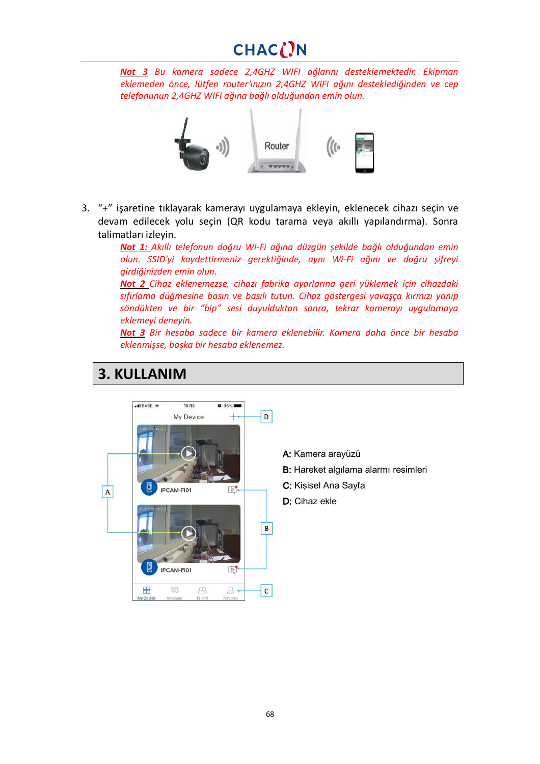***Not 3*** *Bu kamera sadece 2,4GHZ WIFI ağlarını desteklemektedir. Ekipman eklemeden önce, lütfen router'ınızın 2,4GHZ WIFI ağını desteklediğinden ve cep telefonunun 2,4GHZ WIFI ağına bağlı olduğundan emin olun.*

3. "+" işaretine tıklayarak kamerayı uygulamaya ekleyin, eklenecek cihazı seçin ve devam edilecek yolu seçin (QR kodu tarama veya akıllı yapılandırma). Sonra talimatları izleyin.

   ***Not 1:*** *Akıllı telefonun doğru Wi-Fi ağına düzgün şekilde bağlı olduğundan emin olun. SSID'yi kaydettirmeniz gerektiğinde, aynı Wi-Fi ağını ve doğru şifreyi girdiğinizden emin olun.*

   ***Not 2*** *Cihaz eklenemezse, cihazı fabrika ayarlarına geri yüklemek için cihazdaki sıfırlama düğmesine basın ve basılı tutun. Cihaz göstergesi yavaşça kırmızı yanıp söndükten ve bir "bip" sesi duyulduktan sonra, tekrar kamerayı uygulamaya eklemeyi deneyin.*

   ***Not 3*** *Bir hesaba sadece bir kamera eklenebilir. Kamera daha önce bir hesaba eklenmişse, başka bir hesaba eklenemez.*

# 3. KULLANIM

**A:** Kamera arayüzü

**B:** Hareket algılama alarmı resimleri

**C:** Kişisel Ana Sayfa

**D:** Cihaz ekle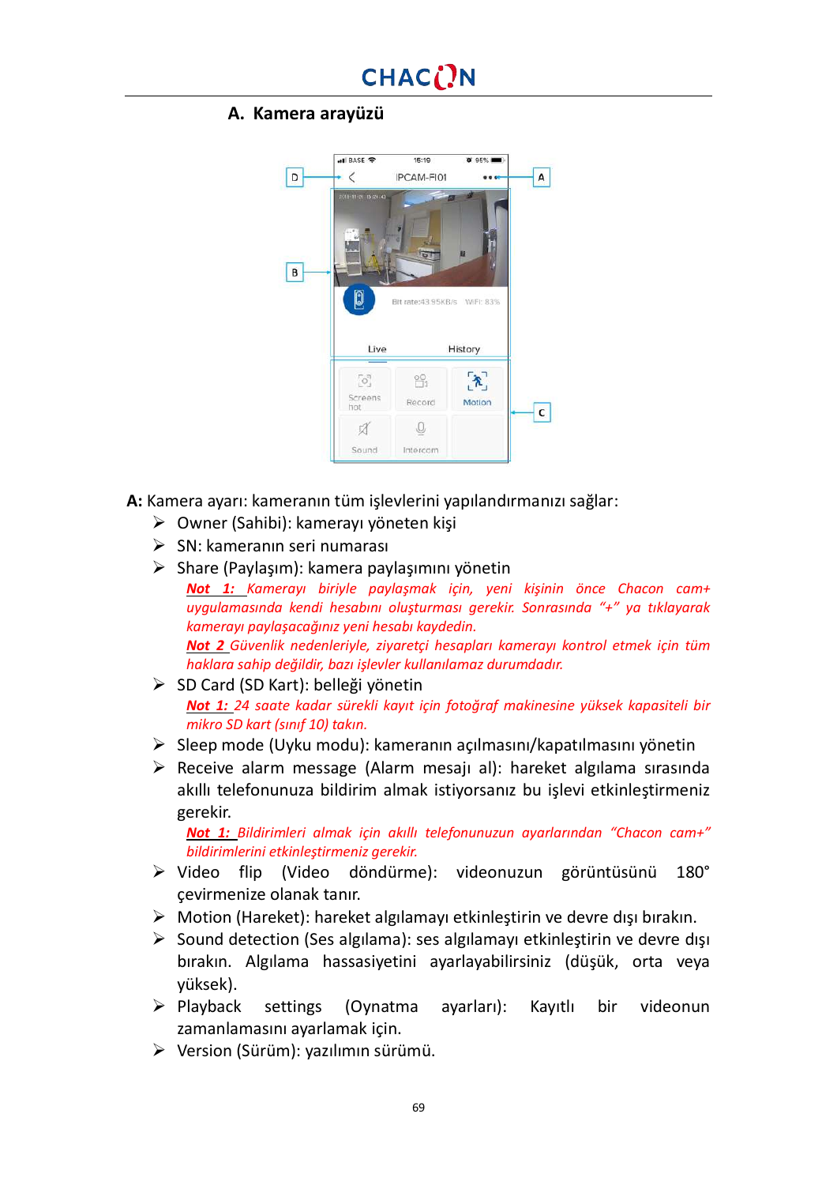## A. Kamera arayüzü

**A:** Kamera ayarı: kameranın tüm işlevlerini yapılandırmanızı sağlar:

- Owner (Sahibi): kamerayı yöneten kişi
- SN: kameranın seri numarası
- Share (Paylaşım): kamera paylaşımını yönetin

  ***Not 1:*** *Kamerayı biriyle paylaşmak için, yeni kişinin önce Chacon cam+ uygulamasında kendi hesabını oluşturması gerekir. Sonrasında "+" ya tıklayarak kamerayı paylaşacağınız yeni hesabı kaydedin.*

  ***Not 2*** *Güvenlik nedenleriyle, ziyaretçi hesapları kamerayı kontrol etmek için tüm haklara sahip değildir, bazı işlevler kullanılamaz durumdadır.*

- SD Card (SD Kart): belleği yönetin

  ***Not 1:*** *24 saate kadar sürekli kayıt için fotoğraf makinesine yüksek kapasiteli bir mikro SD kart (sınıf 10) takın.*

- Sleep mode (Uyku modu): kameranın açılmasını/kapatılmasını yönetin
- Receive alarm message (Alarm mesajı al): hareket algılama sırasında akıllı telefonunuza bildirim almak istiyorsanız bu işlevi etkinleştirmeniz gerekir.

  ***Not 1:*** *Bildirimleri almak için akıllı telefonunuzun ayarlarından "Chacon cam+" bildirimlerini etkinleştirmeniz gerekir.*

- Video flip (Video döndürme): videonuzun görüntüsünü 180° çevirmenize olanak tanır.
- Motion (Hareket): hareket algılamayı etkinleştirin ve devre dışı bırakın.
- Sound detection (Ses algılama): ses algılamayı etkinleştirin ve devre dışı bırakın. Algılama hassasiyetini ayarlayabilirsiniz (düşük, orta veya yüksek).
- Playback settings (Oynatma ayarları): Kayıtlı bir videonun zamanlamasını ayarlamak için.
- Version (Sürüm): yazılımın sürümü.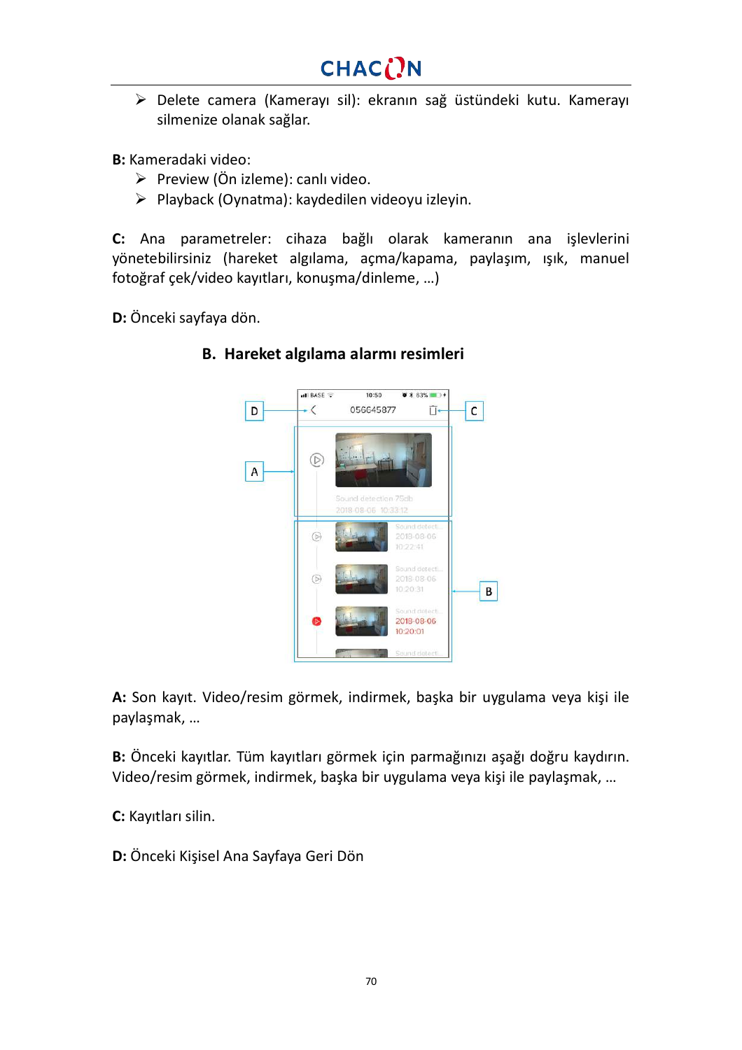- Delete camera (Kamerayı sil): ekranın sağ üstündeki kutu. Kamerayı silmenize olanak sağlar.

**B:** Kameradaki video:

- Preview (Ön izleme): canlı video.
- Playback (Oynatma): kaydedilen videoyu izleyin.

**C:** Ana parametreler: cihaza bağlı olarak kameranın ana işlevlerini yönetebilirsiniz (hareket algılama, açma/kapama, paylaşım, ışık, manuel fotoğraf çek/video kayıtları, konuşma/dinleme, …)

**D:** Önceki sayfaya dön.

## B. Hareket algılama alarmı resimleri

**A:** Son kayıt. Video/resim görmek, indirmek, başka bir uygulama veya kişi ile paylaşmak, …

**B:** Önceki kayıtlar. Tüm kayıtları görmek için parmağınızı aşağı doğru kaydırın. Video/resim görmek, indirmek, başka bir uygulama veya kişi ile paylaşmak, …

**C:** Kayıtları silin.

**D:** Önceki Kişisel Ana Sayfaya Geri Dön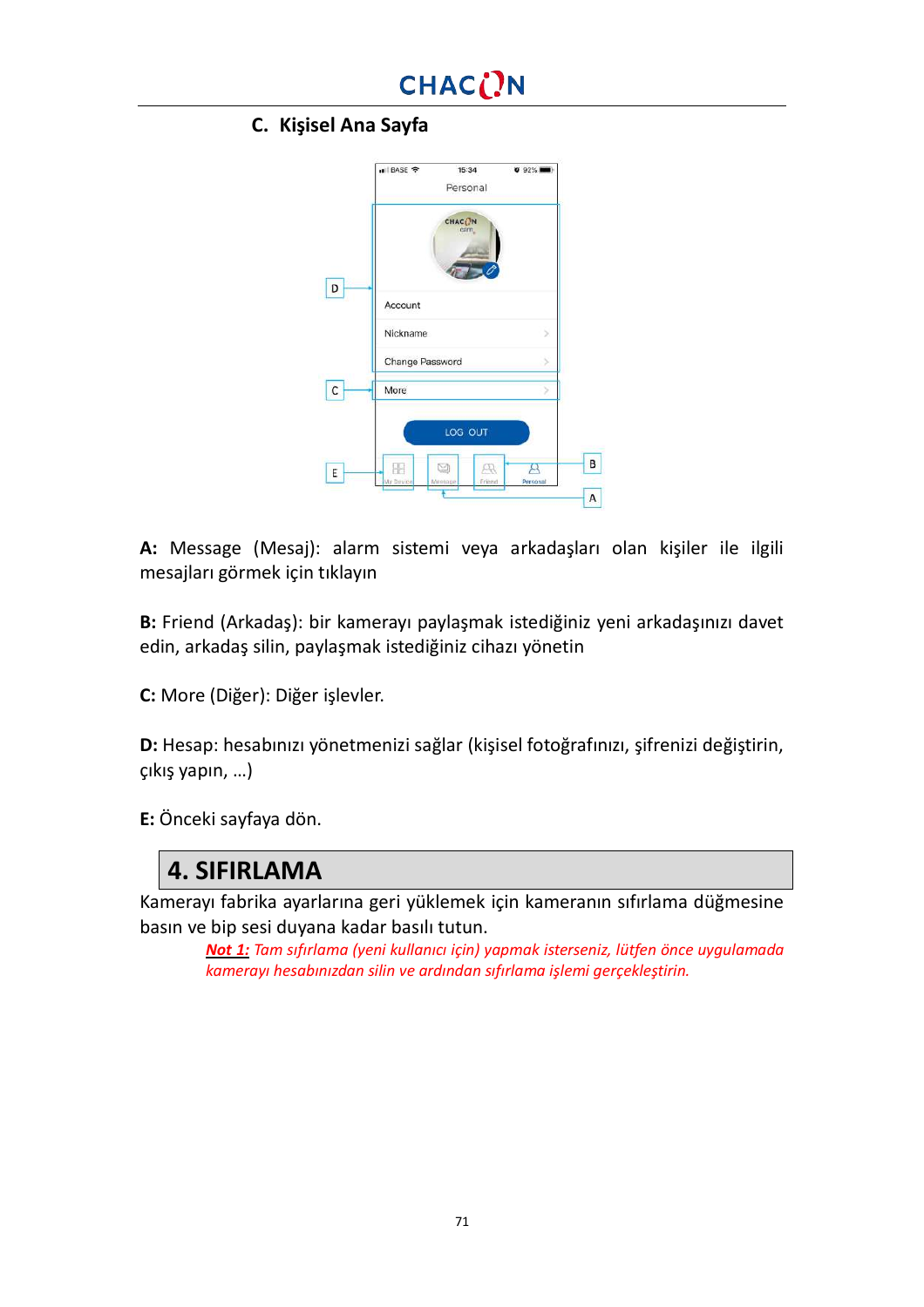### C. Kişisel Ana Sayfa

**A:** Message (Mesaj): alarm sistemi veya arkadaşları olan kişiler ile ilgili mesajları görmek için tıklayın

**B:** Friend (Arkadaş): bir kamerayı paylaşmak istediğiniz yeni arkadaşınızı davet edin, arkadaş silin, paylaşmak istediğiniz cihazı yönetin

**C:** More (Diğer): Diğer işlevler.

**D:** Hesap: hesabınızı yönetmenizi sağlar (kişisel fotoğrafınızı, şifrenizi değiştirin, çıkış yapın, …)

**E:** Önceki sayfaya dön.

## 4. SIFIRLAMA

Kamerayı fabrika ayarlarına geri yüklemek için kameranın sıfırlama düğmesine basın ve bip sesi duyana kadar basılı tutun.

***Not 1:*** *Tam sıfırlama (yeni kullanıcı için) yapmak isterseniz, lütfen önce uygulamada kamerayı hesabınızdan silin ve ardından sıfırlama işlemi gerçekleştirin.*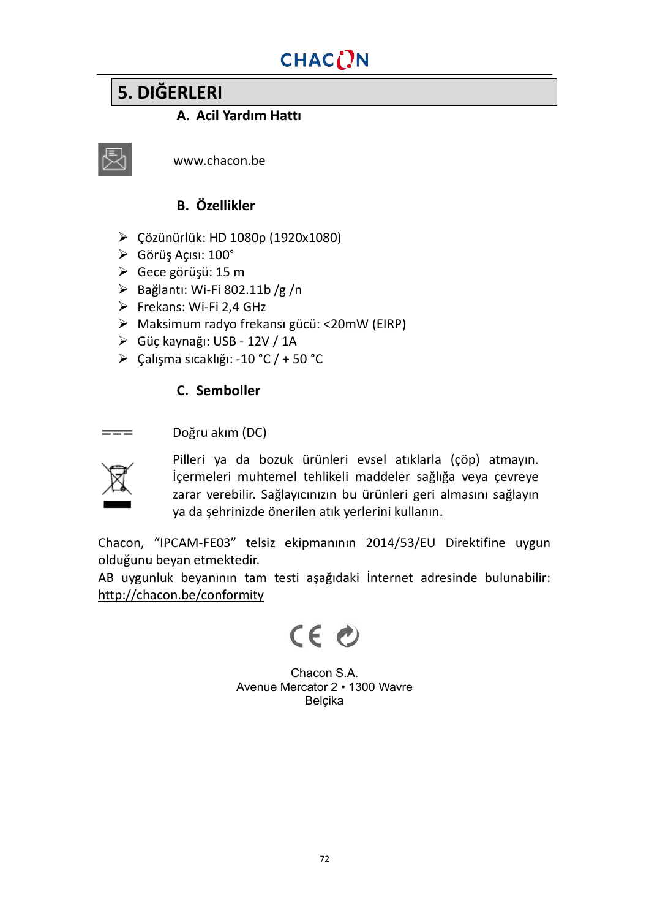## 5. DIĞERLERI

### A. Acil Yardım Hattı

www.chacon.be

### B. Özellikler

- Çözünürlük: HD 1080p (1920x1080)
- Görüş Açısı: 100°
- Gece görüşü: 15 m
- Bağlantı: Wi-Fi 802.11b /g /n
- Frekans: Wi-Fi 2,4 GHz
- Maksimum radyo frekansı gücü: <20mW (EIRP)
- Güç kaynağı: USB - 12V / 1A
- Çalışma sıcaklığı: -10 °C / + 50 °C

### C. Semboller

Doğru akım (DC)

Pilleri ya da bozuk ürünleri evsel atıklarla (çöp) atmayın. İçermeleri muhtemel tehlikeli maddeler sağlığa veya çevreye zarar verebilir. Sağlayıcınızın bu ürünleri geri almasını sağlayın ya da şehrinizde önerilen atık yerlerini kullanın.

Chacon, "IPCAM-FE03" telsiz ekipmanının 2014/53/EU Direktifine uygun olduğunu beyan etmektedir.
AB uygunluk beyanının tam testi aşağıdaki İnternet adresinde bulunabilir: http://chacon.be/conformity

Chacon S.A.
Avenue Mercator 2 • 1300 Wavre
Belçika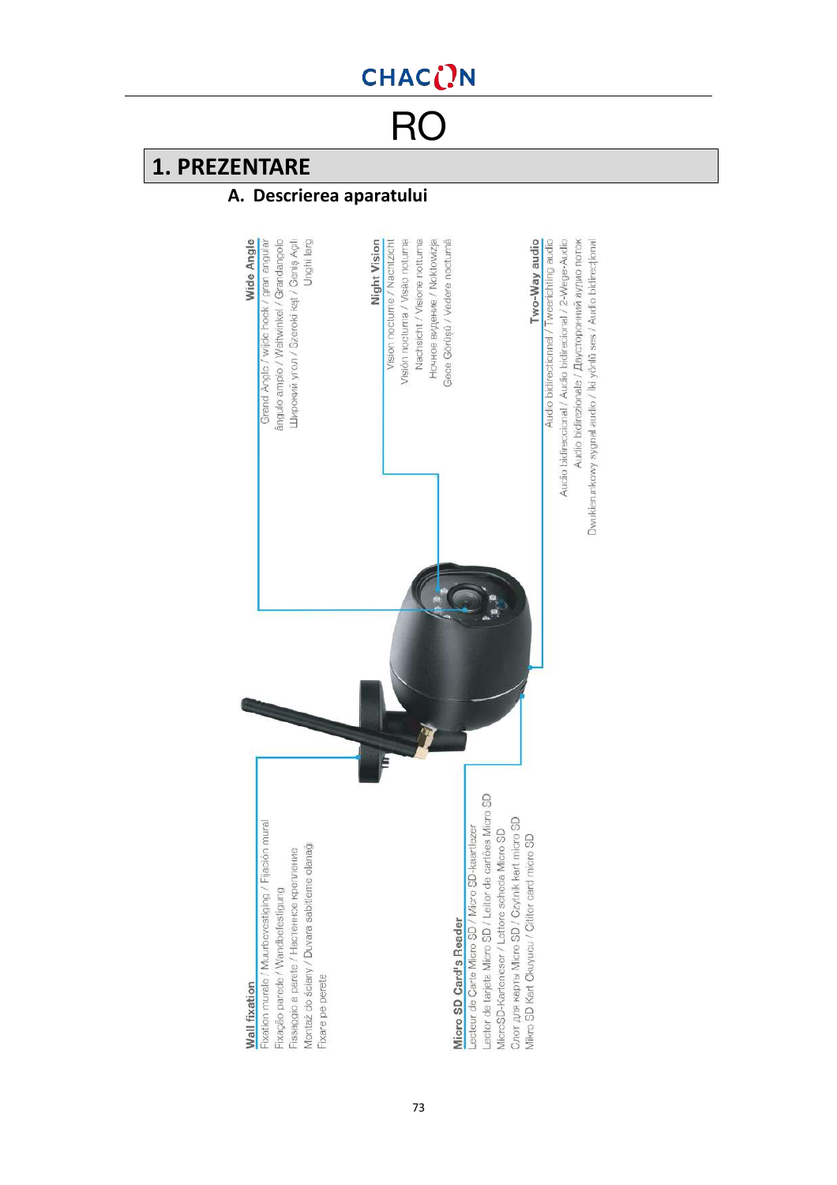# RO

## 1. PREZENTARE

### A. Descrierea aparatului

**Wide Angle**
Grand Angle / wijde hoek / gran angular
ângulo amplo / Weitwinkel / Grandangolo
Широкий угол / Szeroki kąt / Geniş Açılı
Unghi larg

**Night Vision**
Vision nocturne / Nachtzicht
Visión nocturna / Visão noturna
Nachtsicht / Visione notturna
Ночное видение / Noktowizja
Gece Görüşü / Vedere nocturnă

**Two-Way audio**
Audio bidirectionnel / Tweerichting audio
Audio bidireccional / Áudio bidirecional / 2-Wege-Audio
Audio bidirezionale / Двусторонний аудио поток
Dwukierunkowy sygnał audio / İki yönlü ses / Audio bidirecțional

**Wall fixation**
Fixation murale / Muurbevestiging / Fijación mural
Fixação parede / Wandbefestigung
Fissaggio a parete / Настенное крепление
Montaż do ściany / Duvara sabitleme olanağı
Fixare pe perete

**Micro SD Card's Reader**
Lecteur de Carte Micro SD / Micro SD-kaartlezer
Lector de tarjeta Micro SD / Leitor de cartões Micro SD
MicroSD-Kartenleser / Lettore scheda Micro SD
Слот для карты Micro SD / Czytnik kart micro SD
Mikro SD Kart Okuyucu / Cititor card micro SD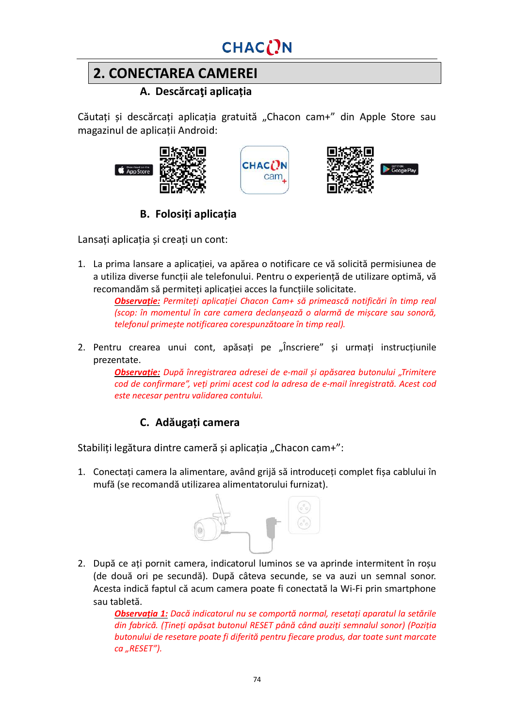## 2. CONECTAREA CAMEREI

### A. Descărcaţi aplicaţia

Căutați și descărcați aplicația gratuită „Chacon cam+" din Apple Store sau magazinul de aplicații Android:

### B. Folosiți aplicația

Lansați aplicația și creați un cont:

1. La prima lansare a aplicației, va apărea o notificare ce vă solicită permisiunea de a utiliza diverse funcții ale telefonului. Pentru o experiență de utilizare optimă, vă recomandăm să permiteți aplicației acces la funcțiile solicitate.

   ***Observație:*** *Permiteți aplicației Chacon Cam+ să primească notificări în timp real (scop: în momentul în care camera declanșează o alarmă de mișcare sau sonoră, telefonul primește notificarea corespunzătoare în timp real).*

2. Pentru crearea unui cont, apăsați pe „Înscriere" și urmați instrucțiunile prezentate.

   ***Observație:*** *După înregistrarea adresei de e-mail și apăsarea butonului „Trimitere cod de confirmare", veți primi acest cod la adresa de e-mail înregistrată. Acest cod este necesar pentru validarea contului.*

### C. Adăugați camera

Stabiliți legătura dintre cameră și aplicația „Chacon cam+":

1. Conectați camera la alimentare, având grijă să introduceți complet fișa cablului în mufă (se recomandă utilizarea alimentatorului furnizat).

2. După ce ați pornit camera, indicatorul luminos se va aprinde intermitent în roșu (de două ori pe secundă). După câteva secunde, se va auzi un semnal sonor. Acesta indică faptul că acum camera poate fi conectată la Wi-Fi prin smartphone sau tabletă.

   ***Observația 1:*** *Dacă indicatorul nu se comportă normal, resetați aparatul la setările din fabrică. (Țineți apăsat butonul RESET până când auziți semnalul sonor) (Poziția butonului de resetare poate fi diferită pentru fiecare produs, dar toate sunt marcate ca „RESET").*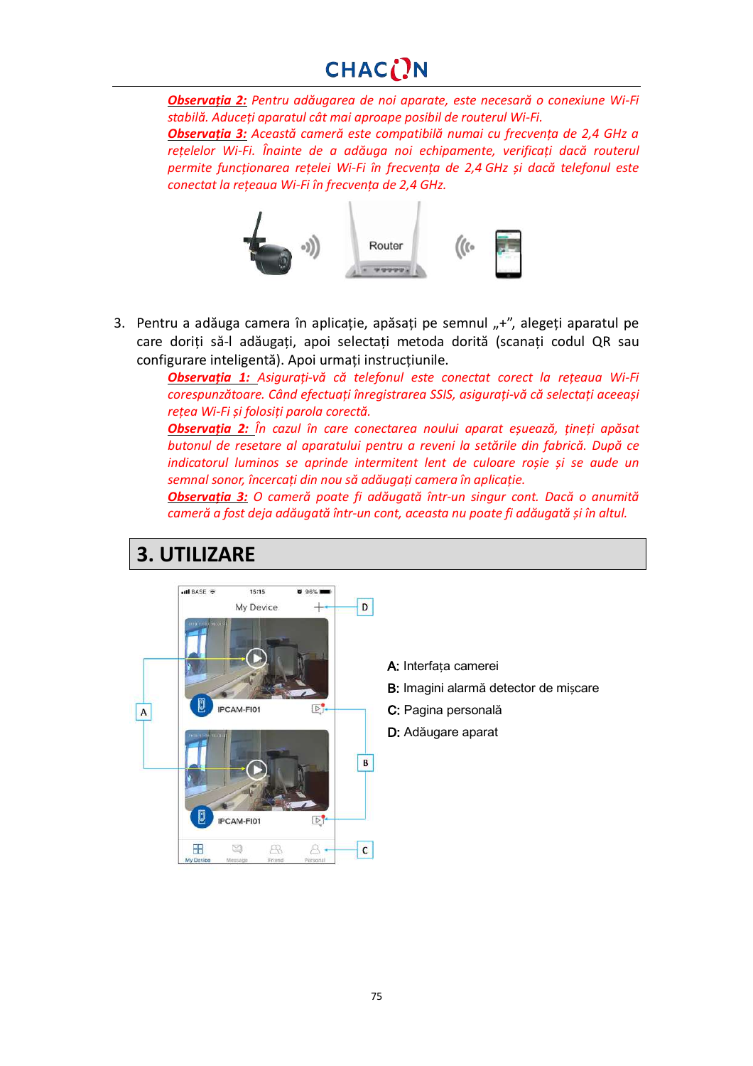***Observația 2:*** *Pentru adăugarea de noi aparate, este necesară o conexiune Wi-Fi stabilă. Aduceți aparatul cât mai aproape posibil de routerul Wi-Fi.*

***Observația 3:*** *Această cameră este compatibilă numai cu frecvența de 2,4 GHz a rețelelor Wi-Fi. Înainte de a adăuga noi echipamente, verificați dacă routerul permite funcționarea rețelei Wi-Fi în frecvența de 2,4 GHz și dacă telefonul este conectat la rețeaua Wi-Fi în frecvența de 2,4 GHz.*

3. Pentru a adăuga camera în aplicație, apăsați pe semnul „+", alegeți aparatul pe care doriți să-l adăugați, apoi selectați metoda dorită (scanați codul QR sau configurare inteligentă). Apoi urmați instrucțiunile.

   ***Observația 1:*** *Asigurați-vă că telefonul este conectat corect la rețeaua Wi-Fi corespunzătoare. Când efectuați înregistrarea SSIS, asigurați-vă că selectați aceeași rețea Wi-Fi și folosiți parola corectă.*

   ***Observația 2:*** *În cazul în care conectarea noului aparat eșuează, țineți apăsat butonul de resetare al aparatului pentru a reveni la setările din fabrică. După ce indicatorul luminos se aprinde intermitent lent de culoare roșie și se aude un semnal sonor, încercați din nou să adăugați camera în aplicație.*

   ***Observația 3:*** *O cameră poate fi adăugată într-un singur cont. Dacă o anumită cameră a fost deja adăugată într-un cont, aceasta nu poate fi adăugată și în altul.*

## 3. UTILIZARE

**A:** Interfața camerei

**B:** Imagini alarmă detector de mișcare

**C:** Pagina personală

**D:** Adăugare aparat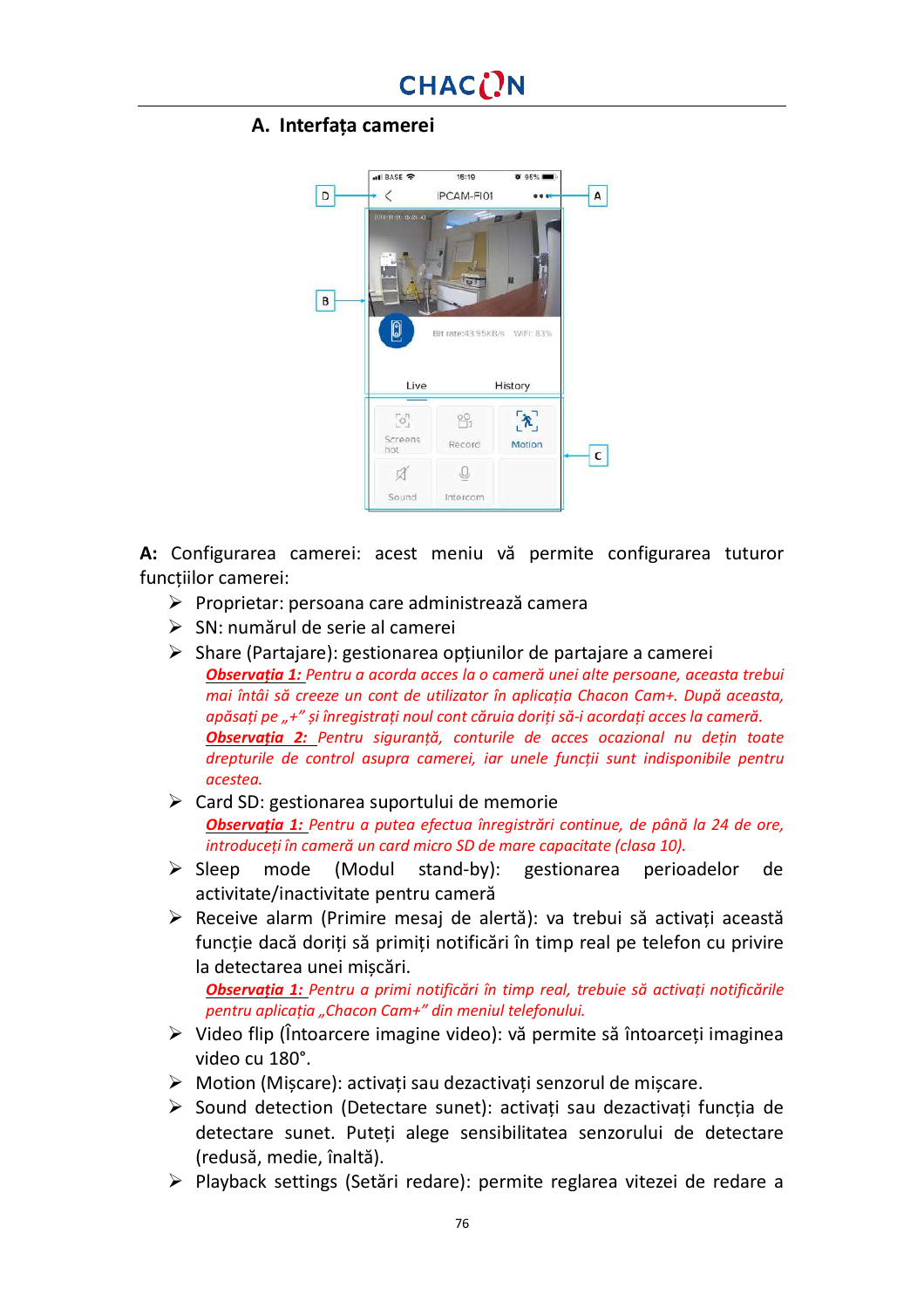### A. Interfața camerei

**A:** Configurarea camerei: acest meniu vă permite configurarea tuturor funcțiilor camerei:

- Proprietar: persoana care administrează camera
- SN: numărul de serie al camerei
- Share (Partajare): gestionarea opțiunilor de partajare a camerei
  *__Observația 1:__ Pentru a acorda acces la o cameră unei alte persoane, aceasta trebui mai întâi să creeze un cont de utilizator în aplicația Chacon Cam+. După aceasta, apăsați pe „+” și înregistrați noul cont căruia doriți să-i acordați acces la cameră.*
  *__Observația 2:__ Pentru siguranță, conturile de acces ocazional nu dețin toate drepturile de control asupra camerei, iar unele funcții sunt indisponibile pentru acestea.*
- Card SD: gestionarea suportului de memorie
  *__Observația 1:__ Pentru a putea efectua înregistrări continue, de până la 24 de ore, introduceți în cameră un card micro SD de mare capacitate (clasa 10).*
- Sleep mode (Modul stand-by): gestionarea perioadelor de activitate/inactivitate pentru cameră
- Receive alarm (Primire mesaj de alertă): va trebui să activați această funcție dacă doriți să primiți notificări în timp real pe telefon cu privire la detectarea unei mișcări.
  *__Observația 1:__ Pentru a primi notificări în timp real, trebuie să activați notificările pentru aplicația „Chacon Cam+” din meniul telefonului.*
- Video flip (Întoarcere imagine video): vă permite să întoarceți imaginea video cu 180°.
- Motion (Mișcare): activați sau dezactivați senzorul de mișcare.
- Sound detection (Detectare sunet): activați sau dezactivați funcția de detectare sunet. Puteți alege sensibilitatea senzorului de detectare (redusă, medie, înaltă).
- Playback settings (Setări redare): permite reglarea vitezei de redare a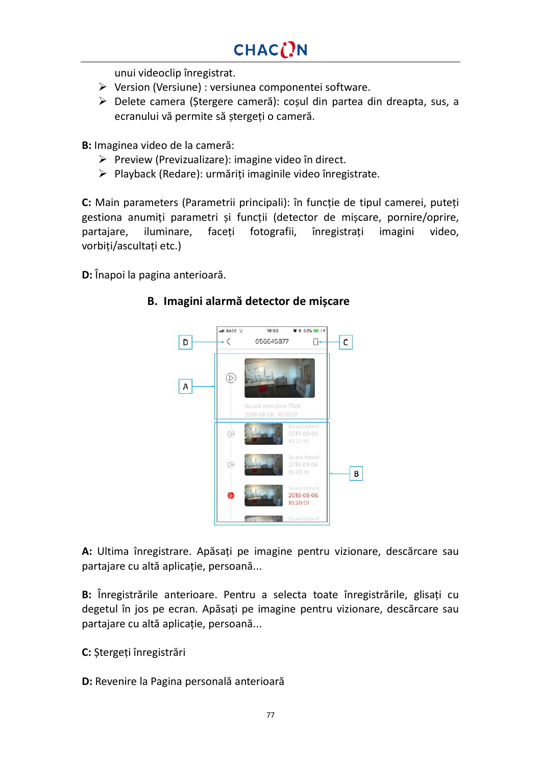unui videoclip înregistrat.

- Version (Versiune) : versiunea componentei software.
- Delete camera (Ștergere cameră): coșul din partea din dreapta, sus, a ecranului vă permite să ștergeți o cameră.

**B:** Imaginea video de la cameră:

- Preview (Previzualizare): imagine video în direct.
- Playback (Redare): urmăriți imaginile video înregistrate.

**C:** Main parameters (Parametrii principali): în funcție de tipul camerei, puteți gestiona anumiți parametri și funcții (detector de mișcare, pornire/oprire, partajare, iluminare, faceți fotografii, înregistrați imagini video, vorbiți/ascultați etc.)

**D:** Înapoi la pagina anterioară.

## B. Imagini alarmă detector de mișcare

**A:** Ultima înregistrare. Apăsați pe imagine pentru vizionare, descărcare sau partajare cu altă aplicație, persoană...

**B:** Înregistrările anterioare. Pentru a selecta toate înregistrările, glisați cu degetul în jos pe ecran. Apăsați pe imagine pentru vizionare, descărcare sau partajare cu altă aplicație, persoană...

**C:** Ștergeți înregistrări

**D:** Revenire la Pagina personală anterioară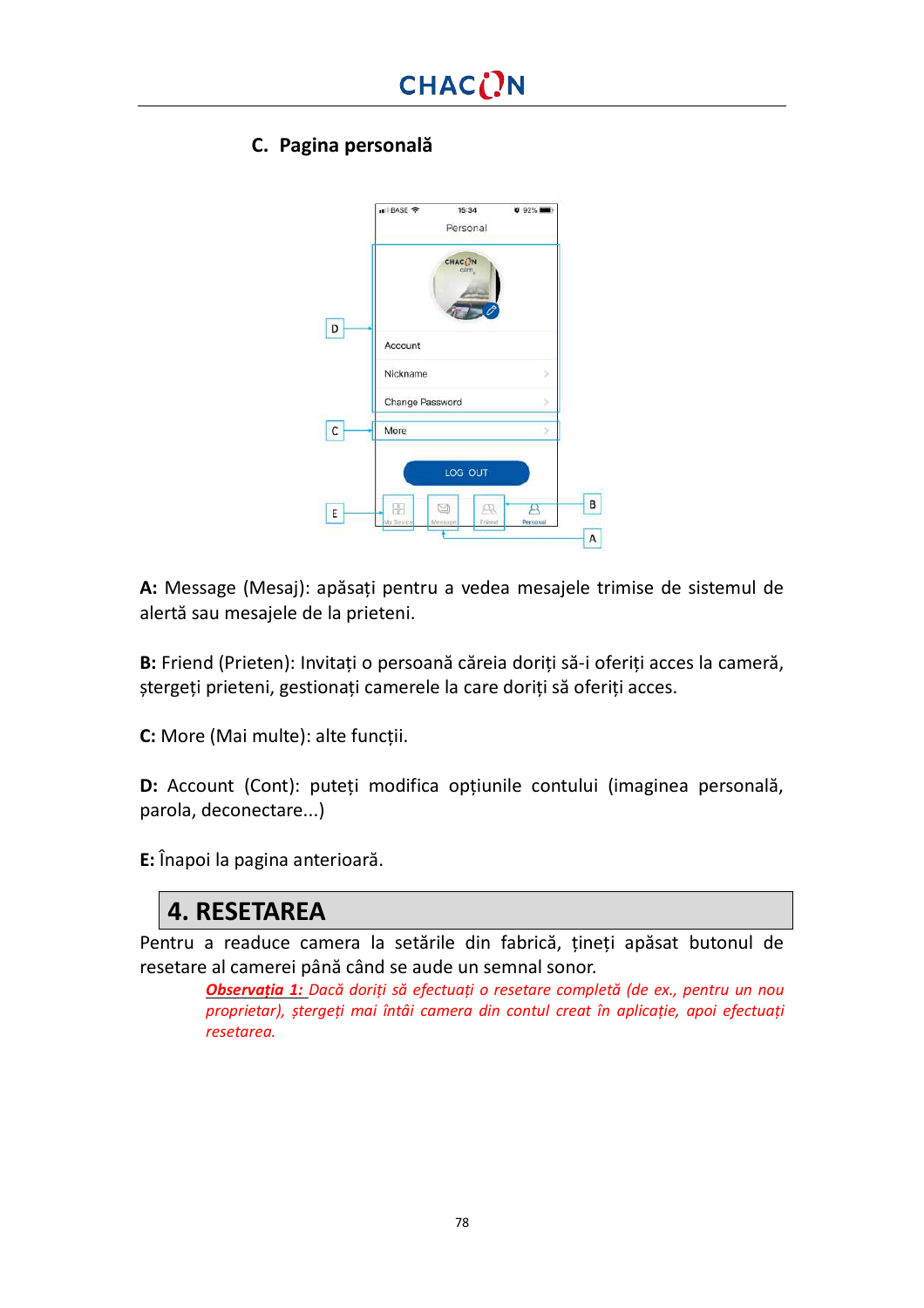### C. Pagina personală

**A:** Message (Mesaj): apăsați pentru a vedea mesajele trimise de sistemul de alertă sau mesajele de la prieteni.

**B:** Friend (Prieten): Invitați o persoană căreia doriți să-i oferiți acces la cameră, ștergeți prieteni, gestionați camerele la care doriți să oferiți acces.

**C:** More (Mai multe): alte funcții.

**D:** Account (Cont): puteți modifica opțiunile contului (imaginea personală, parola, deconectare...)

**E:** Înapoi la pagina anterioară.

## 4. RESETAREA

Pentru a readuce camera la setările din fabrică, țineți apăsat butonul de resetare al camerei până când se aude un semnal sonor.

> ***Observația 1:*** *Dacă doriți să efectuați o resetare completă (de ex., pentru un nou proprietar), ștergeți mai întâi camera din contul creat în aplicație, apoi efectuați resetarea.*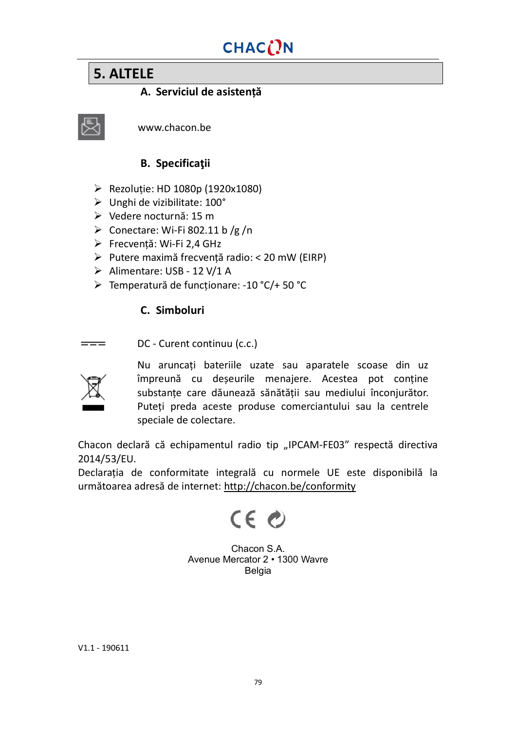## 5. ALTELE

### A. Serviciul de asistență

www.chacon.be

### B. Specificaţii

- Rezoluție: HD 1080p (1920x1080)
- Unghi de vizibilitate: 100°
- Vedere nocturnă: 15 m
- Conectare: Wi-Fi 802.11 b /g /n
- Frecvență: Wi-Fi 2,4 GHz
- Putere maximă frecvență radio: < 20 mW (EIRP)
- Alimentare: USB - 12 V/1 A
- Temperatură de funcționare: -10 °C/+ 50 °C

### C. Simboluri

DC - Curent continuu (c.c.)

Nu aruncați bateriile uzate sau aparatele scoase din uz împreună cu deșeurile menajere. Acestea pot conține substanțe care dăunează sănătății sau mediului înconjurător. Puteți preda aceste produse comerciantului sau la centrele speciale de colectare.

Chacon declară că echipamentul radio tip „IPCAM-FE03" respectă directiva 2014/53/EU.
Declarația de conformitate integrală cu normele UE este disponibilă la următoarea adresă de internet: http://chacon.be/conformity

Chacon S.A.
Avenue Mercator 2 • 1300 Wavre
Belgia

V1.1 - 190611